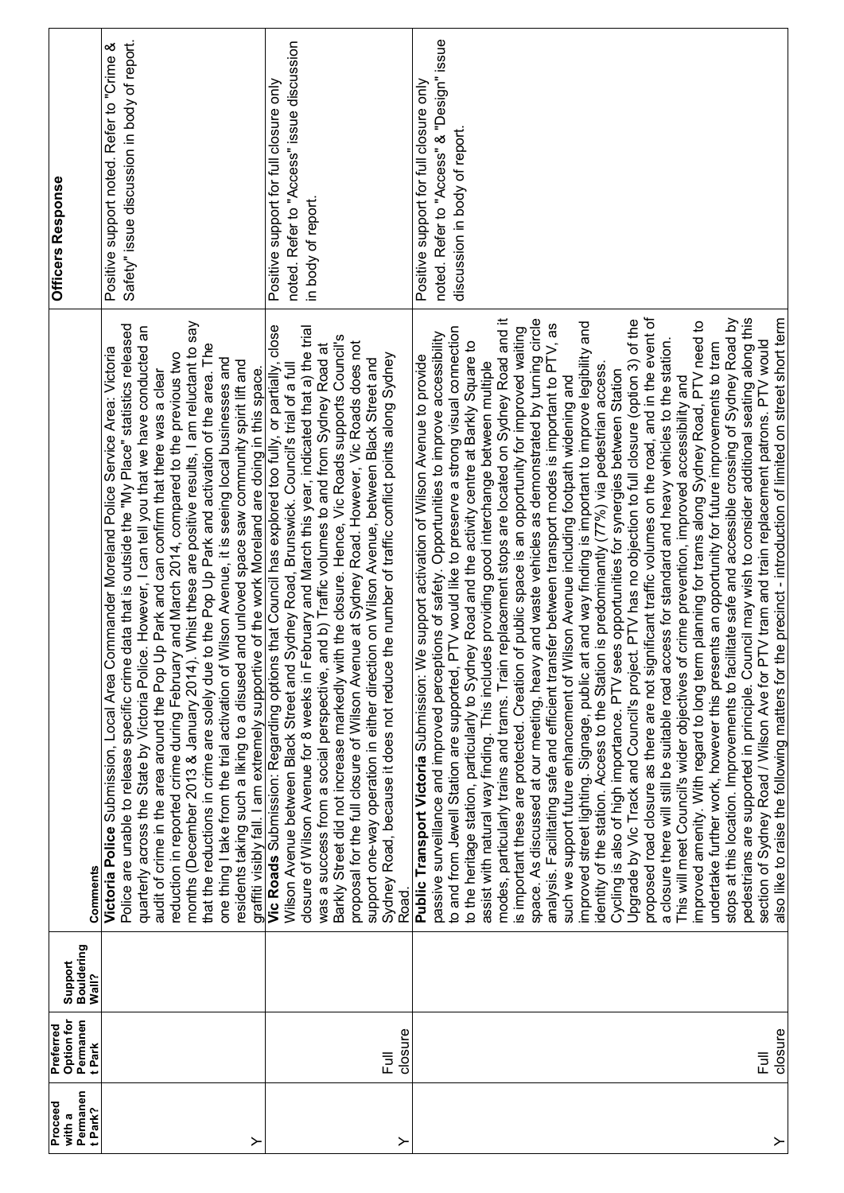| Proceed with a Permanent Park? | Preferred Option for Permanent Park | Support Bouldering Wall? | Comments | Officers Response |
|---|---|---|---|---|
| Y | | | **Victoria Police** Submission, Local Area Commander Moreland Police Service Area: Victoria Police are unable to release specific crime data that is outside the "My Place" statistics released quarterly across the State by Victoria Police. However, I can tell you that we have conducted an audit of crime in the area around the Pop Up Park and can confirm that there was a clear reduction in reported crime during February and March 2014, compared to the previous two months (December 2013 & January 2014). Whilst these are positive results, I am reluctant to say that the reductions in crime are solely due to the Pop Up Park and activation of the area. The one thing I take from the trial activation of Wilson Avenue, it is seeing local businesses and residents taking such a liking to a disused and unloved space saw community spirit lift and graffiti visibly fall. I am extremely supportive of the work Moreland are doing in this space. | Positive support noted. Refer to "Crime & Safety" issue discussion in body of report. |
| Y | Full closure | | **Vic Roads** Submission: Regarding options that Council has explored too fully, or partially, close Wilson Avenue between Black Street and Sydney Road, Brunswick. Council's trial of a full closure of Wilson Avenue for 8 weeks in February and March this year, indicated that a) the trial was a success from a social perspective, and b) Traffic volumes to and from Sydney Road at Barkly Street did not increase markedly with the closure. Hence, Vic Roads supports Council's proposal for the full closure of Wilson Avenue at Sydney Road. However, Vic Roads does not support one-way operation in either direction on Wilson Avenue, between Black Street and Sydney Road, because it does not reduce the number of traffic conflict points along Sydney Road. | Positive support for full closure only noted. Refer to "Access" issue discussion in body of report. |
| Y | Full closure | | **Public Transport Victoria** Submission: We support activation of Wilson Avenue to provide passive surveillance and improved perceptions of safety. Opportunities to improve accessibility to and from Jewell Station are supported, PTV would like to preserve a strong visual connection to the heritage station, particularly to Sydney Road and the activity centre at Barkly Square to assist with natural way finding. This includes providing good interchange between multiple modes, particularly trains and trams. Train replacement stops are located on Sydney Road and it is important these are protected. Creation of public space is an opportunity for improved waiting space. As discussed at our meeting, heavy and waste vehicles as demonstrated by turning circle analysis. Facilitating safe and efficient transfer between transport modes is important to PTV, as such we support future enhancement of Wilson Avenue including footpath widening and improved street lighting. Signage, public art and way finding is important to improve legibility and identity of the station. Access to the Station is predominantly (77%) via pedestrian access. Cycling is also of high importance. PTV sees opportunities for synergies between Station Upgrade by Vic Track and Council's project. PTV has no objection to full closure (option 3) of the proposed road closure as there are not significant traffic volumes on the road, and in the event of a closure there will still be suitable road access for standard and heavy vehicles to the station. This will meet Council's wider objectives of crime prevention, improved accessibility and improved amenity. With regard to long term planning for trams along Sydney Road, PTV need to undertake further work, however this presents an opportunity for future improvements to tram stops at this location. Improvements to facilitate safe and accessible crossing of Sydney Road by pedestrians are supported in principle. Council may wish to consider additional seating along this section of Sydney Road / Wilson Ave for PTV tram and train replacement patrons. PTV would also like to raise the following matters for the precinct - introduction of limited on street short term | Positive support for full closure only noted. Refer to "Access" & "Design" issue discussion in body of report. |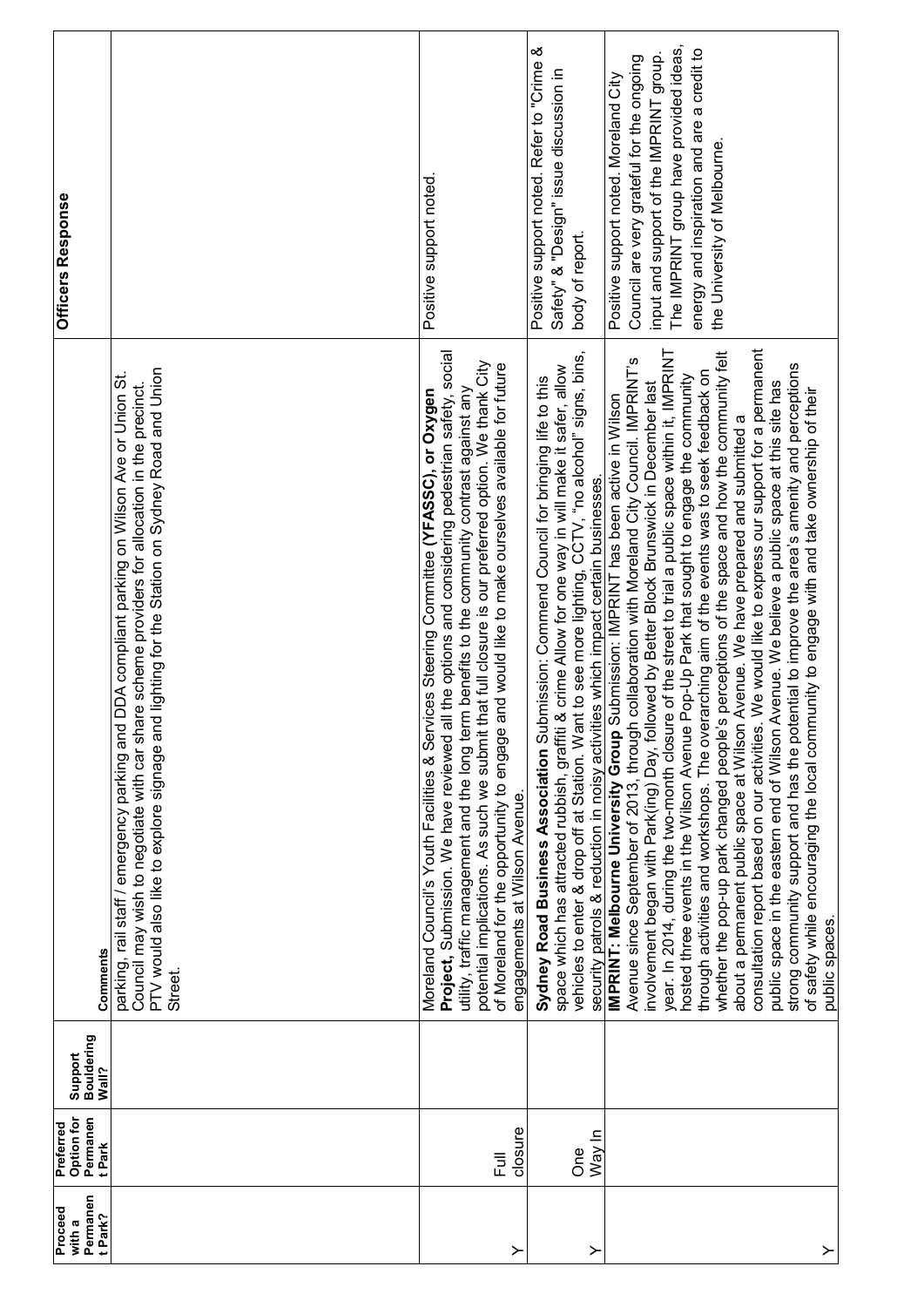| Proceed with a Permanent Park? | Preferred Option for Permanent Park | Support Bouldering Wall? | Comments | Officers Response |
|---|---|---|---|---|
| | | | parking, rail staff / emergency parking and DDA compliant parking on Wilson Ave or Union St. Council may wish to negotiate with car share scheme providers for allocation in the precinct. PTV would also like to explore signage and lighting for the Station on Sydney Road and Union Street. | |
| Y | Full closure | | Moreland Council's Youth Facilities & Services Steering Committee **(YFASSC), or Oxygen Project,** Submission. We have reviewed all the options and considering pedestrian safety, social utility, traffic management and the long term benefits to the community contrast against any potential implications. As such we submit that full closure is our preferred option. We thank City of Moreland for the opportunity to engage and would like to make ourselves available for future engagements at Wilson Avenue. | Positive support noted. |
| Y | One Way In | | **Sydney Road Business Association** Submission: Commend Council for bringing life to this space which has attracted rubbish, graffiti & crime Allow for one way in will make it safer, allow vehicles to enter & drop off at Station. Want to see more lighting, CCTV, "no alcohol" signs, bins, security patrols & reduction in noisy activities which impact certain businesses. | Positive support noted. Refer to "Crime & Safety" & "Design" issue discussion in body of report. |
| Y | | | **IMPRINT: Melbourne University Group** Submission: IMPRINT has been active in Wilson Avenue since September of 2013, through collaboration with Moreland City Council. IMPRINT's involvement began with Park(ing) Day, followed by Better Block Brunswick in December last year. In 2014, during the two-month closure of the street to trial a public space within it, IMPRINT hosted three events in the Wilson Avenue Pop-Up Park that sought to engage the community through activities and workshops. The overarching aim of the events was to seek feedback on whether the pop-up park changed people's perceptions of the space and how the community felt about a permanent public space at Wilson Avenue. We have prepared and submitted a consultation report based on our activities. We would like to express our support for a permanent public space in the eastern end of Wilson Avenue. We believe a public space at this site has strong community support and has the potential to improve the area's amenity and perceptions of safety while encouraging the local community to engage with and take ownership of their public spaces. | Positive support noted. Moreland City Council are very grateful for the ongoing input and support of the IMPRINT group. The IMPRINT group have provided ideas, energy and inspiration and are a credit to the University of Melbourne. |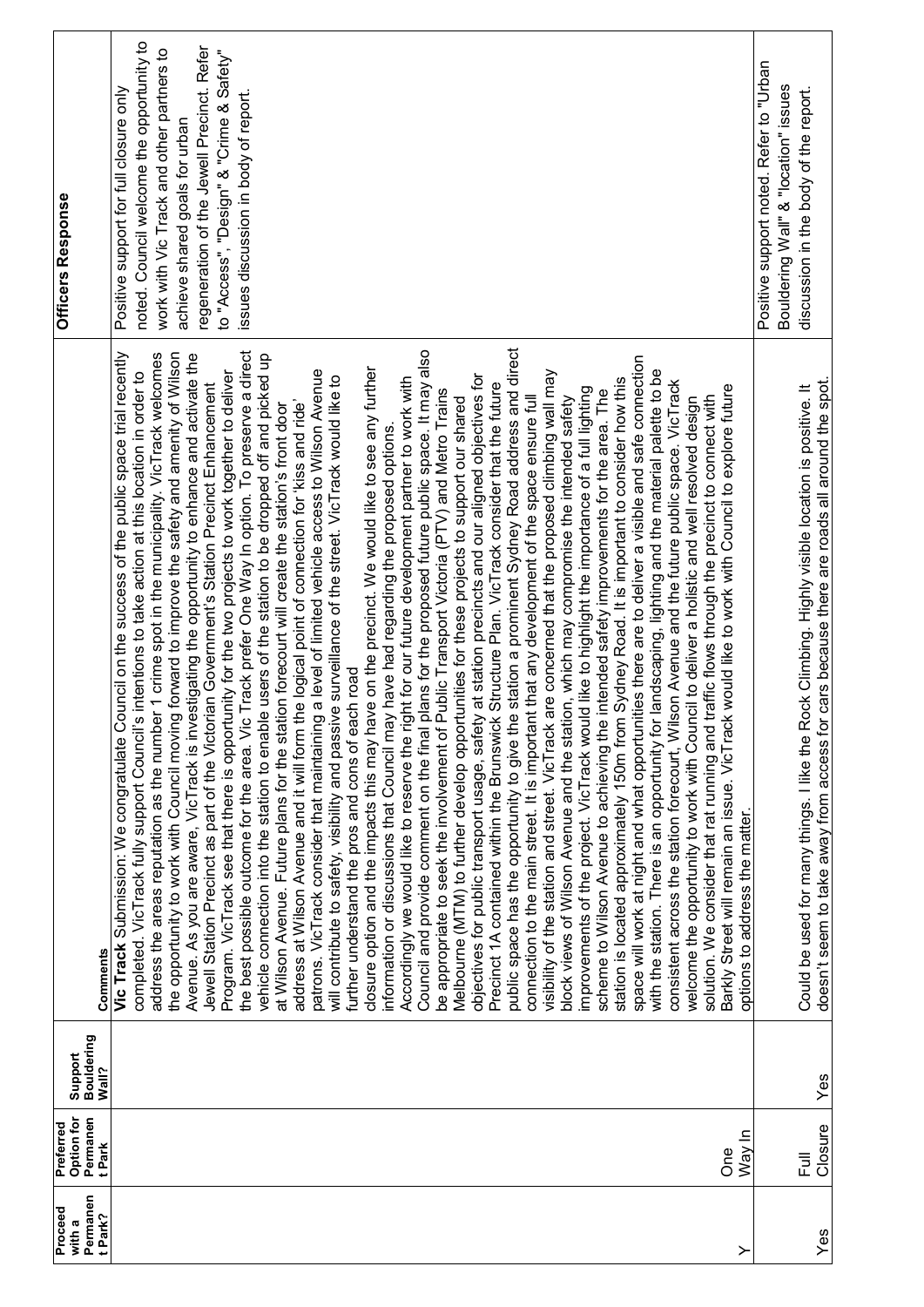| Proceed with a Permanent Park? | Preferred Option for Permanent Park | Support Bouldering Wall? | Comments | Officers Response |
|---|---|---|---|---|
| Y | One Way In | | **Vic Track** Submission: We congratulate Council on the success of the public space trial recently completed. VicTrack fully support Council's intentions to take action at this location in order to address the areas reputation as the number 1 crime spot in the municipality. VicTrack welcomes the opportunity to work with Council moving forward to improve the safety and amenity of Wilson Avenue. As you are aware, VicTrack is investigating the opportunity to enhance and activate the Jewell Station Precinct as part of the Victorian Government's Station Precinct Enhancement Program. VicTrack see that there is opportunity for the two projects to work together to deliver the best possible outcome for the area. Vic Track prefer One Way In option. To preserve a direct vehicle connection into the station to enable users of the station to be dropped off and picked up at Wilson Avenue. Future plans for the station forecourt will create the station's front door address at Wilson Avenue and it will form the logical point of connection for 'kiss and ride' patrons. VicTrack consider that maintaining a level of limited vehicle access to Wilson Avenue will contribute to safety, visibility and passive surveillance of the street. VicTrack would like to further understand the pros and cons of each road closure option and the impacts this may have on the precinct. We would like to see any further information or discussions that Council may have had regarding the proposed options. Accordingly we would like to reserve the right for our future development partner to work with Council and provide comment on the final plans for the proposed future public space. It may also be appropriate to seek the involvement of Public Transport Victoria (PTV) and Metro Trains Melbourne (MTM) to further develop opportunities for these projects to support our shared objectives for public transport usage, safety at station precincts and our aligned objectives for Precinct 1A contained within the Brunswick Structure Plan. VicTrack consider that the future public space has the opportunity to give the station a prominent Sydney Road address and direct connection to the main street. It is important that any development of the space ensure full visibility of the station and street. VicTrack are concerned that the proposed climbing wall may block views of Wilson Avenue and the station, which may compromise the intended safety improvements of the project. VicTrack would like to highlight the importance of a full lighting scheme to Wilson Avenue to achieving the intended safety improvements for the area. The station is located approximately 150m from Sydney Road. It is important to consider how this space will work at night and what opportunities there are to deliver a visible and safe connection with the station. There is an opportunity for landscaping, lighting and the material palette to be consistent across the station forecourt, Wilson Avenue and the future public space. VicTrack welcome the opportunity to work with Council to deliver a holistic and well resolved design solution. We consider that rat running and traffic flows through the precinct to connect with Barkly Street will remain an issue. VicTrack would like to work with Council to explore future options to address the matter. | Positive support for full closure only noted. Council welcome the opportunity to work with Vic Track and other partners to achieve shared goals for urban regeneration of the Jewell Precinct. Refer to "Access", "Design" & "Crime & Safety" issues discussion in body of report. |
| Yes | Full Closure | Yes | Could be used for many things. I like the Rock Climbing. Highly visible location is positive. It doesn't seem to take away from access for cars because there are roads all around the spot. | Positive support noted. Refer to "Urban Bouldering Wall" & "location" issues discussion in the body of the report. |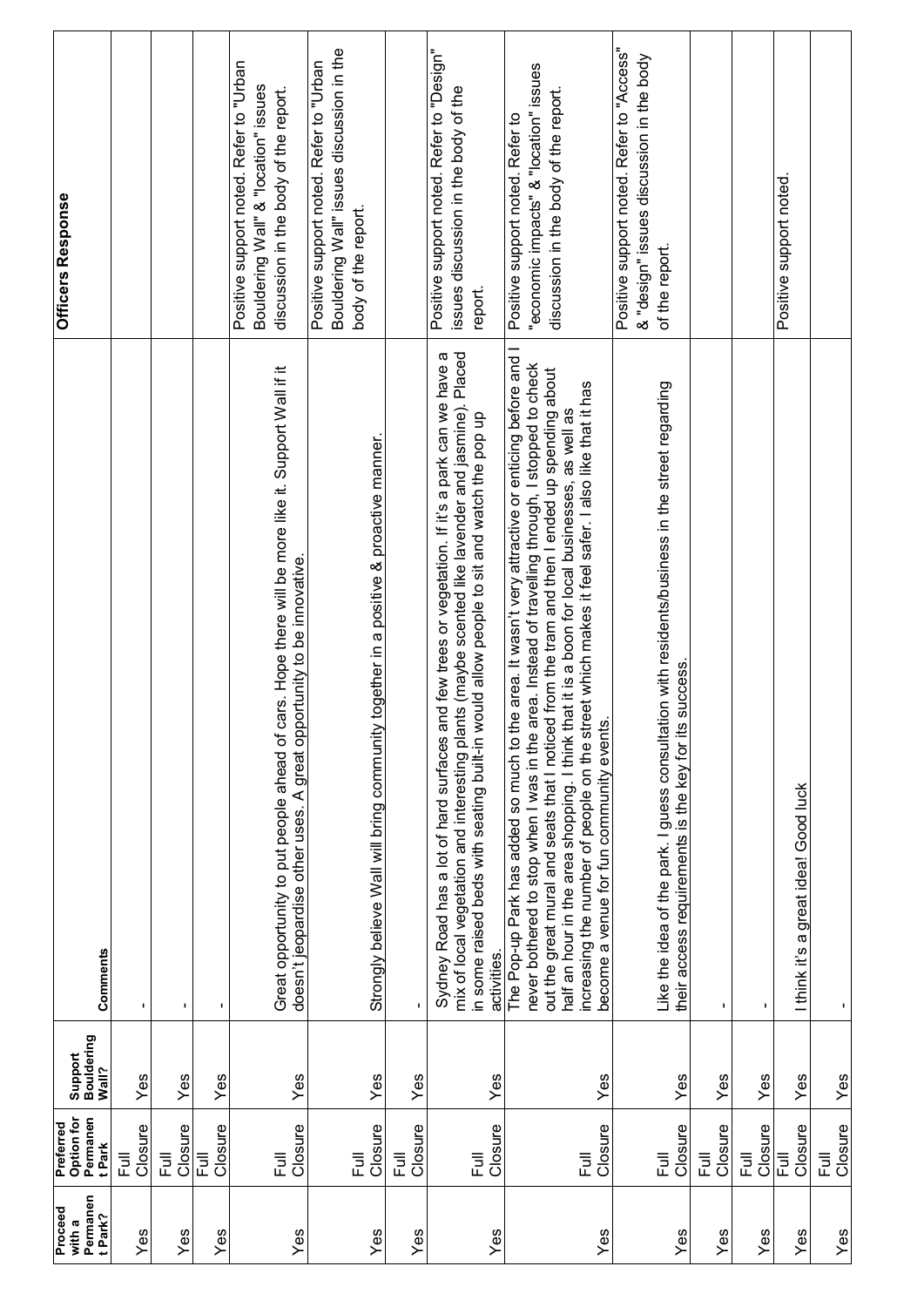| Proceed with a Permanent Park? | Preferred Option for Permanent Park | Support Bouldering Wall? | Comments | Officers Response |
|---|---|---|---|---|
| Yes | Full Closure | Yes | - | |
| Yes | Full Closure | Yes | - | |
| Yes | Full Closure | Yes | - | |
| Yes | Full Closure | Yes | Great opportunity to put people ahead of cars. Hope there will be more like it. Support Wall if it doesn't jeopardise other uses. A great opportunity to be innovative. | Positive support noted. Refer to "Urban Bouldering Wall" & "location" issues discussion in the body of the report. |
| Yes | Full Closure | Yes | Strongly believe Wall will bring community together in a positive & proactive manner. | Positive support noted. Refer to "Urban Bouldering Wall" issues discussion in the body of the report. |
| Yes | Full Closure | Yes | - | |
| Yes | Full Closure | Yes | Sydney Road has a lot of hard surfaces and few trees or vegetation. If it's a park can we have a mix of local vegetation and interesting plants (maybe scented like lavender and jasmine). Placed in some raised beds with seating built-in would allow people to sit and watch the pop up activities. | Positive support noted. Refer to "Design" issues discussion in the body of the report. |
| Yes | Full Closure | Yes | The Pop-up Park has added so much to the area. It wasn't very attractive or enticing before and I never bothered to stop when I was in the area. Instead of travelling through, I stopped to check out the great mural and seats that I noticed from the tram and then I ended up spending about half an hour in the area shopping. I think that it is a boon for local businesses, as well as increasing the number of people on the street which makes it feel safer. I also like that it has become a venue for fun community events. | Positive support noted. Refer to "economic impacts" & "location" issues discussion in the body of the report. |
| Yes | Full Closure | Yes | Like the idea of the park. I guess consultation with residents/business in the street regarding their access requirements is the key for its success. | Positive support noted. Refer to "Access" & "design" issues discussion in the body of the report. |
| Yes | Full Closure | Yes | - | |
| Yes | Full Closure | Yes | - | |
| Yes | Full Closure | Yes | I think it's a great idea! Good luck | Positive support noted. |
| Yes | Full Closure | Yes | - | |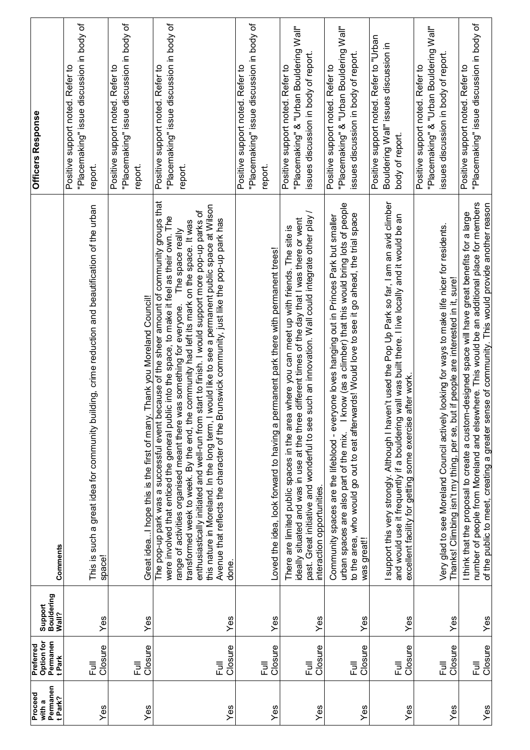| Proceed with a Permanent Park? | Preferred Option for Permanent Park | Support Bouldering Wall? | Comments | Officers Response |
|---|---|---|---|---|
| Yes | Full Closure | Yes | This is such a great idea for community building, crime reduction and beautification of the urban space! | Positive support noted. Refer to "Placemaking" issue discussion in body of report. |
| Yes | Full Closure | Yes | Great idea..I hope this is the first of many. Thank you Moreland Council! | Positive support noted. Refer to "Placemaking" issue discussion in body of report. |
| Yes | Full Closure | Yes | The pop-up park was a successful event because of the sheer amount of community groups that were involved that enticed the general public into the space, to make it feel as their own. The range of activities organised meant there was something for everyone. The space really transformed week to week. By the end, the community had left its mark on the space. It was enthusiastically initiated and well-run from start to finish. I would support more pop-up parks of this nature in Moreland. In the long term, I would like to see a permanent public space at Wilson Avenue that reflects the character of the Brunswick community, just like the pop-up park has done. | Positive support noted. Refer to "Placemaking" issue discussion in body of report. |
| Yes | Full Closure | Yes | Loved the idea, look forward to having a permanent park there with permanent trees! | Positive support noted. Refer to "Placemaking" issue discussion in body of report. |
| Yes | Full Closure | Yes | There are limited public spaces in the area where you can meet up with friends. The site is ideally situated and was in use at the three different times of the day that I was there or went past. Great initiative and wonderful to see such an innovation. Wall could integrate other play / interaction opportunities. | Positive support noted. Refer to "Placemaking" & "Urban Bouldering Wall" issues discussion in body of report. |
| Yes | Full Closure | Yes | Community spaces are the lifeblood - everyone loves hanging out in Princes Park but smaller urban spaces are also part of the mix. I know (as a climber) that this would bring lots of people to the area, who would go out to eat afterwards! Would love to see it go ahead, the trial space was great!! | Positive support noted. Refer to "Placemaking" & "Urban Bouldering Wall" issues discussion in body of report. |
| Yes | Full Closure | Yes | I support this very strongly. Although I haven't used the Pop Up Park so far, I am an avid climber and would use it frequently if a bouldering wall was built there. I live locally and it would be an excellent facility for getting some exercise after work. | Positive support noted. Refer to "Urban Bouldering Wall" issues discussion in body of report. |
| Yes | Full Closure | Yes | Very glad to see Moreland Council actively looking for ways to make life nicer for residents. Thanks! Climbing isn't my thing, per se, but if people are interested in it, sure! | Positive support noted. Refer to "Placemaking" & "Urban Bouldering Wall" issues discussion in body of report. |
| Yes | Full Closure | Yes | I think that the proposal to create a custom-designed space will have great benefits for a large number of people from Moreland and elsewhere. This would be an additional place for members of the public to meet, creating a greater sense of community. This would provide another reason | Positive support noted. Refer to "Placemaking" issue discussion in body of |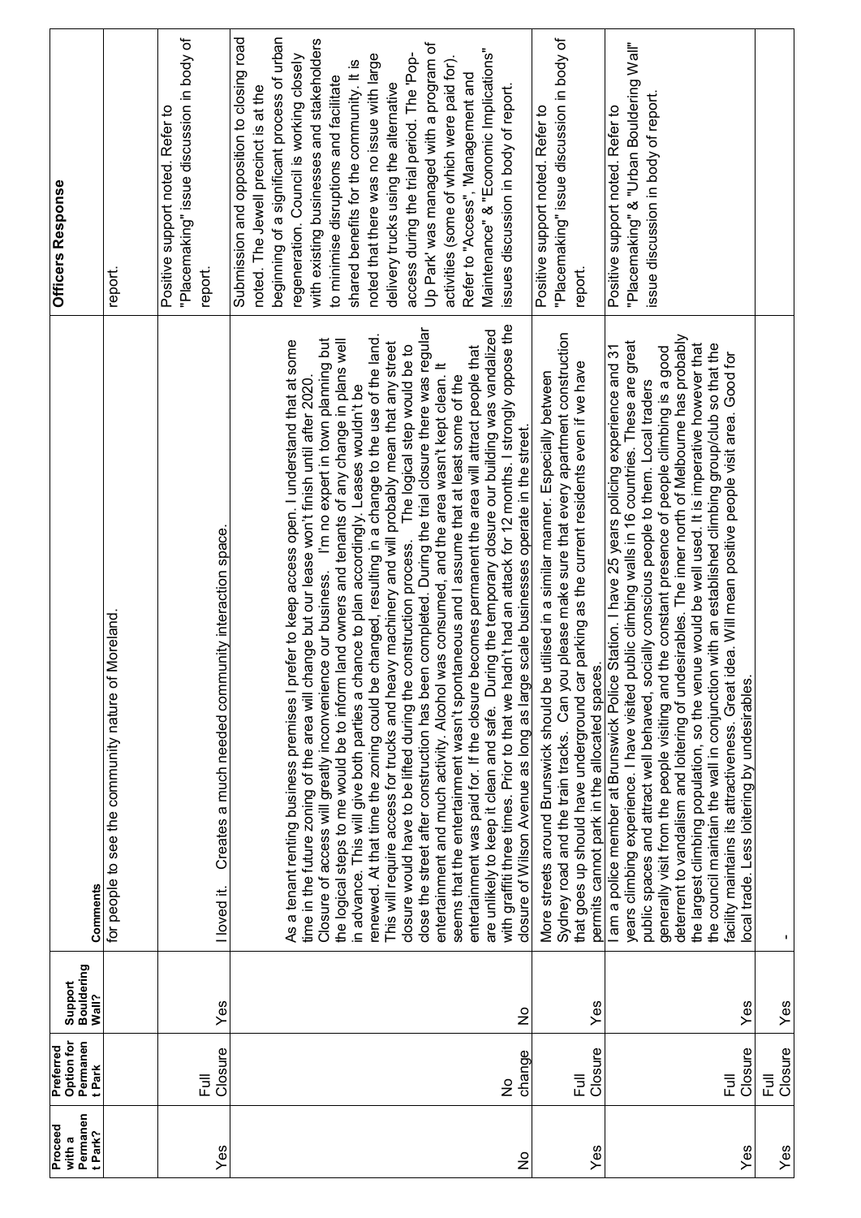| Proceed with a Permanent Park? | Preferred Option for Permanent Park | Support Bouldering Wall? | Comments | Officers Response |
|---|---|---|---|---|
| | | | for people to see the community nature of Moreland. | report. |
| Yes | Full Closure | Yes | I loved it. Creates a much needed community interaction space. | Positive support noted. Refer to "Placemaking" issue discussion in body of report. |
| No | No change | No | As a tenant renting business premises I prefer to keep access open. I understand that at some time in the future zoning of the area will change but our lease won't finish until after 2020. Closure of access will greatly inconvenience our business. I'm no expert in town planning but the logical steps to me would be to inform land owners and tenants of any change in plans well in advance. This will give both parties a chance to plan accordingly. Leases wouldn't be renewed. At that time the zoning could be changed, resulting in a change to the use of the land. This will require access for trucks and heavy machinery and will probably mean that any street closure would have to be lifted during the construction process. The logical step would be to close the street after construction has been completed. During the trial closure there was regular entertainment and much activity. Alcohol was consumed, and the area wasn't kept clean. It seems that the entertainment wasn't spontaneous and I assume that at least some of the entertainment was paid for. If the closure becomes permanent the area will attract people that are unlikely to keep it clean and safe. During the temporary closure our building was vandalized with graffiti three times. Prior to that we hadn't had an attack for 12 months. I strongly oppose the closure of Wilson Avenue as long as large scale businesses operate in the street. | Submission and opposition to closing road noted. The Jewell precinct is at the beginning of a significant process of urban regeneration. Council is working closely with existing businesses and stakeholders to minimise disruptions and facilitate shared benefits for the community. It is noted that there was no issue with large delivery trucks using the alternative access during the trial period. The 'Pop-Up Park' was managed with a program of activities (some of which were paid for). Refer to "Access", "Management and Maintenance" & "Economic Implications" issues discussion in body of report. |
| Yes | Full Closure | Yes | More streets around Brunswick should be utilised in a similar manner. Especially between Sydney road and the train tracks. Can you please make sure that every apartment construction that goes up should have underground car parking as the current residents even if we have permits cannot park in the allocated spaces. | Positive support noted. Refer to "Placemaking" issue discussion in body of report. |
| Yes | Full Closure | Yes | I am a police member at Brunswick Police Station. I have 25 years policing experience and 31 years climbing experience. I have visited public climbing walls in 16 countries. These are great public spaces and attract well behaved, socially conscious people to them. Local traders generally visit from the people visiting and the constant presence of people climbing is a good deterrent to vandalism and loitering of undesirables. The inner north of Melbourne has probably the largest climbing population, so the venue would be well used. It is imperative however that the council maintain the wall in conjunction with an established climbing group/club so that the facility maintains its attractiveness. Great idea. Will mean positive people visit area. Good for local trade. Less loitering by undesirables. | Positive support noted. Refer to "Placemaking" & "Urban Bouldering Wall" issue discussion in body of report. |
| Yes | Full Closure | Yes | - | |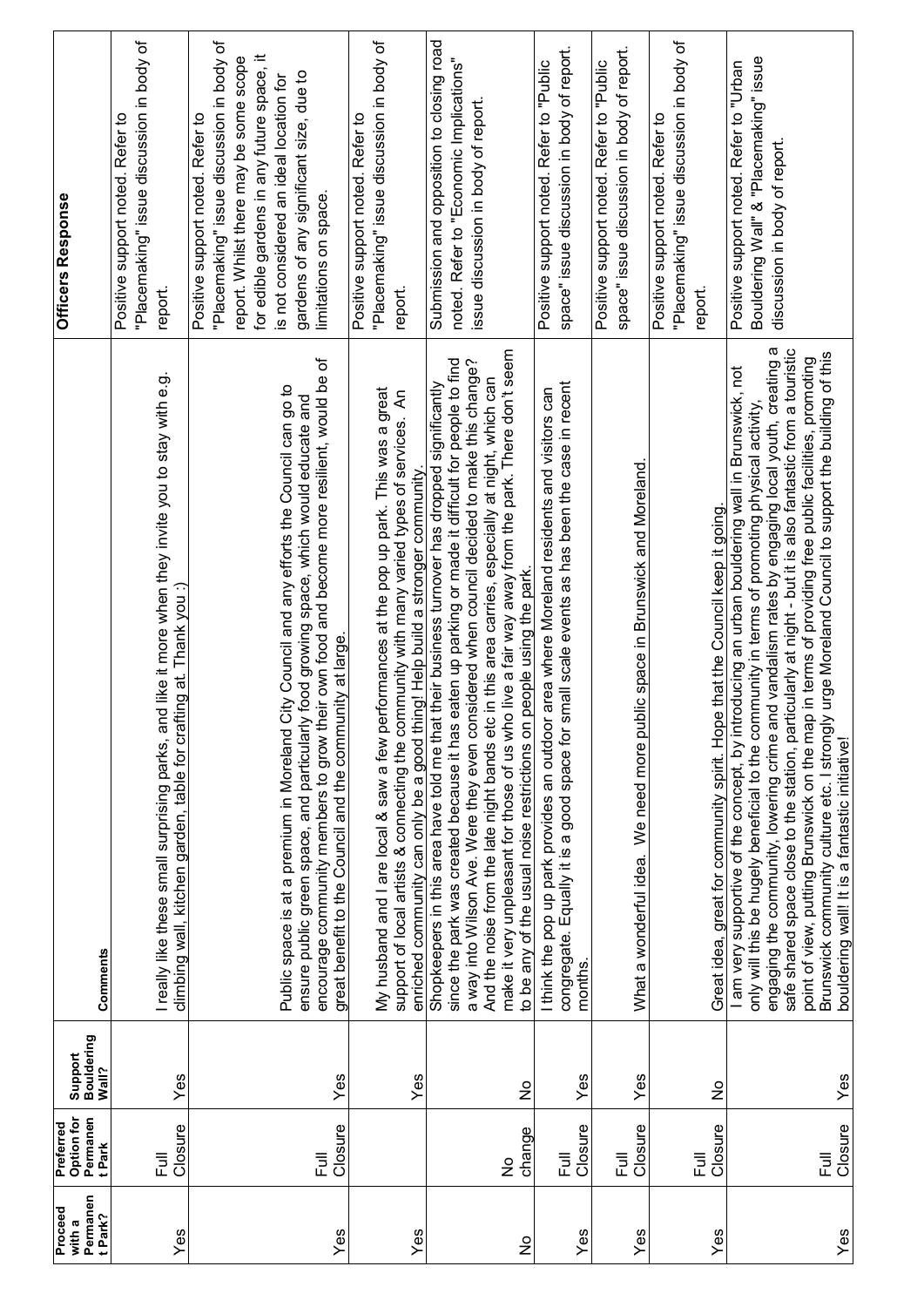| Proceed with a Permanent Park? | Preferred Option for Permanent Park | Support Bouldering Wall? | Comments | Officers Response |
|---|---|---|---|---|
| Yes | Full Closure | Yes | I really like these small surprising parks, and like it more when they invite you to stay with e.g. climbing wall, kitchen garden, table for crafting at. Thank you :) | Positive support noted. Refer to "Placemaking" issue discussion in body of report. |
| Yes | Full Closure | Yes | Public space is at a premium in Moreland City Council and any efforts the Council can go to ensure public green space, and particularly food growing space, which would educate and encourage community members to grow their own food and become more resilient, would be of great benefit to the Council and the community at large. | Positive support noted. Refer to "Placemaking" issue discussion in body of report. Whilst there may be some scope for edible gardens in any future space, it is not considered an ideal location for gardens of any significant size, due to limitations on space. |
| Yes | | Yes | My husband and I are local & saw a few performances at the pop up park. This was a great support of local artists & connecting the community with many varied types of services. An enriched community can only be a good thing! Help build a stronger community. | Positive support noted. Refer to "Placemaking" issue discussion in body of report. |
| No | No change | No | Shopkeepers in this area have told me that their business turnover has dropped significantly since the park was created because it has eaten up parking or made it difficult for people to find a way into Wilson Ave. Were they even considered when council decided to make this change? And the noise from the late night bands etc in this area carries, especially at night, which can make it very unpleasant for those of us who live a fair way away from the park. There don't seem to be any of the usual noise restrictions on people using the park. | Submission and opposition to closing road noted. Refer to "Economic Implications" issue discussion in body of report. |
| Yes | Full Closure | Yes | I think the pop up park provides an outdoor area where Moreland residents and visitors can congregate. Equally it is a good space for small scale events as has been the case in recent months. | Positive support noted. Refer to "Public space" issue discussion in body of report. |
| Yes | Full Closure | Yes | What a wonderful idea. We need more public space in Brunswick and Moreland. | Positive support noted. Refer to "Public space" issue discussion in body of report. |
| Yes | Full Closure | No | Great idea, great for community spirit. Hope that the Council keep it going. | Positive support noted. Refer to "Placemaking" issue discussion in body of report. |
| Yes | Full Closure | Yes | I am very supportive of the concept, by introducing an urban bouldering wall in Brunswick, not only will this be hugely beneficial to the community in terms of promoting physical activity, engaging the community, lowering crime and vandalism rates by engaging local youth, creating a safe shared space close to the station, particularly at night - but it is also fantastic from a touristic point of view, putting Brunswick on the map in terms of providing free public facilities, promoting Brunswick community culture etc. I strongly urge Moreland Council to support the building of this bouldering wall! It is a fantastic initiative! | Positive support noted. Refer to "Urban Bouldering Wall" & "Placemaking" issue discussion in body of report. |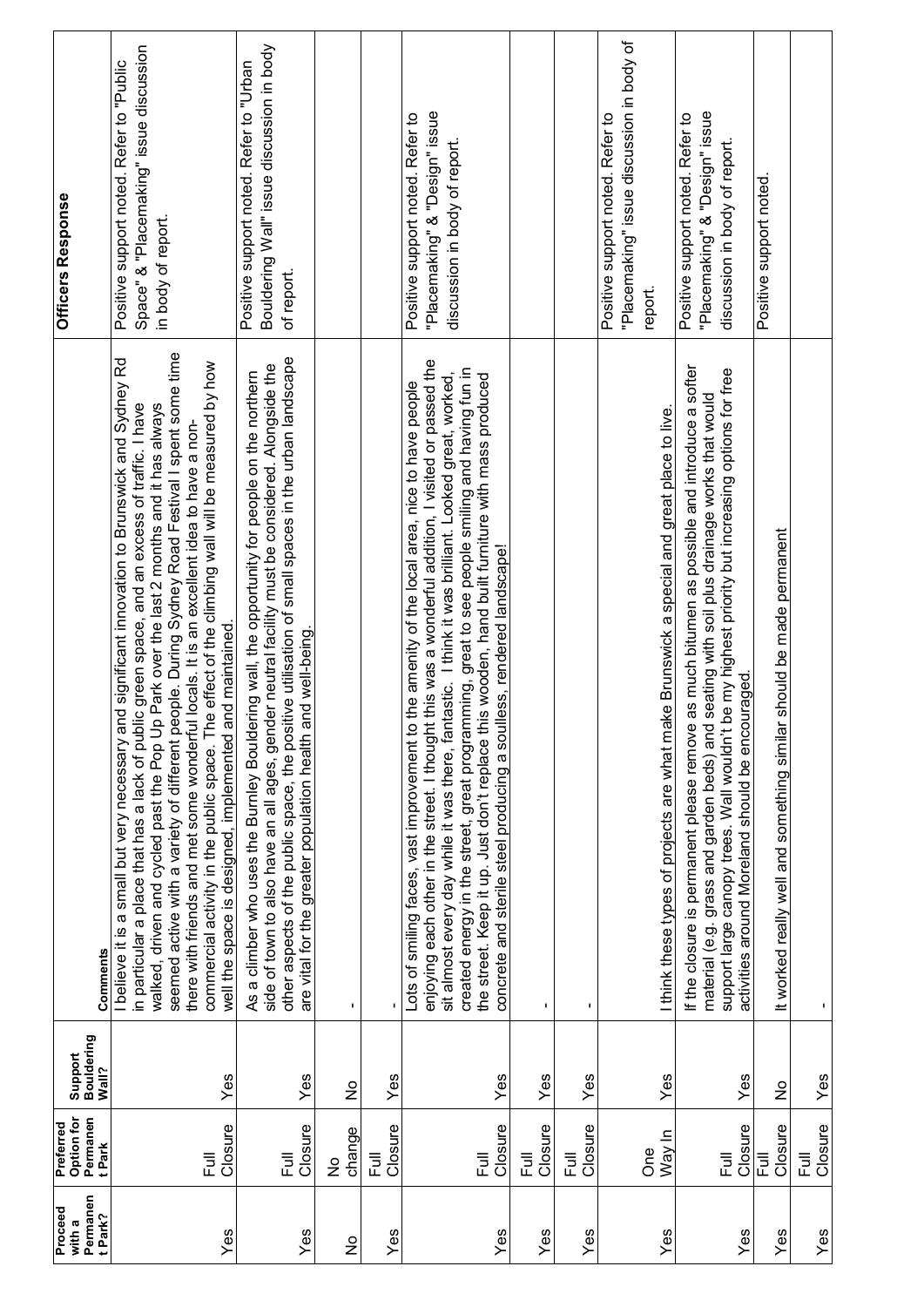| Proceed with a Permanent Park? | Preferred Option for Permanent Park | Support Bouldering Wall? | Comments | Officers Response |
|---|---|---|---|---|
| Yes | Full Closure | Yes | I believe it is a small but very necessary and significant innovation to Brunswick and Sydney Rd in particular a place that has a lack of public green space, and an excess of traffic. I have walked, driven and cycled past the Pop Up Park over the last 2 months and it has always seemed active with a variety of different people. During Sydney Road Festival I spent some time there with friends and met some wonderful locals. It is an excellent idea to have a non-commercial activity in the public space. The effect of the climbing wall will be measured by how well the space is designed, implemented and maintained. | Positive support noted. Refer to "Public Space" & "Placemaking" issue discussion in body of report. |
| Yes | Full Closure | Yes | As a climber who uses the Burnley Bouldering wall, the opportunity for people on the northern side of town to also have an all ages, gender neutral facility must be considered. Alongside the other aspects of the public space, the positive utilisation of small spaces in the urban landscape are vital for the greater population health and well-being. | Positive support noted. Refer to "Urban Bouldering Wall" issue discussion in body of report. |
| No | No change | No | - | |
| Yes | Full Closure | Yes | - | |
| Yes | Full Closure | Yes | Lots of smiling faces, vast improvement to the amenity of the local area, nice to have people enjoying each other in the street. I thought this was a wonderful addition, I visited or passed the sit almost every day while it was there, fantastic. I think it was brilliant. Looked great, worked, created energy in the street, great programming, great to see people smiling and having fun in the street. Keep it up. Just don't replace this wooden, hand built furniture with mass produced concrete and sterile steel producing a soulless, rendered landscape! | Positive support noted. Refer to "Placemaking" & "Design" issue discussion in body of report. |
| Yes | Full Closure | Yes | - | |
| Yes | Full Closure | Yes | - | |
| Yes | One Way In | Yes | I think these types of projects are what make Brunswick a special and great place to live. | Positive support noted. Refer to "Placemaking" issue discussion in body of report. |
| Yes | Full Closure | Yes | If the closure is permanent please remove as much bitumen as possible and introduce a softer material (e.g. grass and garden beds) and seating with soil plus drainage works that would support large canopy trees. Wall wouldn't be my highest priority but increasing options for free activities around Moreland should be encouraged. | Positive support noted. Refer to "Placemaking" & "Design" issue discussion in body of report. |
| Yes | Full Closure | No | It worked really well and something similar should be made permanent | Positive support noted. |
| Yes | Full Closure | Yes | - | |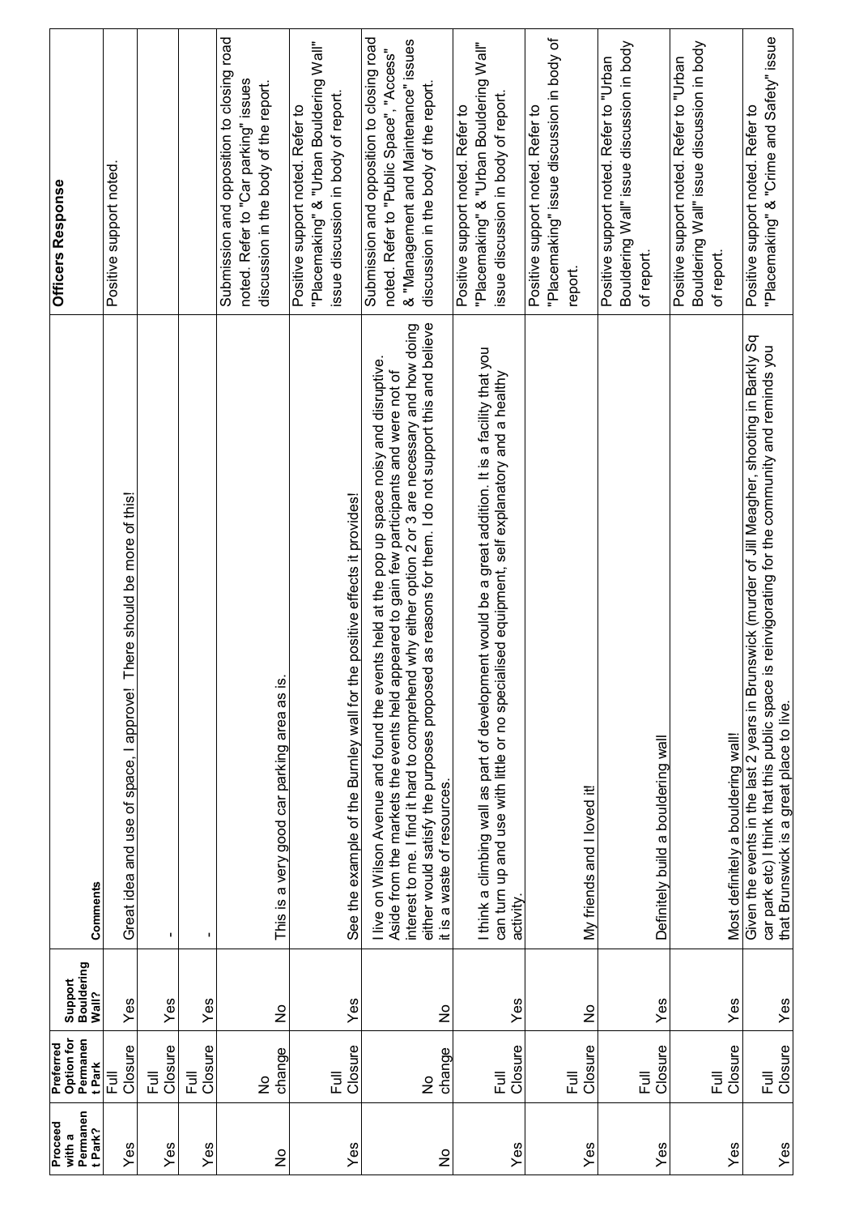| Proceed with a Permanent Park? | Preferred Option for Permanent Park | Support Bouldering Wall? | Comments | Officers Response |
|---|---|---|---|---|
| Yes | Full Closure | Yes | Great idea and use of space, I approve! There should be more of this! | Positive support noted. |
| Yes | Full Closure | Yes | - | |
| Yes | Full Closure | Yes | - | |
| No | No change | No | This is a very good car parking area as is. | Submission and opposition to closing road noted. Refer to "Car parking" issues discussion in the body of the report. |
| Yes | Full Closure | Yes | See the example of the Burnley wall for the positive effects it provides! | Positive support noted. Refer to "Placemaking" & "Urban Bouldering Wall" issue discussion in body of report. |
| No | No change | No | I live on Wilson Avenue and found the events held at the pop up space noisy and disruptive. Aside from the markets the events held appeared to gain few participants and were not of interest to me. I find it hard to comprehend why either option 2 or 3 are necessary and how doing either would satisfy the purposes proposed as reasons for them. I do not support this and believe it is a waste of resources. | Submission and opposition to closing road noted. Refer to "Public Space", "Access" & "Management and Maintenance" issues discussion in the body of the report. |
| Yes | Full Closure | Yes | I think a climbing wall as part of development would be a great addition. It is a facility that you can turn up and use with little or no specialised equipment, self explanatory and a healthy activity. | Positive support noted. Refer to "Placemaking" & "Urban Bouldering Wall" issue discussion in body of report. |
| Yes | Full Closure | No | My friends and I loved it! | Positive support noted. Refer to "Placemaking" issue discussion in body of report. |
| Yes | Full Closure | Yes | Definitely build a bouldering wall | Positive support noted. Refer to "Urban Bouldering Wall" issue discussion in body of report. |
| Yes | Full Closure | Yes | Most definitely a bouldering wall! | Positive support noted. Refer to "Urban Bouldering Wall" issue discussion in body of report. |
| Yes | Full Closure | Yes | Given the events in the last 2 years in Brunswick (murder of Jill Meagher, shooting in Barkly Sq car park etc) I think that this public space is reinvigorating for the community and reminds you that Brunswick is a great place to live. | Positive support noted. Refer to "Placemaking" & "Crime and Safety" issue |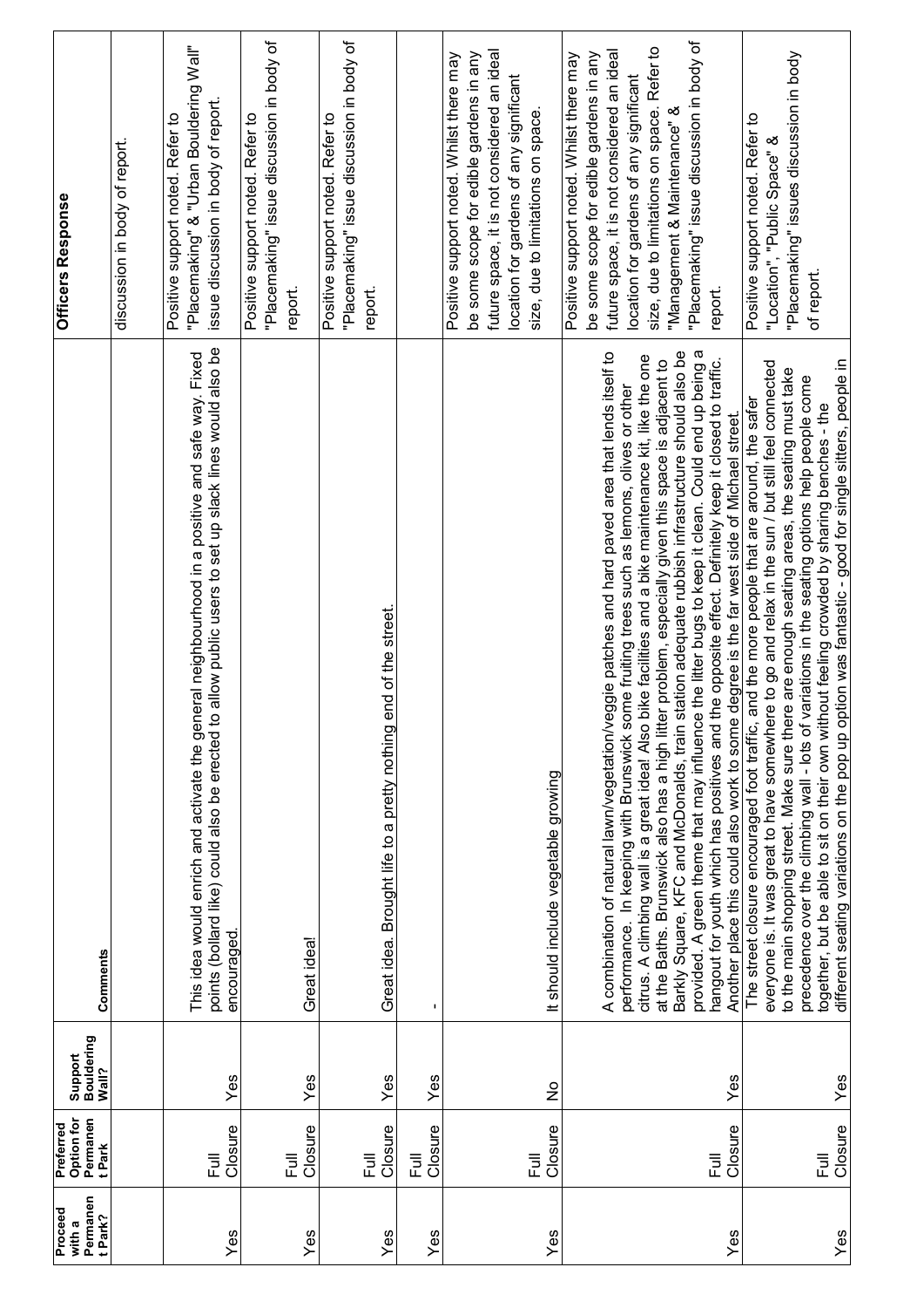| Proceed with a Permanent Park? | Preferred Option for Permanent Park | Support Bouldering Wall? | Comments | Officers Response |
|---|---|---|---|---|
| | | | | discussion in body of report. |
| Yes | Full Closure | Yes | This idea would enrich and activate the general neighbourhood in a positive and safe way. Fixed points (bollard like) could also be erected to allow public users to set up slack lines would also be encouraged. | Positive support noted. Refer to "Placemaking" & "Urban Bouldering Wall" issue discussion in body of report. |
| Yes | Full Closure | Yes | Great idea! | Positive support noted. Refer to "Placemaking" issue discussion in body of report. |
| Yes | Full Closure | Yes | Great idea. Brought life to a pretty nothing end of the street. | Positive support noted. Refer to "Placemaking" issue discussion in body of report. |
| Yes | Full Closure | Yes | - | |
| Yes | Full Closure | No | It should include vegetable growing | Positive support noted. Whilst there may be some scope for edible gardens in any future space, it is not considered an ideal location for gardens of any significant size, due to limitations on space. |
| Yes | Full Closure | Yes | A combination of natural lawn/vegetation/veggie patches and hard paved area that lends itself to performance. In keeping with Brunswick some fruiting trees such as lemons, olives or other citrus. A climbing wall is a great idea! Also bike facilities and a bike maintenance kit, like the one at the Baths. Brunswick also has a high litter problem, especially given this space is adjacent to Barkly Square, KFC and McDonalds, train station adequate rubbish infrastructure should also be provided. A green theme that may influence the litter bugs to keep it clean. Could end up being a hangout for youth which has positives and the opposite effect. Definitely keep it closed to traffic. Another place this could also work to some degree is the far west side of Michael street. | Positive support noted. Whilst there may be some scope for edible gardens in any future space, it is not considered an ideal location for gardens of any significant size, due to limitations on space. Refer to "Management & Maintenance" & "Placemaking" issue discussion in body of report. |
| Yes | Full Closure | Yes | The street closure encouraged foot traffic, and the more people that are around, the safer everyone is. It was great to have somewhere to go and relax in the sun / but still feel connected to the main shopping street. Make sure there are enough seating areas, the seating must take precedence over the climbing wall - lots of variations in the seating options help people come together, but be able to sit on their own without feeling crowded by sharing benches - the different seating variations on the pop up option was fantastic - good for single sitters, people in | Positive support noted. Refer to "Location", "Public Space" & "Placemaking" issues discussion in body of report. |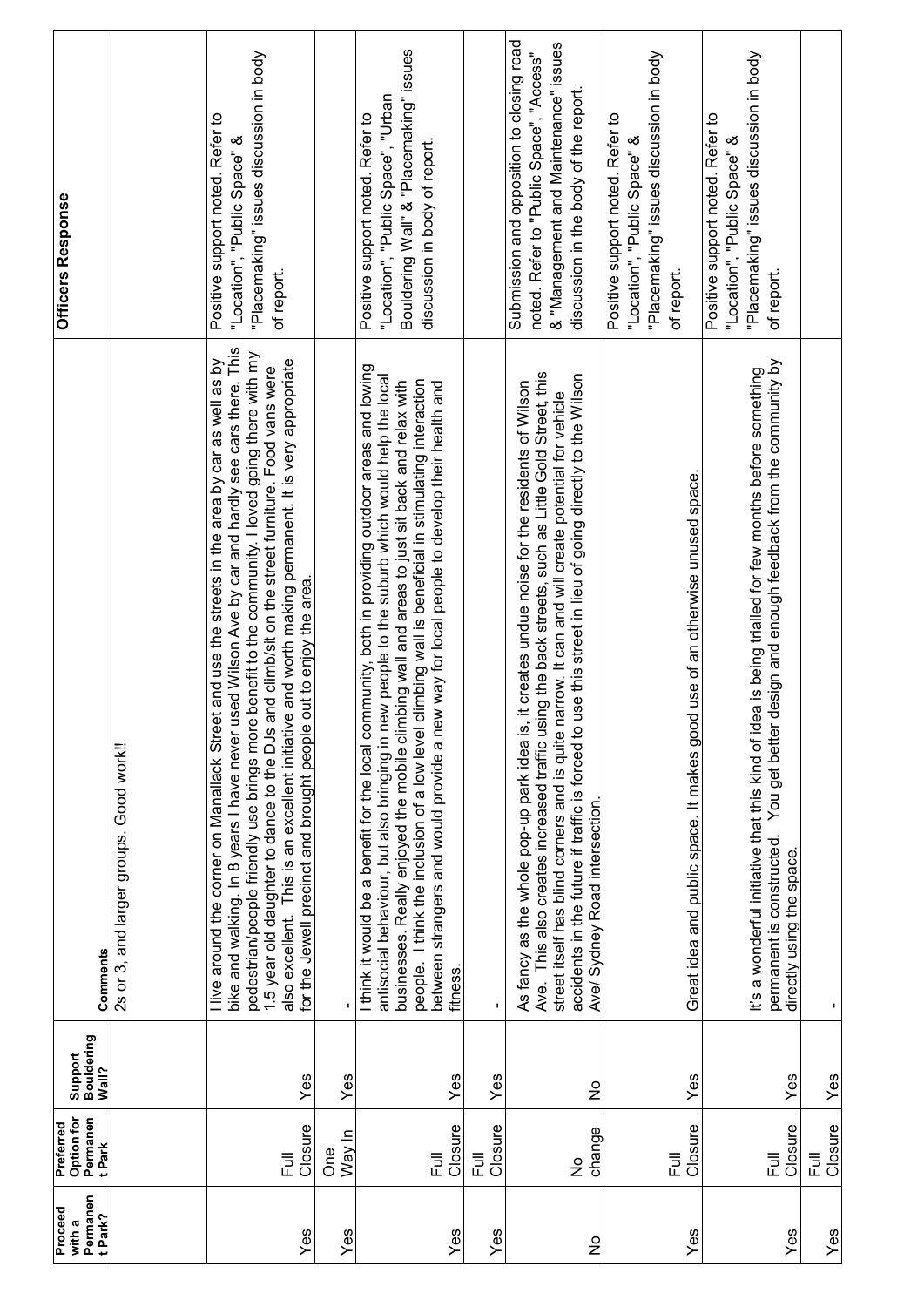| Proceed with a Permanent Park? | Preferred Option for Permanent Park | Support Bouldering Wall? | Comments | Officers Response |
|---|---|---|---|---|
| | | | 2s or 3, and larger groups. Good work!! | |
| Yes | Full Closure | Yes | I live around the corner on Manallack Street and use the streets in the area by car as well as by bike and walking. In 8 years I have never used Wilson Ave by car and hardly see cars there. This pedestrian/people friendly use brings more benefit to the community. I loved going there with my 1.5 year old daughter to dance to the DJs and climb/sit on the street furniture. Food vans were also excellent. This is an excellent initiative and worth making permanent. It is very appropriate for the Jewell precinct and brought people out to enjoy the area. | Positive support noted. Refer to "Location", "Public Space" & "Placemaking" issues discussion in body of report. |
| Yes | One Way In | Yes | - | |
| Yes | Full Closure | Yes | I think it would be a benefit for the local community, both in providing outdoor areas and lowing antisocial behaviour, but also bringing in new people to the suburb which would help the local businesses. Really enjoyed the mobile climbing wall and areas to just sit back and relax with people. I think the inclusion of a low level climbing wall is beneficial in stimulating interaction between strangers and would provide a new way for local people to develop their health and fitness. | Positive support noted. Refer to "Location", "Public Space", "Urban Bouldering Wall" & "Placemaking" issues discussion in body of report. |
| Yes | Full Closure | Yes | - | |
| No | No change | No | As fancy as the whole pop-up park idea is, it creates undue noise for the residents of Wilson Ave. This also creates increased traffic using the back streets, such as Little Gold Street, this street itself has blind corners and is quite narrow. It can and will create potential for vehicle accidents in the future if traffic is forced to use this street in lieu of going directly to the Wilson Ave/ Sydney Road intersection. | Submission and opposition to closing road noted. Refer to "Public Space", "Access" & "Management and Maintenance" issues discussion in the body of the report. |
| Yes | Full Closure | Yes | Great idea and public space. It makes good use of an otherwise unused space. | Positive support noted. Refer to "Location", "Public Space" & "Placemaking" issues discussion in body of report. |
| Yes | Full Closure | Yes | It's a wonderful initiative that this kind of idea is being trialled for few months before something permanent is constructed. You get better design and enough feedback from the community by directly using the space. | Positive support noted. Refer to "Location", "Public Space" & "Placemaking" issues discussion in body of report. |
| Yes | Full Closure | Yes | - | |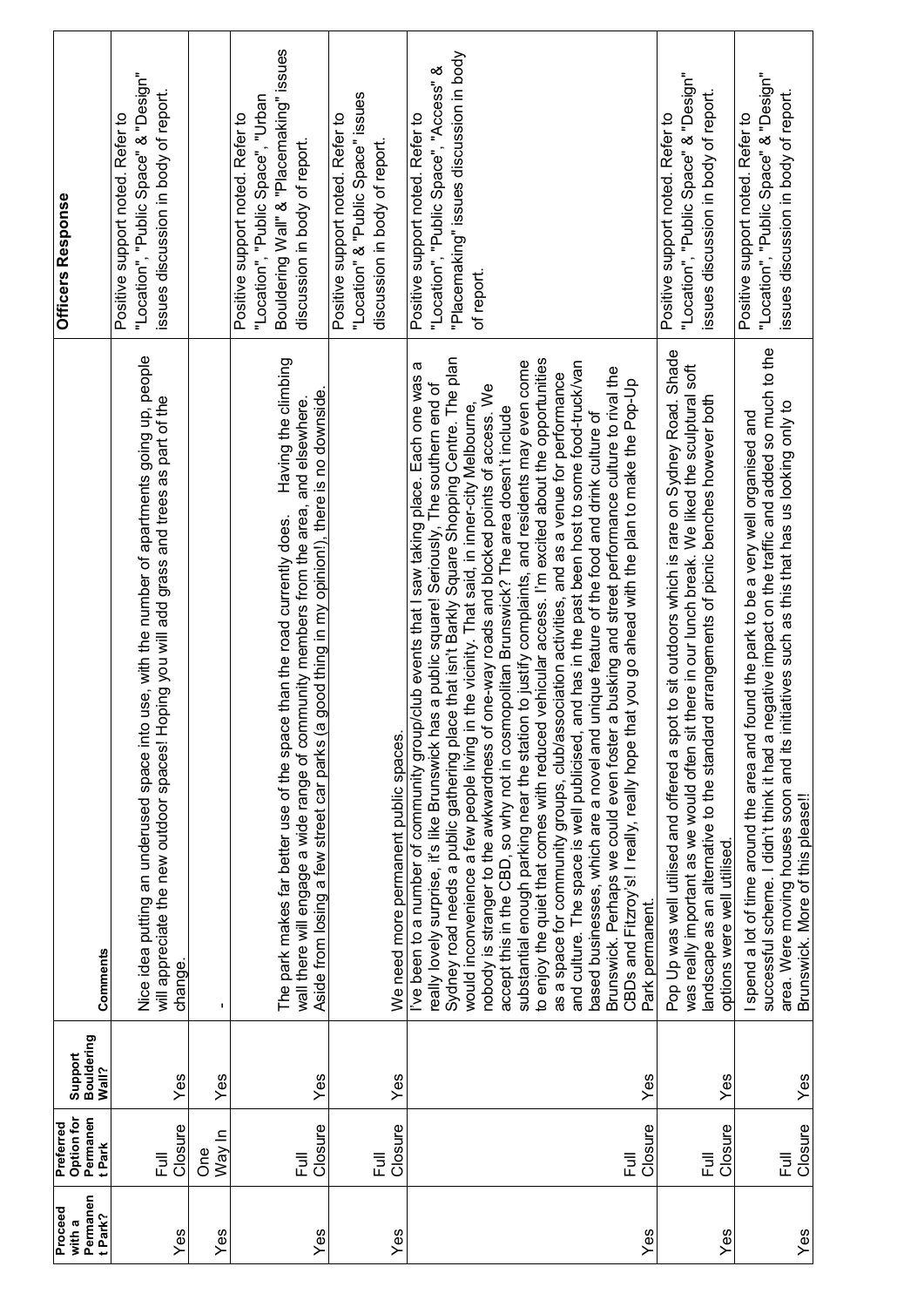| Proceed with a Permanent Park? | Preferred Option for Permanent Park | Support Bouldering Wall? | Comments | Officers Response |
|---|---|---|---|---|
| Yes | Full Closure | Yes | Nice idea putting an underused space into use, with the number of apartments going up, people will appreciate the new outdoor spaces! Hoping you will add grass and trees as part of the change. | Positive support noted. Refer to "Location", "Public Space" & "Design" issues discussion in body of report. |
| Yes | One Way In | Yes | - | |
| Yes | Full Closure | Yes | The park makes far better use of the space than the road currently does. Having the climbing wall there will engage a wide range of community members from the area, and elsewhere. Aside from losing a few street car parks (a good thing in my opinion!), there is no downside. | Positive support noted. Refer to "Location", "Public Space", "Urban Bouldering Wall" & "Placemaking" issues discussion in body of report. |
| Yes | Full Closure | Yes | We need more permanent public spaces. | Positive support noted. Refer to "Location" & "Public Space" issues discussion in body of report. |
| Yes | Full Closure | Yes | I've been to a number of community group/club events that I saw taking place. Each one was a really lovely surprise, it's like Brunswick has a public square! Seriously, The southern end of Sydney road needs a public gathering place that isn't Barkly Square Shopping Centre. The plan would inconvenience a few people living in the vicinity. That said, in inner-city Melbourne, nobody is stranger to the awkwardness of one-way roads and blocked points of access. We accept this in the CBD, so why not in cosmopolitan Brunswick? The area doesn't include substantial enough parking near the station to justify complaints, and residents may even come to enjoy the quiet that comes with reduced vehicular access. I'm excited about the opportunities as a space for community groups, club/association activities, and as a venue for performance and culture. The space is well publicised, and has in the past been host to some food-truck/van based businesses, which are a novel and unique feature of the food and drink culture of Brunswick. Perhaps we could even foster a busking and street performance culture to rival the CBDs and Fitzroy's! I really, really hope that you go ahead with the plan to make the Pop-Up Park permanent. | Positive support noted. Refer to "Location", "Public Space", "Access" & "Placemaking" issues discussion in body of report. |
| Yes | Full Closure | Yes | Pop Up was well utilised and offered a spot to sit outdoors which is rare on Sydney Road. Shade was really important as we would often sit there in our lunch break. We liked the sculptural soft landscape as an alternative to the standard arrangements of picnic benches however both options were well utilised. | Positive support noted. Refer to "Location", "Public Space" & "Design" issues discussion in body of report. |
| Yes | Full Closure | Yes | I spend a lot of time around the area and found the park to be a very well organised and successful scheme. I didn't think it had a negative impact on the traffic and added so much to the area. Were moving houses soon and its initiatives such as this that has us looking only to Brunswick. More of this please!! | Positive support noted. Refer to "Location", "Public Space" & "Design" issues discussion in body of report. |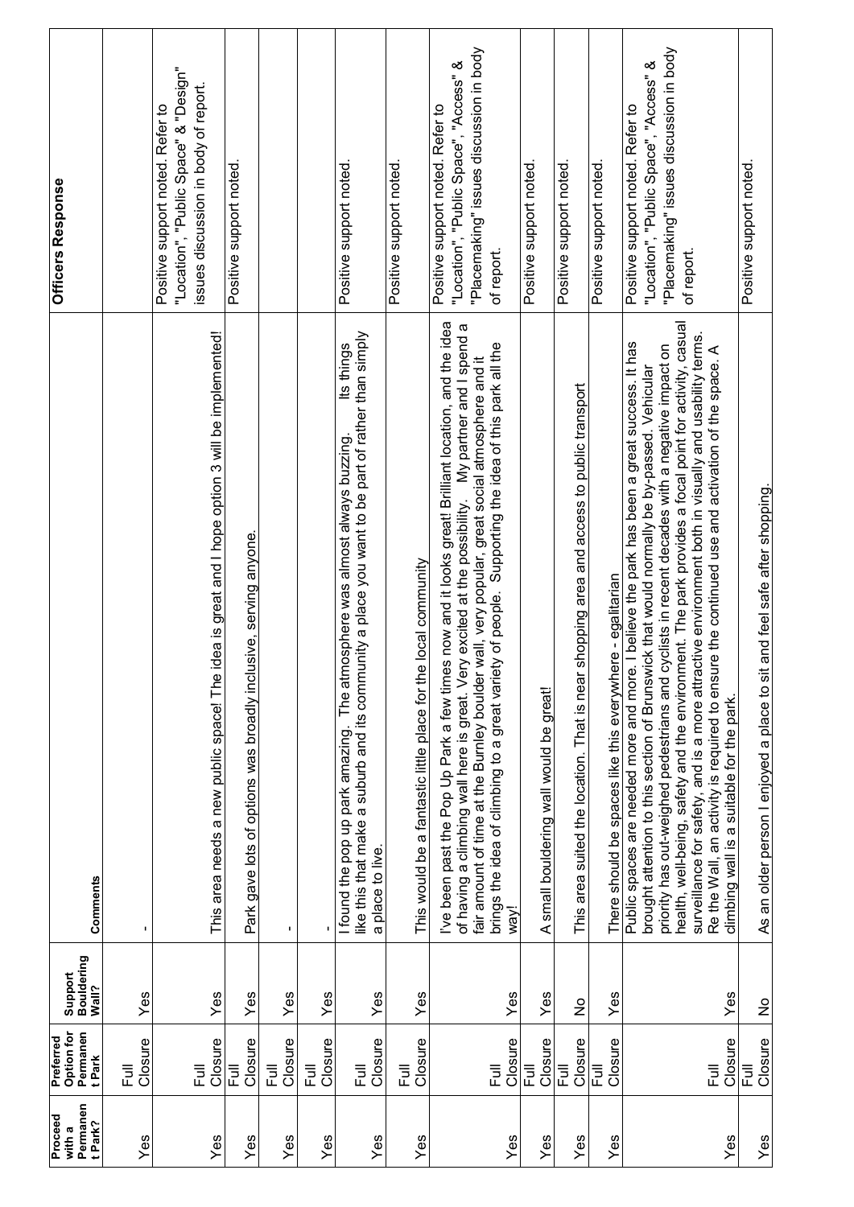| Proceed with a Permanent Park? | Preferred Option for Permanent Park | Support Bouldering Wall? | Comments | Officers Response |
|---|---|---|---|---|
| Yes | Full Closure | Yes | - | |
| Yes | Full Closure | Yes | This area needs a new public space! The idea is great and I hope option 3 will be implemented! | Positive support noted. Refer to "Location", "Public Space" & "Design" issues discussion in body of report. |
| Yes | Full Closure | Yes | Park gave lots of options was broadly inclusive, serving anyone. | Positive support noted. |
| Yes | Full Closure | Yes | - | |
| Yes | Full Closure | Yes | - | |
| Yes | Full Closure | Yes | I found the pop up park amazing. The atmosphere was almost always buzzing. Its things like this that make a suburb and its community a place you want to be part of rather than simply a place to live. | Positive support noted. |
| Yes | Full Closure | Yes | This would be a fantastic little place for the local community | Positive support noted. |
| Yes | Full Closure | Yes | I've been past the Pop Up Park a few times now and it looks great! Brilliant location, and the idea of having a climbing wall here is great. Very excited at the possibility. My partner and I spend a fair amount of time at the Burnley boulder wall, very popular, great social atmosphere and it brings the idea of climbing to a great variety of people. Supporting the idea of this park all the way! | Positive support noted. Refer to "Location", "Public Space", "Access" & "Placemaking" issues discussion in body of report. |
| Yes | Full Closure | Yes | A small bouldering wall would be great! | Positive support noted. |
| Yes | Full Closure | No | This area suited the location. That is near shopping area and access to public transport | Positive support noted. |
| Yes | Full Closure | Yes | There should be spaces like this everywhere - egalitarian | Positive support noted. |
| Yes | Full Closure | Yes | Public spaces are needed more and more. I believe the park has been a great success. It has brought attention to this section of Brunswick that would normally be by-passed. Vehicular priority has out-weighed pedestrians and cyclists in recent decades with a negative impact on health, well-being, safety and the environment. The park provides a focal point for activity, casual surveillance for safety, and is a more attractive environment both in visually and usability terms. Re the Wall, an activity is required to ensure the continued use and activation of the space. A climbing wall is a suitable for the park. | Positive support noted. Refer to "Location", "Public Space", "Access" & "Placemaking" issues discussion in body of report. |
| Yes | Full Closure | No | As an older person I enjoyed a place to sit and feel safe after shopping. | Positive support noted. |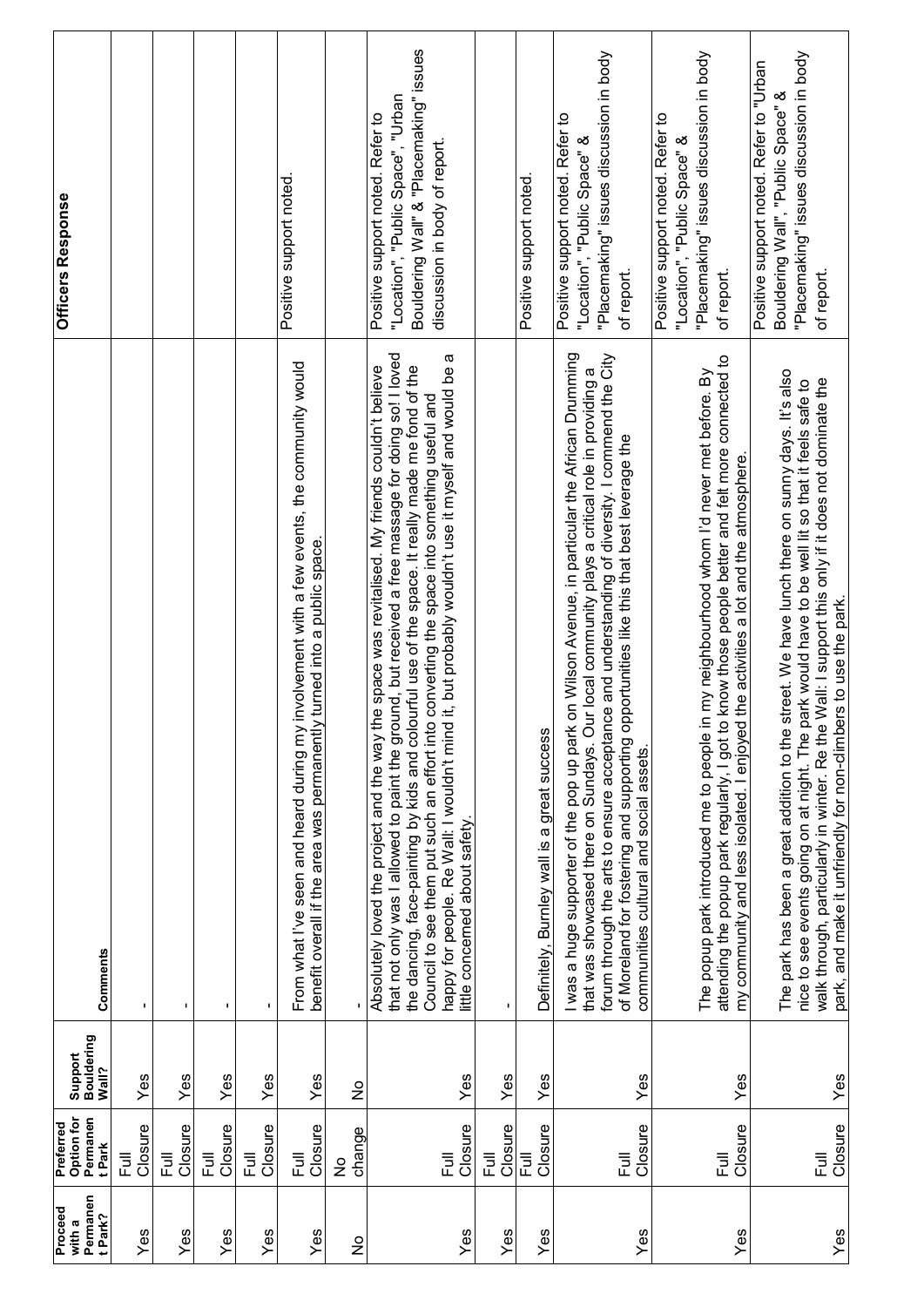| Proceed with a Permanent Park? | Preferred Option for Permanent Park | Support Bouldering Wall? | Comments | Officers Response |
|---|---|---|---|---|
| Yes | Full Closure | Yes | - | |
| Yes | Full Closure | Yes | - | |
| Yes | Full Closure | Yes | - | |
| Yes | Full Closure | Yes | - | |
| Yes | Full Closure | Yes | From what I've seen and heard during my involvement with a few events, the community would benefit overall if the area was permanently turned into a public space. | Positive support noted. |
| No | No change | No | - | |
| Yes | Full Closure | Yes | Absolutely loved the project and the way the space was revitalised. My friends couldn't believe that not only was I allowed to paint the ground, but received a free massage for doing so! I loved the dancing, face-painting by kids and colourful use of the space. It really made me fond of the Council to see them put such an effort into converting the space into something useful and happy for people. Re Wall: I wouldn't mind it, but probably wouldn't use it myself and would be a little concerned about safety. | Positive support noted. Refer to "Location", "Public Space", "Urban Bouldering Wall" & "Placemaking" issues discussion in body of report. |
| Yes | Full Closure | Yes | - | |
| Yes | Full Closure | Yes | Definitely, Burnley wall is a great success | Positive support noted. |
| Yes | Full Closure | Yes | I was a huge supporter of the pop up park on Wilson Avenue, in particular the African Drumming that was showcased there on Sundays. Our local community plays a critical role in providing a forum through the arts to ensure acceptance and understanding of diversity. I commend the City of Moreland for fostering and supporting opportunities like this that best leverage the communities cultural and social assets. | Positive support noted. Refer to "Location", "Public Space" & "Placemaking" issues discussion in body of report. |
| Yes | Full Closure | Yes | The popup park introduced me to people in my neighbourhood whom I'd never met before. By attending the popup park regularly, I got to know those people better and felt more connected to my community and less isolated. I enjoyed the activities a lot and the atmosphere. | Positive support noted. Refer to "Location", "Public Space" & "Placemaking" issues discussion in body of report. |
| Yes | Full Closure | Yes | The park has been a great addition to the street. We have lunch there on sunny days. It's also nice to see events going on at night. The park would have to be well lit so that it feels safe to walk through, particularly in winter. Re the Wall: I support this only if it does not dominate the park, and make it unfriendly for non-climbers to use the park. | Positive support noted. Refer to "Urban Bouldering Wall", "Public Space" & "Placemaking" issues discussion in body of report. |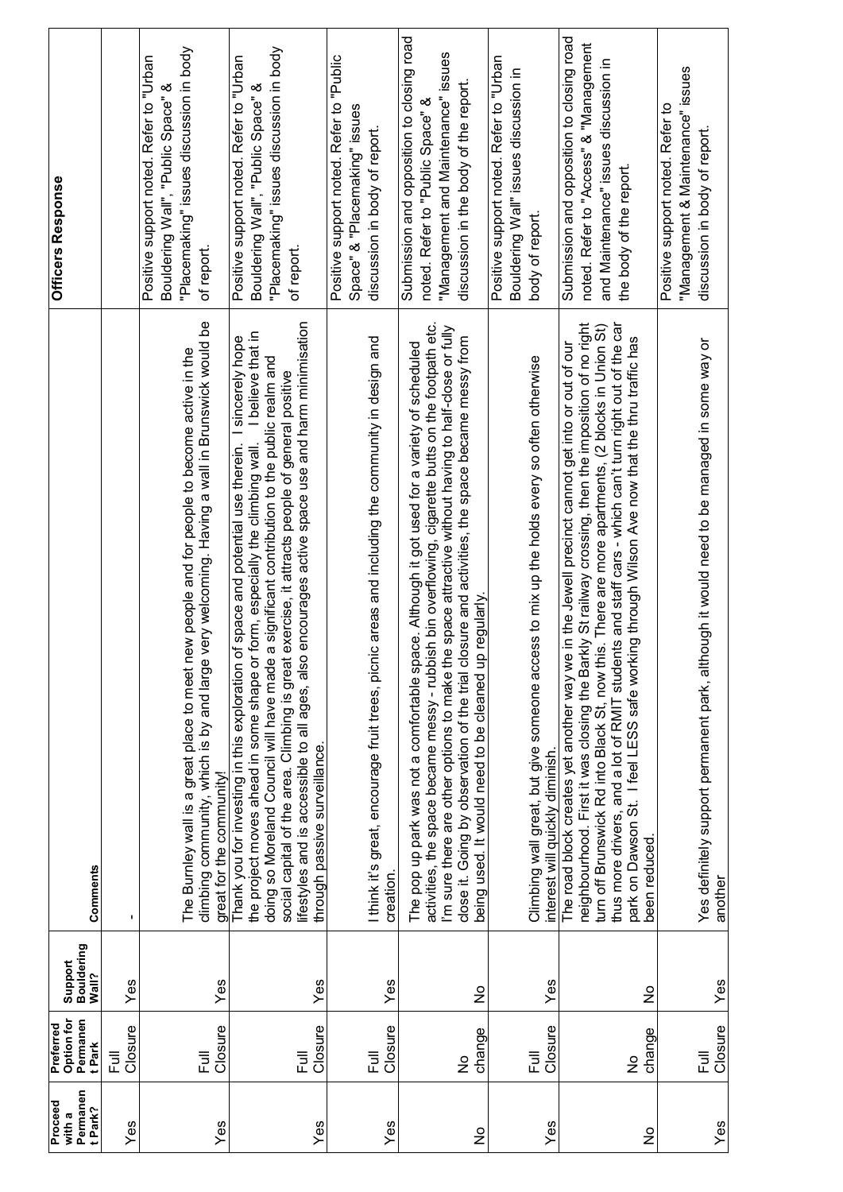| Proceed with a Permanent Park? | Preferred Option for Permanent Park | Support Bouldering Wall? | Comments | Officers Response |
| --- | --- | --- | --- | --- |
| Yes | Full Closure | Yes | - | |
| Yes | Full Closure | Yes | The Burnley wall is a great place to meet new people and for people to become active in the climbing community, which is by and large very welcoming. Having a wall in Brunswick would be great for the community! | Positive support noted. Refer to "Urban Bouldering Wall", "Public Space" & "Placemaking" issues discussion in body of report. |
| Yes | Full Closure | Yes | Thank you for investing in this exploration of space and potential use therein. I sincerely hope the project moves ahead in some shape or form, especially the climbing wall. I believe that in doing so Moreland Council will have made a significant contribution to the public realm and social capital of the area. Climbing is great exercise, it attracts people of general positive lifestyles and is accessible to all ages, also encourages active space use and harm minimisation through passive surveillance. | Positive support noted. Refer to "Urban Bouldering Wall", "Public Space" & "Placemaking" issues discussion in body of report. |
| Yes | Full Closure | Yes | I think it's great, encourage fruit trees, picnic areas and including the community in design and creation. | Positive support noted. Refer to "Public Space" & "Placemaking" issues discussion in body of report. |
| No | No change | No | The pop up park was not a comfortable space. Although it got used for a variety of scheduled activities, the space became messy - rubbish bin overflowing, cigarette butts on the footpath etc. I'm sure there are other options to make the space attractive without having to half-close or fully close it. Going by observation of the trial closure and activities, the space became messy from being used. It would need to be cleaned up regularly. | Submission and opposition to closing road noted. Refer to "Public Space" & "Management and Maintenance" issues discussion in the body of the report. |
| Yes | Full Closure | Yes | Climbing wall great, but give someone access to mix up the holds every so often otherwise interest will quickly diminish. | Positive support noted. Refer to "Urban Bouldering Wall" issues discussion in body of report. |
| No | No change | No | The road block creates yet another way we in the Jewell precinct cannot get into or out of our neighbourhood. First it was closing the Barkly St railway crossing, then the imposition of no right turn off Brunswick Rd into Black St, now this. There are more apartments, (2 blocks in Union St) thus more drivers, and a lot of RMIT students and staff cars - which can't turn right out of the car park on Dawson St. I feel LESS safe working through Wilson Ave now that the thru traffic has been reduced. | Submission and opposition to closing road noted. Refer to "Access" & "Management and Maintenance" issues discussion in the body of the report. |
| Yes | Full Closure | Yes | Yes definitely support permanent park, although it would need to be managed in some way or another | Positive support noted. Refer to "Management & Maintenance" issues discussion in body of report. |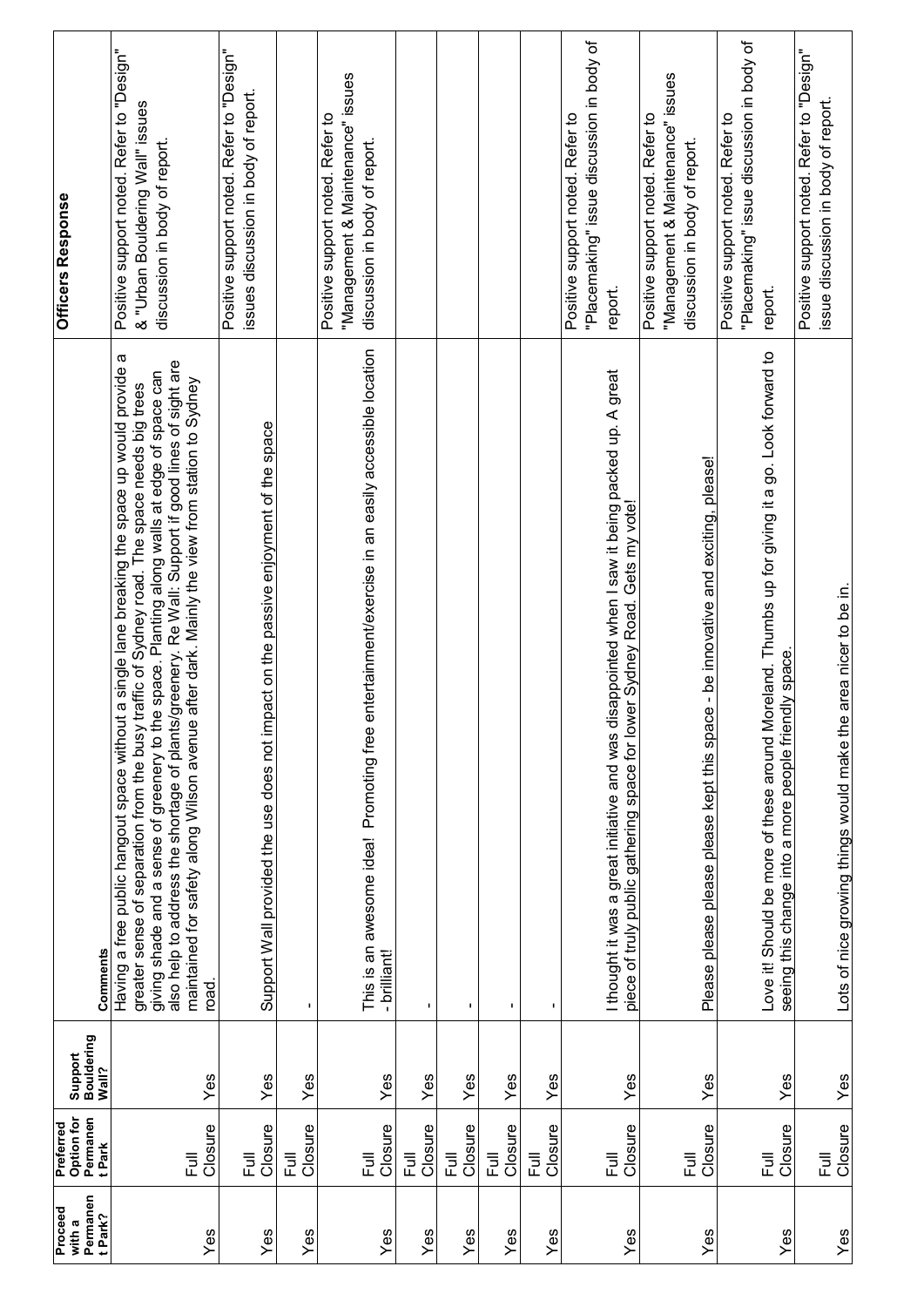| Proceed with a Permanent Park? | Preferred Option for Permanent Park | Support Bouldering Wall? | Comments | Officers Response |
|---|---|---|---|---|
| Yes | Full Closure | Yes | Having a free public hangout space without a single lane breaking the space up would provide a greater sense of separation from the busy traffic of Sydney road. The space needs big trees giving shade and a sense of greenery to the space. Planting along walls at edge of space can also help to address the shortage of plants/greenery. Re Wall: Support if good lines of sight are maintained for safety along Wilson avenue after dark. Mainly the view from station to Sydney road. | Positive support noted. Refer to "Design" & "Urban Bouldering Wall" issues discussion in body of report. |
| Yes | Full Closure | Yes | Support Wall provided the use does not impact on the passive enjoyment of the space | Positive support noted. Refer to "Design" issues discussion in body of report. |
| Yes | Full Closure | Yes | - | |
| Yes | Full Closure | Yes | This is an awesome idea! Promoting free entertainment/exercise in an easily accessible location - brilliant! | Positive support noted. Refer to "Management & Maintenance" issues discussion in body of report. |
| Yes | Full Closure | Yes | - | |
| Yes | Full Closure | Yes | - | |
| Yes | Full Closure | Yes | - | |
| Yes | Full Closure | Yes | - | |
| Yes | Full Closure | Yes | I thought it was a great initiative and was disappointed when I saw it being packed up. A great piece of truly public gathering space for lower Sydney Road. Gets my vote! | Positive support noted. Refer to "Placemaking" issue discussion in body of report. |
| Yes | Full Closure | Yes | Please please please kept this space - be innovative and exciting, please! | Positive support noted. Refer to "Management & Maintenance" issues discussion in body of report. |
| Yes | Full Closure | Yes | Love it! Should be more of these around Moreland. Thumbs up for giving it a go. Look forward to seeing this change into a more people friendly space. | Positive support noted. Refer to "Placemaking" issue discussion in body of report. |
| Yes | Full Closure | Yes | Lots of nice growing things would make the area nicer to be in. | Positive support noted. Refer to "Design" issue discussion in body of report. |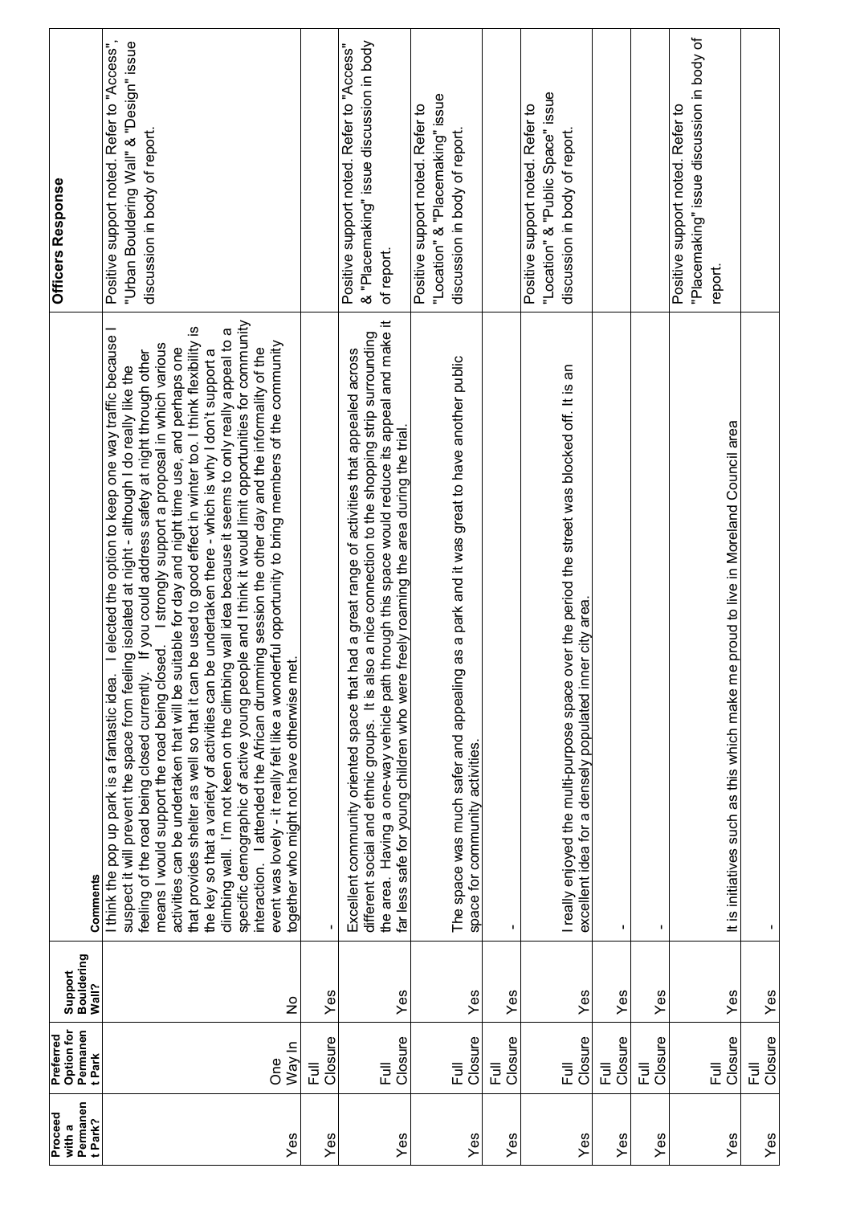| Proceed with a Permanent Park? | Preferred Option for Permanent Park | Support Bouldering Wall? | Comments | Officers Response |
|---|---|---|---|---|
| Yes | One Way In | No | I think the pop up park is a fantastic idea. I elected the option to keep one way traffic because I suspect it will prevent the space from feeling isolated at night - although I do really like the feeling of the road being closed currently. If you could address safety at night through other means I would support the road being closed. I strongly support a proposal in which various activities can be undertaken that will be suitable for day and night time use, and perhaps one that provides shelter as well so that it can be used to good effect in winter too. I think flexibility is the key so that a variety of activities can be undertaken there - which is why I don't support a climbing wall. I'm not keen on the climbing wall idea because it seems to only really appeal to a specific demographic of active young people and I think it would limit opportunities for community interaction. I attended the African drumming session the other day and the informality of the event was lovely - it really felt like a wonderful opportunity to bring members of the community together who might not have otherwise met. | Positive support noted. Refer to "Access", "Urban Bouldering Wall" & "Design" issue discussion in body of report. |
| Yes | Full Closure | Yes | - | |
| Yes | Full Closure | Yes | Excellent community oriented space that had a great range of activities that appealed across different social and ethnic groups. It is also a nice connection to the shopping strip surrounding the area. Having a one-way vehicle path through this space would reduce its appeal and make it far less safe for young children who were freely roaming the area during the trial. | Positive support noted. Refer to "Access" & "Placemaking" issue discussion in body of report. |
| Yes | Full Closure | Yes | The space was much safer and appealing as a park and it was great to have another public space for community activities. | Positive support noted. Refer to "Location" & "Placemaking" issue discussion in body of report. |
| Yes | Full Closure | Yes | - | |
| Yes | Full Closure | Yes | I really enjoyed the multi-purpose space over the period the street was blocked off. It is an excellent idea for a densely populated inner city area. | Positive support noted. Refer to "Location" & "Public Space" issue discussion in body of report. |
| Yes | Full Closure | Yes | - | |
| Yes | Full Closure | Yes | - | |
| Yes | Full Closure | Yes | It is initiatives such as this which make me proud to live in Moreland Council area | Positive support noted. Refer to "Placemaking" issue discussion in body of report. |
| Yes | Full Closure | Yes | - | |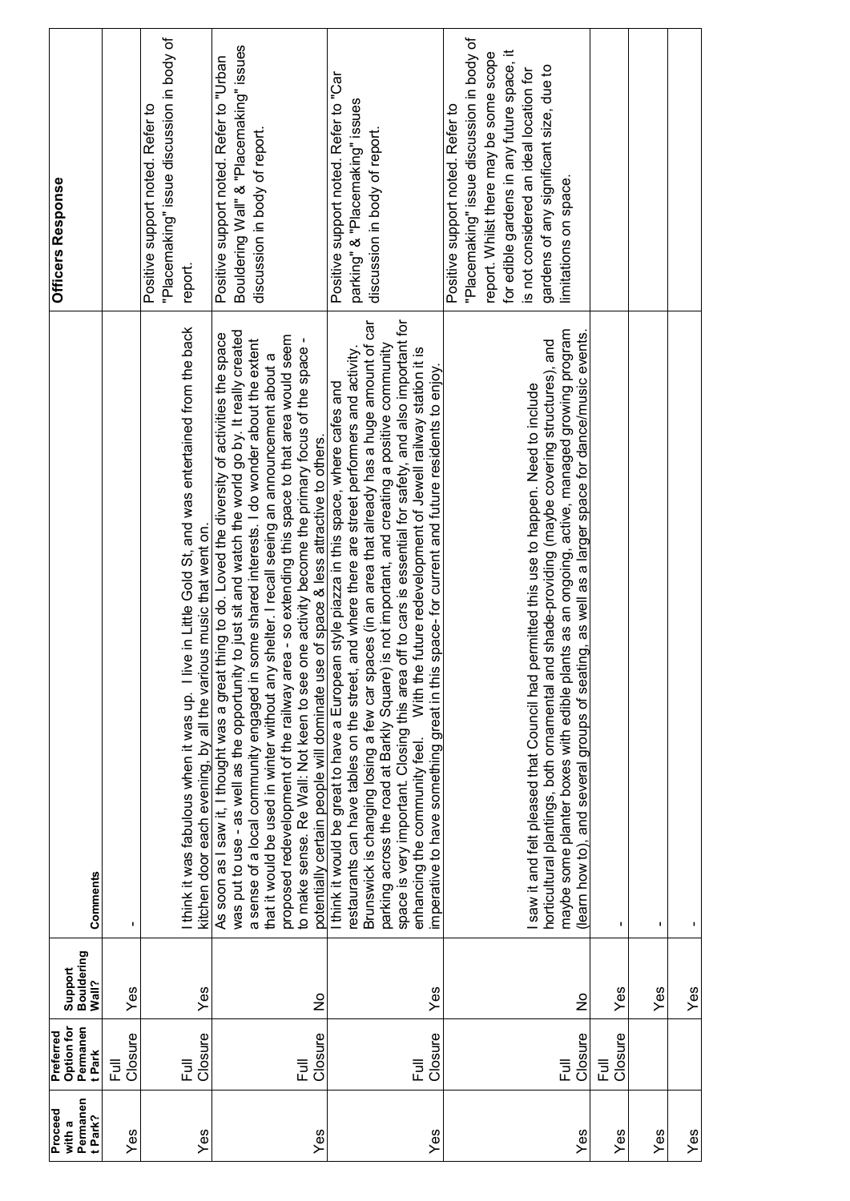| Proceed with a Permanent Park? | Preferred Option for Permanent Park | Support Bouldering Wall? | Comments | Officers Response |
|---|---|---|---|---|
| Yes | Full Closure | Yes | - | |
| Yes | Full Closure | Yes | I think it was fabulous when it was up. I live in Little Gold St, and was entertained from the back kitchen door each evening, by all the various music that went on. | Positive support noted. Refer to "Placemaking" issue discussion in body of report. |
| Yes | Full Closure | No | As soon as I saw it, I thought was a great thing to do. Loved the diversity of activities the space was put to use - as well as the opportunity to just sit and watch the world go by. It really created a sense of a local community engaged in some shared interests. I do wonder about the extent that it would be used in winter without any shelter. I recall seeing an announcement about a proposed redevelopment of the railway area - so extending this space to that area would seem to make sense. Re Wall: Not keen to see one activity become the primary focus of the space - potentially certain people will dominate use of space & less attractive to others. | Positive support noted. Refer to "Urban Bouldering Wall" & "Placemaking" issues discussion in body of report. |
| Yes | Full Closure | Yes | I think it would be great to have a European style piazza in this space, where cafes and restaurants can have tables on the street, and where there are street performers and activity. Brunswick is changing losing a few car spaces (in an area that already has a huge amount of car parking across the road at Barkly Square) is not important, and creating a positive community space is very important. Closing this area off to cars is essential for safety, and also important for enhancing the community feel. With the future redevelopment of Jewell railway station it is imperative to have something great in this space- for current and future residents to enjoy. | Positive support noted. Refer to "Car parking" & "Placemaking" issues discussion in body of report. |
| Yes | Full Closure | No | I saw it and felt pleased that Council had permitted this use to happen. Need to include horticultural plantings, both ornamental and shade-providing (maybe covering structures), and maybe some planter boxes with edible plants as an ongoing, active, managed growing program (learn how to), and several groups of seating, as well as a larger space for dance/music events. | Positive support noted. Refer to "Placemaking" issue discussion in body of report. Whilst there may be some scope for edible gardens in any future space, it is not considered an ideal location for gardens of any significant size, due to limitations on space. |
| Yes | Full Closure | Yes | - | |
| Yes | | Yes | - | |
| Yes | | Yes | - | |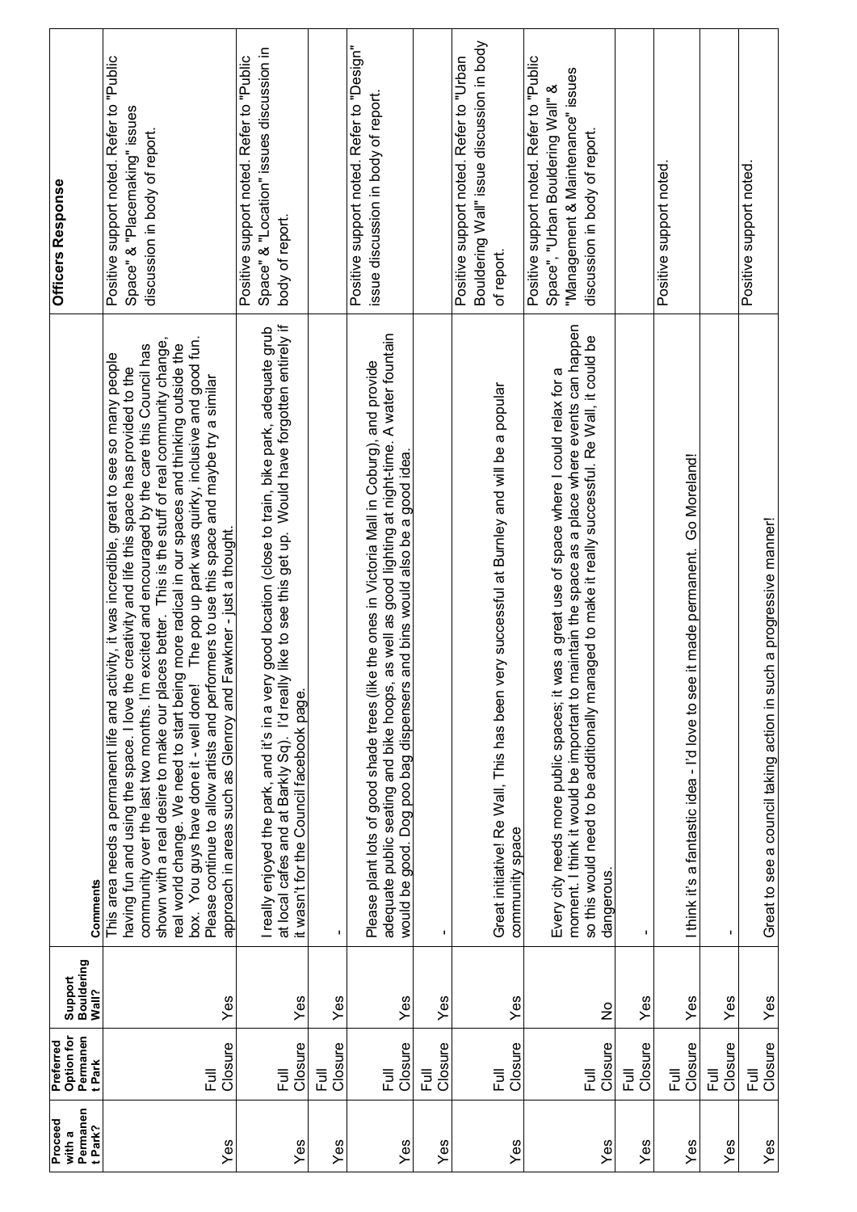| Proceed with a Permanent Park? | Preferred Option for Permanent Park | Support Bouldering Wall? | Comments | Officers Response |
|---|---|---|---|---|
| Yes | Full Closure | Yes | This area needs a permanent life and activity, it was incredible, great to see so many people having fun and using the space. I love the creativity and life this space has provided to the community over the last two months. I'm excited and encouraged by the care this Council has shown with a real desire to make our places better. This is the stuff of real community change, real world change. We need to start being more radical in our spaces and thinking outside the box. You guys have done it - well done! The pop up park was quirky, inclusive and good fun. Please continue to allow artists and performers to use this space and maybe try a similar approach in areas such as Glenroy and Fawkner - just a thought. | Positive support noted. Refer to "Public Space" & "Placemaking" issues discussion in body of report. |
| Yes | Full Closure | Yes | I really enjoyed the park, and it's in a very good location (close to train, bike park, adequate grub at local cafes and at Barkly Sq). I'd really like to see this get up. Would have forgotten entirely if it wasn't for the Council facebook page. | Positive support noted. Refer to "Public Space" & "Location" issues discussion in body of report. |
| Yes | Full Closure | Yes | - | |
| Yes | Full Closure | Yes | Please plant lots of good shade trees (like the ones in Victoria Mall in Coburg), and provide adequate public seating and bike hoops, as well as good lighting at night-time. A water fountain would be good. Dog poo bag dispensers and bins would also be a good idea. | Positive support noted. Refer to "Design" issue discussion in body of report. |
| Yes | Full Closure | Yes | - | |
| Yes | Full Closure | Yes | Great initiative! Re Wall, This has been very successful at Burnley and will be a popular community space | Positive support noted. Refer to "Urban Bouldering Wall" issue discussion in body of report. |
| Yes | Full Closure | No | Every city needs more public spaces; it was a great use of space where I could relax for a moment. I think it would be important to maintain the space as a place where events can happen so this would need to be additionally managed to make it really successful. Re Wall, it could be dangerous. | Positive support noted. Refer to "Public Space", "Urban Bouldering Wall" & "Management & Maintenance" issues discussion in body of report. |
| Yes | Full Closure | Yes | - | |
| Yes | Full Closure | Yes | I think it's a fantastic idea - I'd love to see it made permanent. Go Moreland! | Positive support noted. |
| Yes | Full Closure | Yes | - | |
| Yes | Full Closure | Yes | Great to see a council taking action in such a progressive manner! | Positive support noted. |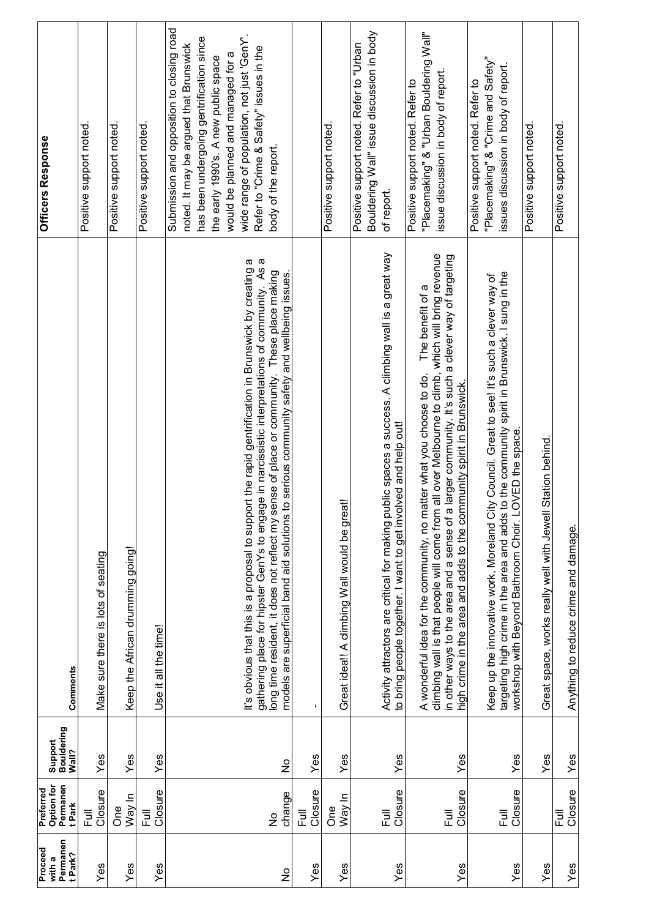| Proceed with a Permanent Park? | Preferred Option for Permanent Park | Support Bouldering Wall? | Comments | Officers Response |
|---|---|---|---|---|
| Yes | Full Closure | Yes | Make sure there is lots of seating | Positive support noted. |
| Yes | One Way In | Yes | Keep the African drumming going! | Positive support noted. |
| Yes | Full Closure | Yes | Use it all the time! | Positive support noted. |
| No | No change | No | It's obvious that this is a proposal to support the rapid gentrification in Brunswick by creating a gathering place for hipster GenYs to engage in narcissistic interpretations of community. As a long time resident, it does not reflect my sense of place or community. These place making models are superficial band aid solutions to serious community safety and wellbeing issues. | Submission and opposition to closing road noted. It may be argued that Brunswick has been undergoing gentrification since the early 1990's. A new public space would be planned and managed for a wide range of population, not just 'GenY'. Refer to "Crime & Safety" issues in the body of the report. |
| Yes | Full Closure | Yes | - | Positive support noted. |
| Yes | One Way In | Yes | Great idea! A climbing Wall would be great! | Positive support noted. Refer to "Urban Bouldering Wall" issue discussion in body of report. |
| Yes | Full Closure | Yes | Activity attractors are critical for making public spaces a success. A climbing wall is a great way to bring people together. I want to get involved and help out! | Positive support noted. Refer to "Placemaking" & "Urban Bouldering Wall" issue discussion in body of report. |
| Yes | Full Closure | Yes | A wonderful idea for the community, no matter what you choose to do. The benefit of a climbing wall is that people will come from all over Melbourne to climb, which will bring revenue in other ways to the area and a sense of a larger community. It's such a clever way of targeting high crime in the area and adds to the community spirit in Brunswick. | Positive support noted. Refer to "Placemaking" & "Crime and Safety" issues discussion in body of report. |
| Yes | Full Closure | Yes | Keep up the innovative work, Moreland City Council. Great to see! It's such a clever way of targeting high crime in the area and adds to the community spirit in Brunswick. I sung in the workshop with Beyond Bathroom Choir. LOVED the space. | Positive support noted. |
| Yes | | Yes | Great space, works really well with Jewell Station behind. | Positive support noted. |
| Yes | Full Closure | Yes | Anything to reduce crime and damage. | |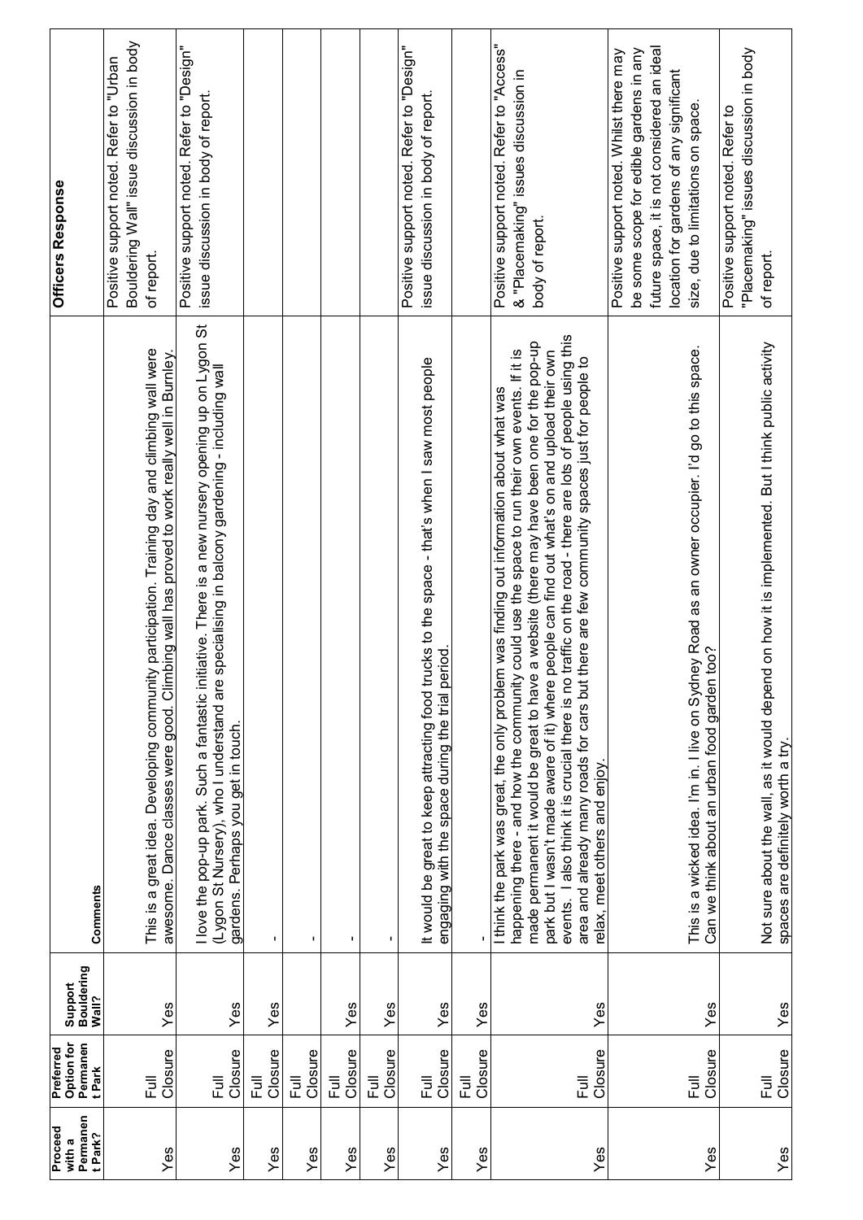| Proceed with a Permanent Park? | Preferred Option for Permanent Park | Support Bouldering Wall? | Comments | Officers Response |
|---|---|---|---|---|
| Yes | Full Closure | Yes | This is a great idea. Developing community participation. Training day and climbing wall were awesome. Dance classes were good. Climbing wall has proved to work really well in Burnley. | Positive support noted. Refer to "Urban Bouldering Wall" issue discussion in body of report. |
| Yes | Full Closure | Yes | I love the pop-up park. Such a fantastic initiative. There is a new nursery opening up on Lygon St (Lygon St Nursery), who I understand are specialising in balcony gardening - including wall gardens. Perhaps you get in touch. | Positive support noted. Refer to "Design" issue discussion in body of report. |
| Yes | Full Closure | Yes | - | |
| Yes | Full Closure | | - | |
| Yes | Full Closure | Yes | - | |
| Yes | Full Closure | Yes | - | |
| Yes | Full Closure | Yes | It would be great to keep attracting food trucks to the space - that's when I saw most people engaging with the space during the trial period. | Positive support noted. Refer to "Design" issue discussion in body of report. |
| Yes | Full Closure | Yes | - | |
| Yes | Full Closure | Yes | I think the park was great, the only problem was finding out information about what was happening there - and how the community could use the space to run their own events. If it is made permanent it would be great to have a website (there may have been one for the pop-up park but I wasn't made aware of it) where people can find out what's on and upload their own events. I also think it is crucial there is no traffic on the road - there are lots of people using this area and already many roads for cars but there are few community spaces just for people to relax, meet others and enjoy. | Positive support noted. Refer to "Access" & "Placemaking" issues discussion in body of report. |
| Yes | Full Closure | Yes | This is a wicked idea. I'm in. I live on Sydney Road as an owner occupier. I'd go to this space. Can we think about an urban food garden too? | Positive support noted. Whilst there may be some scope for edible gardens in any future space, it is not considered an ideal location for gardens of any significant size, due to limitations on space. |
| Yes | Full Closure | Yes | Not sure about the wall, as it would depend on how it is implemented. But I think public activity spaces are definitely worth a try. | Positive support noted. Refer to "Placemaking" issues discussion in body of report. |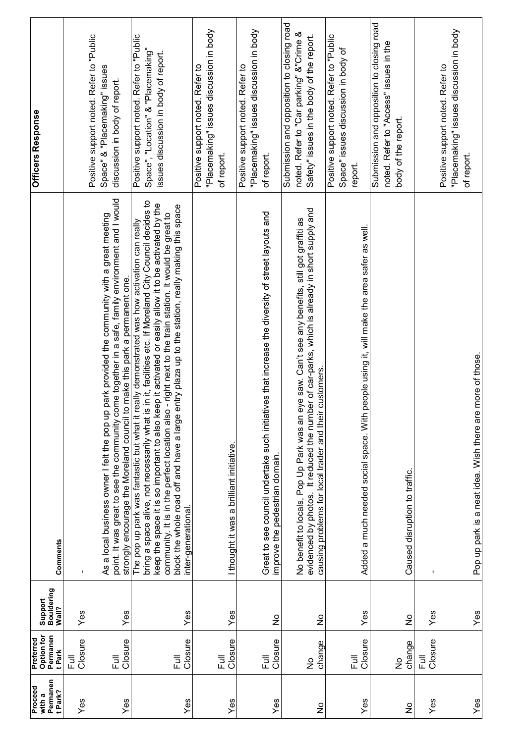| Proceed with a Permanent Park? | Preferred Option for Permanent Park | Support Bouldering Wall? | Comments | Officers Response |
|---|---|---|---|---|
| Yes | Full Closure | Yes | - | |
| Yes | Full Closure | Yes | As a local business owner I felt the pop up park provided the community with a great meeting point. It was great to see the community come together in a safe, family environment and I would strongly encourage the Moreland council to make this park a permanent one. | Positive support noted. Refer to "Public Space" & "Placemaking" issues discussion in body of report. |
| Yes | Full Closure | Yes | The pop up park was fantastic but what it really demonstrated was how activation can really bring a space alive, not necessarily what is in it, facilities etc. If Moreland City Council decides to keep the space it is so important to also keep it activated or easily allow it to be activated by the community. It is in the perfect location also - right next to the train station. It would be great to block the whole road off and have a large entry plaza up to the station, really making this space inter-generational. | Positive support noted. Refer to "Public Space", "Location" & "Placemaking" issues discussion in body of report. |
| Yes | Full Closure | Yes | I thought it was a brilliant initiative. | Positive support noted. Refer to "Placemaking" issues discussion in body of report. |
| Yes | Full Closure | No | Great to see council undertake such initiatives that increase the diversity of street layouts and improve the pedestrian domain. | Positive support noted. Refer to "Placemaking" issues discussion in body of report. |
| No | No change | No | No benefit to locals, Pop Up Park was an eye saw. Can't see any benefits, still got graffiti as evidenced by photos. It reduced the number of car-parks, which is already in short supply and causing problems for local trader and their customers. | Submission and opposition to closing road noted. Refer to "Car parking" &"Crime & Safety" issues in the body of the report. |
| Yes | Full Closure | Yes | Added a much needed social space. With people using it, will make the area safer as well. | Positive support noted. Refer to "Public Space" issues discussion in body of report. |
| No | No change | No | Caused disruption to traffic. | Submission and opposition to closing road noted. Refer to "Access" issues in the body of the report. |
| Yes | Full Closure | Yes | - | |
| Yes | | Yes | Pop up park is a neat idea. Wish there are more of those. | Positive support noted. Refer to "Placemaking" issues discussion in body of report. |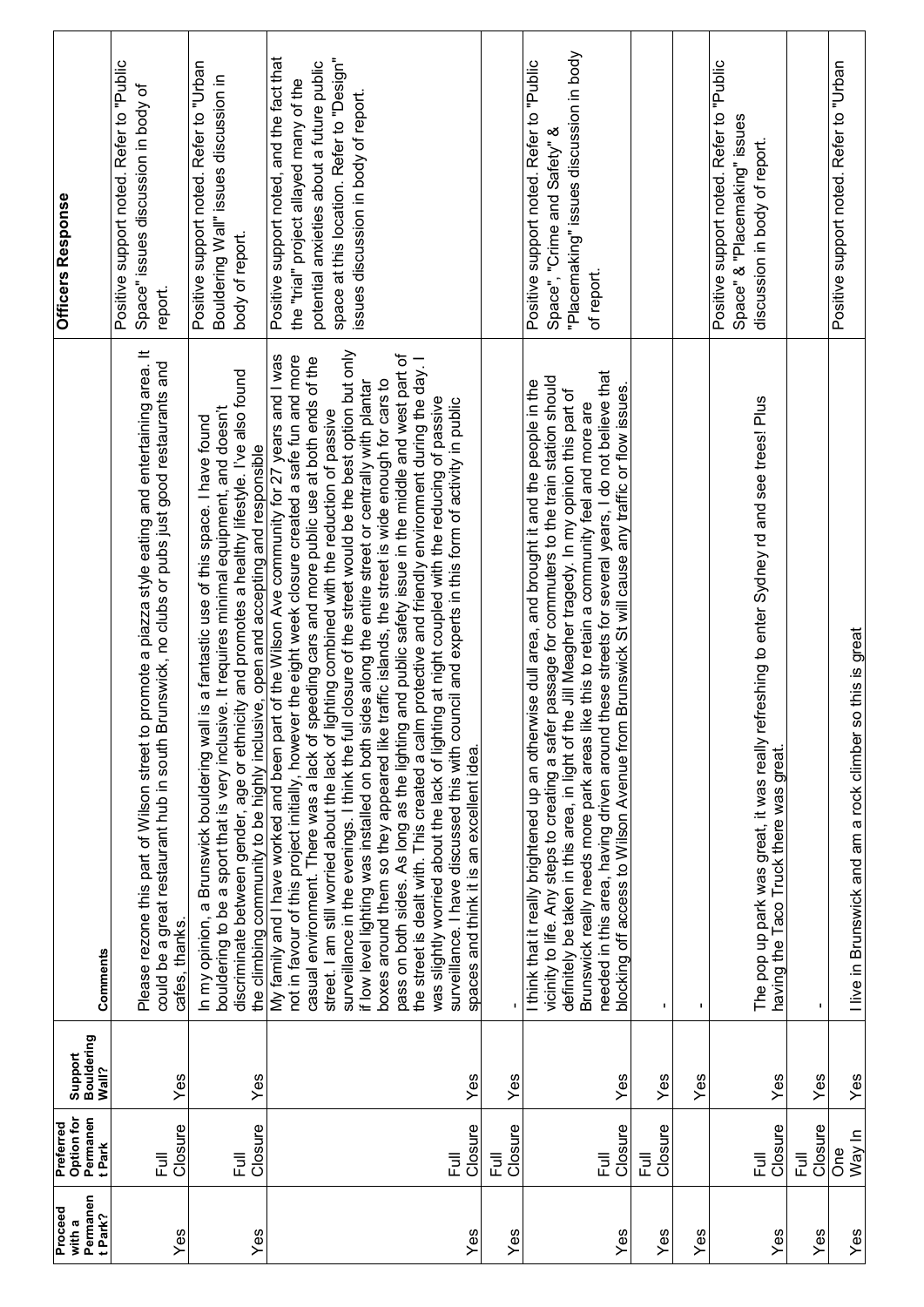| Proceed with a Permanent Park? | Preferred Option for Permanent Park | Support Bouldering Wall? | Comments | Officers Response |
|---|---|---|---|---|
| Yes | Full Closure | Yes | Please rezone this part of Wilson street to promote a piazza style eating and entertaining area. It could be a great restaurant hub in south Brunswick, no clubs or pubs just good restaurants and cafes, thanks. | Positive support noted. Refer to "Public Space" issues discussion in body of report. |
| Yes | Full Closure | Yes | In my opinion, a Brunswick bouldering wall is a fantastic use of this space. I have found bouldering to be a sport that is very inclusive. It requires minimal equipment, and doesn't discriminate between gender, age or ethnicity and promotes a healthy lifestyle. I've also found the climbing community to be highly inclusive, open and accepting and responsible | Positive support noted. Refer to "Urban Bouldering Wall" issues discussion in body of report. |
| Yes | Full Closure | Yes | My family and I have worked and been part of the Wilson Ave community for 27 years and I was not in favour of this project initially, however the eight week closure created a safe fun and more casual environment. There was a lack of speeding cars and more public use at both ends of the street. I am still worried about the lack of lighting combined with the reduction of passive surveillance in the evenings. I think the full closure of the street would be the best option but only if low level lighting was installed on both sides along the entire street or centrally with plantar boxes around them so they appeared like traffic islands, the street is wide enough for cars to pass on both sides. As long as the lighting and public safety issue in the middle and west part of the street is dealt with. This created a calm protective and friendly environment during the day. I was slightly worried about the lack of lighting at night coupled with the reducing of passive surveillance. I have discussed this with council and experts in this form of activity in public spaces and think it is an excellent idea. | Positive support noted, and the fact that the "trial" project allayed many of the potential anxieties about a future public space at this location. Refer to "Design" issues discussion in body of report. |
| Yes | Full Closure | Yes | - | |
| Yes | Full Closure | Yes | I think that it really brightened up an otherwise dull area, and brought it and the people in the vicinity to life. Any steps to creating a safer passage for commuters to the train station should definitely be taken in this area, in light of the Jill Meagher tragedy. In my opinion this part of Brunswick really needs more park areas like this to retain a community feel and more are needed in this area, having driven around these streets for several years, I do not believe that blocking off access to Wilson Avenue from Brunswick St will cause any traffic or flow issues. | Positive support noted. Refer to "Public Space", "Crime and Safety" & "Placemaking" issues discussion in body of report. |
| Yes | Full Closure | Yes | - | |
| Yes | | Yes | - | |
| Yes | Full Closure | Yes | The pop up park was great, it was really refreshing to enter Sydney rd and see trees! Plus having the Taco Truck there was great. | Positive support noted. Refer to "Public Space" & "Placemaking" issues discussion in body of report. |
| Yes | Full Closure | Yes | - | |
| Yes | One Way In | Yes | I live in Brunswick and am a rock climber so this is great | Positive support noted. Refer to "Urban |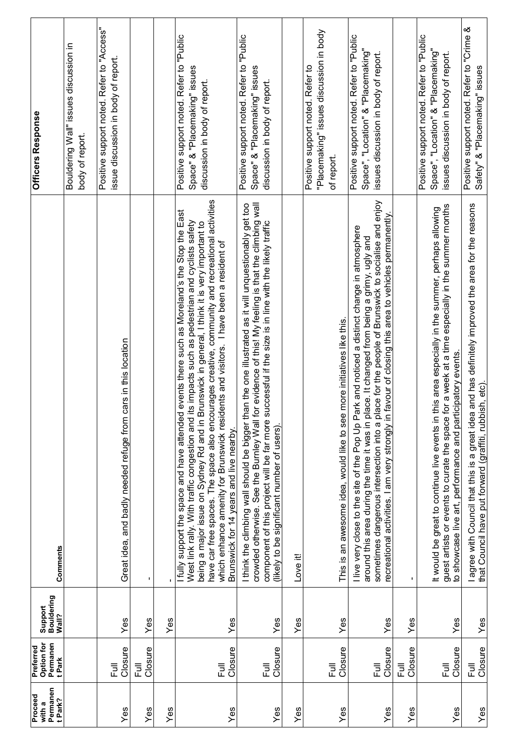| Proceed with a Permanent Park? | Preferred Option for Permanent Park | Support Bouldering Wall? | Comments | Officers Response |
|---|---|---|---|---|
| | | | | Bouldering Wall" issues discussion in body of report. |
| Yes | Full Closure | Yes | Great idea, and badly needed refuge from cars in this location | Positive support noted. Refer to "Access" issue discussion in body of report. |
| Yes | Full Closure | Yes | - | |
| Yes | | Yes | - | |
| Yes | Full Closure | Yes | I fully support the space and have attended events there such as Moreland's the Stop the East West link rally. With traffic congestion and its impacts such as pedestrian and cyclists safety being a major issue on Sydney Rd and in Brunswick in general, I think it is very important to have car free spaces. The space also encourages creative, community and recreational activities which enhance amenity for Brunswick residents and visitors. I have been a resident of Brunswick for 14 years and live nearby. | Positive support noted. Refer to "Public Space" & "Placemaking" issues discussion in body of report. |
| Yes | Full Closure | Yes | I think the climbing wall should be bigger than the one illustrated as it will unquestionably get too crowded otherwise. See the Burnley Wall for evidence of this! My feeling is that the climbing wall component of this project will be far more successful if the size is in line with the likely traffic (likely to be significant number of users). | Positive support noted. Refer to "Public Space" & "Placemaking" issues discussion in body of report. |
| Yes | | Yes | Love it! | |
| Yes | Full Closure | Yes | This is an awesome idea, would like to see more initiatives like this. | Positive support noted. Refer to "Placemaking" issues discussion in body of report. |
| Yes | Full Closure | Yes | I live very close to the site of the Pop Up Park and noticed a distinct change in atmosphere around this area during the time it was in place. It changed from being a grimy, ugly and sometimes dangerous intersection into a place for the people of Brunswick to socialise and enjoy recreational activities. I am very strongly in favour of closing this area to vehicles permanently. | Positive support noted. Refer to "Public Space", "Location" & "Placemaking" issues discussion in body of report. |
| Yes | Full Closure | Yes | - | |
| Yes | Full Closure | Yes | It would be great to continue live events in this area especially in the summer, perhaps allowing guest artists or events to curate the space for a week at a time especially in the summer months to showcase live art, performance and participatory events. | Positive support noted. Refer to "Public Space", "Location" & "Placemaking" issues discussion in body of report. |
| Yes | Full Closure | Yes | I agree with Council that this is a great idea and has definitely improved the area for the reasons that Council have put forward (graffiti, rubbish, etc). | Positive support noted. Refer to "Crime & Safety" & "Placemaking" issues |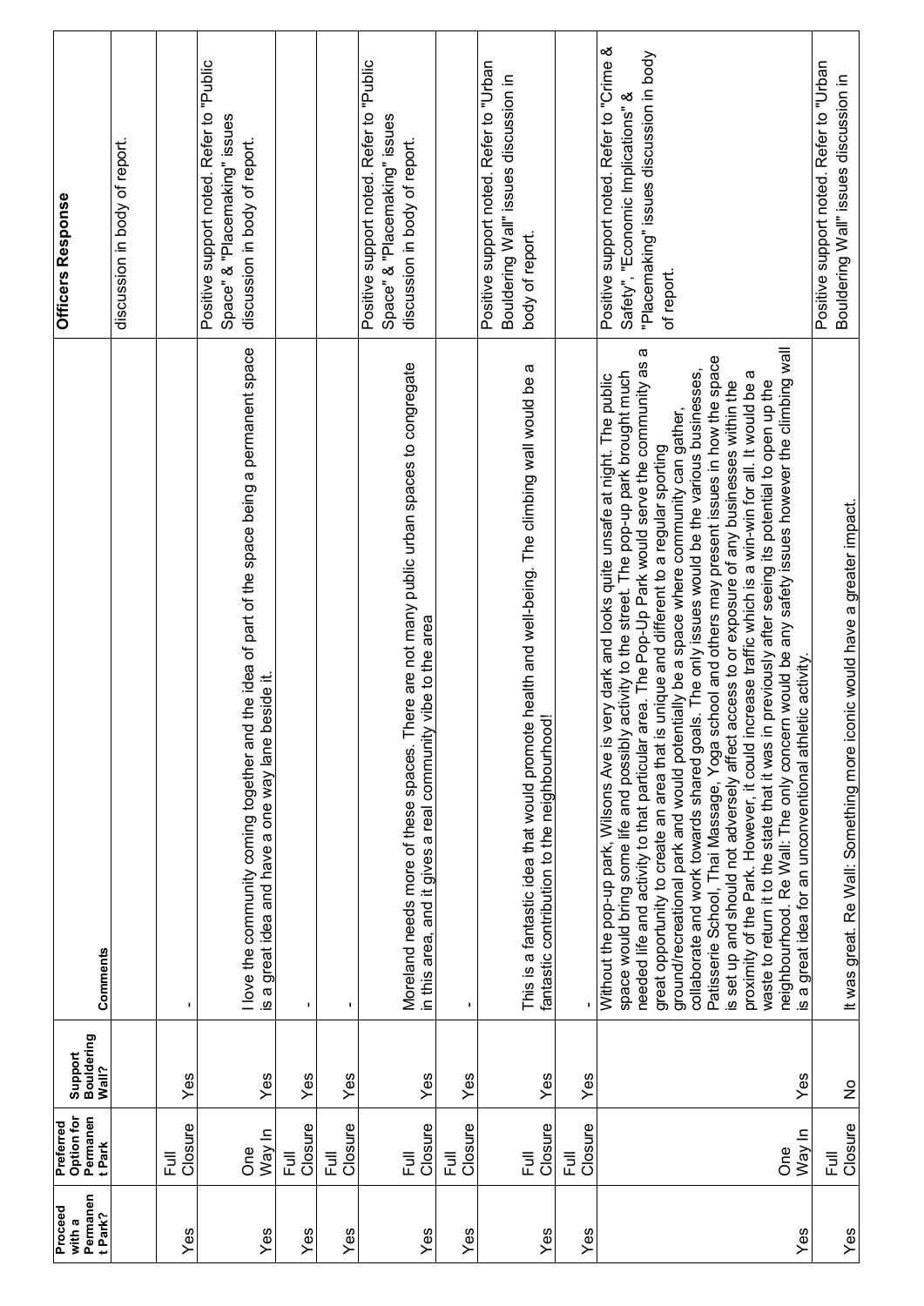| Proceed with a Permanent Park? | Preferred Option for Permanent Park | Support Bouldering Wall? | Comments | Officers Response |
|---|---|---|---|---|
| | | | | discussion in body of report. |
| Yes | Full Closure | Yes | - | |
| Yes | One Way In | Yes | I love the community coming together and the idea of part of the space being a permanent space is a great idea and have a one way lane beside it. | Positive support noted. Refer to "Public Space" & "Placemaking" issues discussion in body of report. |
| Yes | Full Closure | Yes | - | |
| Yes | Full Closure | Yes | - | |
| Yes | Full Closure | Yes | Moreland needs more of these spaces. There are not many public urban spaces to congregate in this area, and it gives a real community vibe to the area | Positive support noted. Refer to "Public Space" & "Placemaking" issues discussion in body of report. |
| Yes | Full Closure | Yes | - | |
| Yes | Full Closure | Yes | This is a fantastic idea that would promote health and well-being. The climbing wall would be a fantastic contribution to the neighbourhood! | Positive support noted. Refer to "Urban Bouldering Wall" issues discussion in body of report. |
| Yes | Full Closure | Yes | - | |
| Yes | One Way In | Yes | Without the pop-up park, Wilsons Ave is very dark and looks quite unsafe at night. The public space would bring some life and possibly activity to the street. The pop-up park brought much needed life and activity to that particular area. The Pop-Up Park would serve the community as a great opportunity to create an area that is unique and different to a regular sporting ground/recreational park and would potentially be a space where community can gather, collaborate and work towards shared goals. The only issues would be the various businesses, Patisserie School, Thai Massage, Yoga school and others may present issues in how the space is set up and should not adversely affect access to or exposure of any businesses within the proximity of the Park. However, it could increase traffic which is a win-win for all. It would be a waste to return it to the state that it was in previously after seeing its potential to open up the neighbourhood. Re Wall: The only concern would be any safety issues however the climbing wall is a great idea for an unconventional athletic activity. | Positive support noted. Refer to "Crime & Safety", "Economic Implications" & "Placemaking" issues discussion in body of report. |
| Yes | Full Closure | No | It was great. Re Wall: Something more iconic would have a greater impact. | Positive support noted. Refer to "Urban Bouldering Wall" issues discussion in |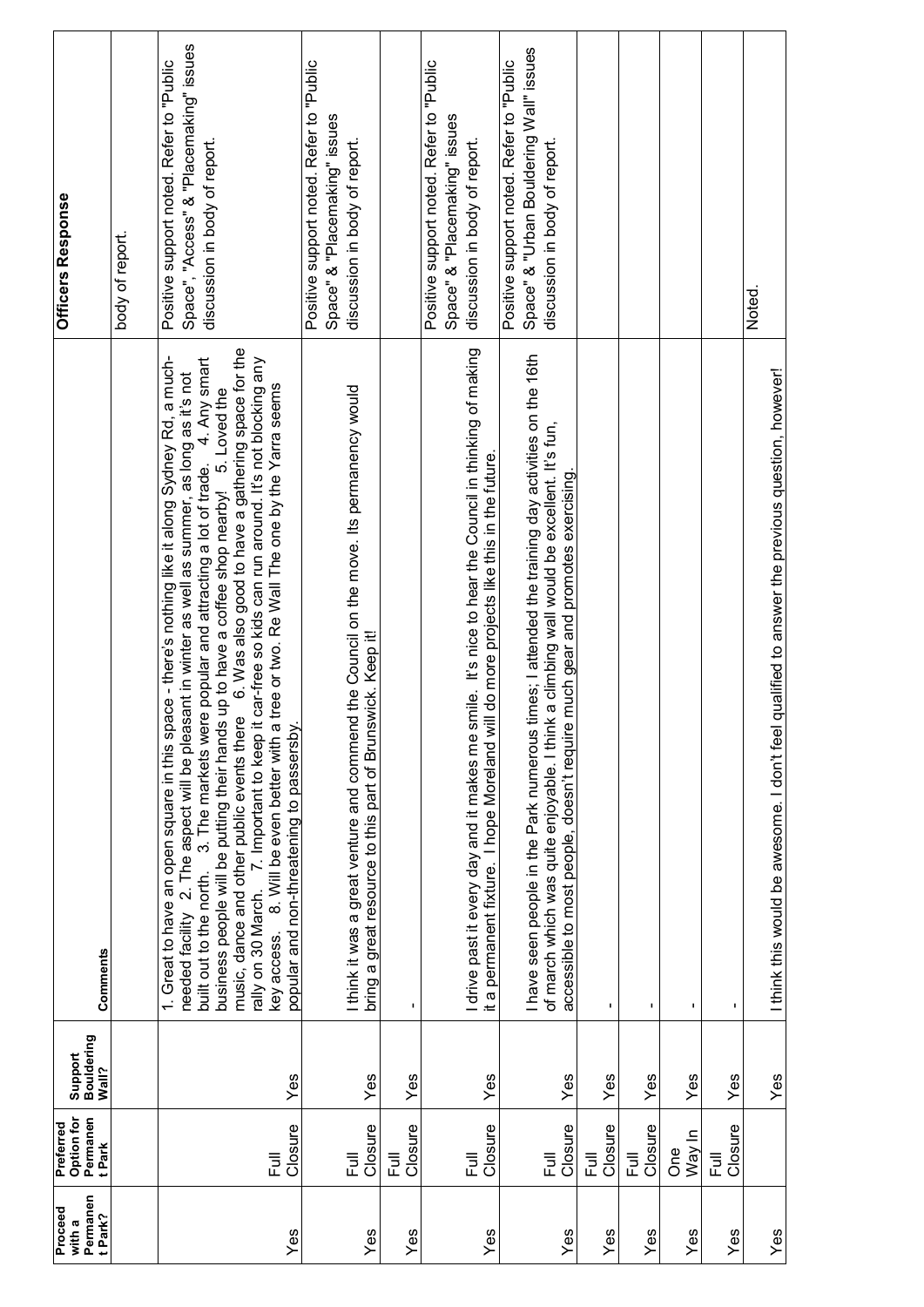| Proceed with a Permanent Park? | Preferred Option for Permanent Park | Support Bouldering Wall? | Comments | Officers Response |
|---|---|---|---|---|
| | | | | body of report. |
| Yes | Full Closure | Yes | 1. Great to have an open square in this space - there's nothing like it along Sydney Rd, a much-needed facility 2. The aspect will be pleasant in winter as well as summer, as long as it's not built out to the north. 3. The markets were popular and attracting a lot of trade. 4. Any smart business people will be putting their hands up to have a coffee shop nearby! 5. Loved the music, dance and other public events there 6. Was also good to have a gathering space for the rally on 30 March. 7. Important to keep it car-free so kids can run around. It's not blocking any key access. 8. Will be even better with a tree or two. Re Wall The one by the Yarra seems popular and non-threatening to passersby. | Positive support noted. Refer to "Public Space", "Access" & "Placemaking" issues discussion in body of report. |
| Yes | Full Closure | Yes | I think it was a great venture and commend the Council on the move. Its permanency would bring a great resource to this part of Brunswick. Keep it! | Positive support noted. Refer to "Public Space" & "Placemaking" issues discussion in body of report. |
| Yes | Full Closure | Yes | - | |
| Yes | Full Closure | Yes | I drive past it every day and it makes me smile. It's nice to hear the Council in thinking of making it a permanent fixture. I hope Moreland will do more projects like this in the future. | Positive support noted. Refer to "Public Space" & "Placemaking" issues discussion in body of report. |
| Yes | Full Closure | Yes | I have seen people in the Park numerous times; I attended the training day activities on the 16th of march which was quite enjoyable. I think a climbing wall would be excellent. It's fun, accessible to most people, doesn't require much gear and promotes exercising. | Positive support noted. Refer to "Public Space" & "Urban Bouldering Wall" issues discussion in body of report. |
| Yes | Full Closure | Yes | - | |
| Yes | Full Closure | Yes | - | |
| Yes | One Way In | Yes | - | |
| Yes | Full Closure | Yes | - | |
| Yes | | Yes | I think this would be awesome. I don't feel qualified to answer the previous question, however! | Noted. |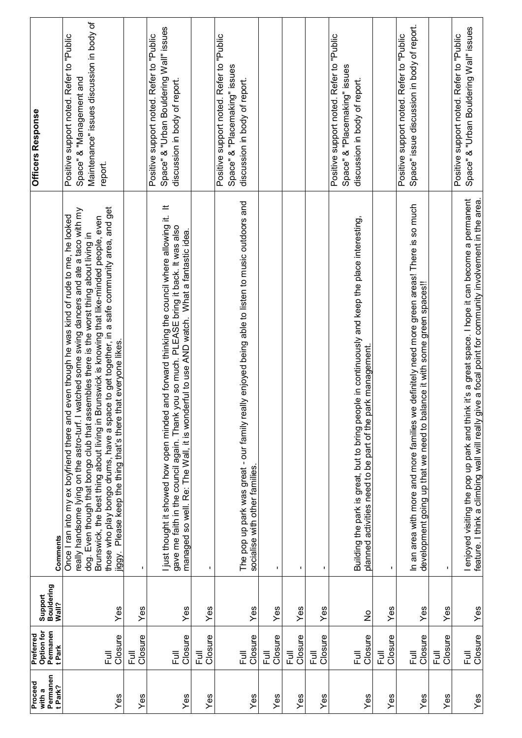| Proceed with a Permanent Park? | Preferred Option for Permanent Park | Support Bouldering Wall? | Comments | Officers Response |
|---|---|---|---|---|
| Yes | Full Closure | Yes | Once I ran into my ex boyfriend there and even though he was kind of rude to me, he looked really handsome lying on the astro-turf. I watched some swing dancers and ate a taco with my dog. Even though that bongo club that assembles there is the worst thing about living in Brunswick, the best thing about living in Brunswick is knowing that like-minded people, even those who play bongo drums, have a space to get together, in a safe community area, and get jiggy. Please keep the thing that's there that everyone likes. | Positive support noted. Refer to "Public Space" & "Management and Maintenance" issues discussion in body of report. |
| Yes | Full Closure | Yes | - | |
| Yes | Full Closure | Yes | I just thought it showed how open minded and forward thinking the council where allowing it. It gave me faith in the council again. Thank you so much. PLEASE bring it back. It was also managed so well. Re: The Wall, it is wonderful to use AND watch. What a fantastic idea. | Positive support noted. Refer to "Public Space" & "Urban Bouldering Wall" issues discussion in body of report. |
| Yes | Full Closure | Yes | - | |
| Yes | Full Closure | Yes | The pop up park was great - our family really enjoyed being able to listen to music outdoors and socialise with other families. | Positive support noted. Refer to "Public Space" & "Placemaking" issues discussion in body of report. |
| Yes | Full Closure | Yes | - | |
| Yes | Full Closure | Yes | - | |
| Yes | Full Closure | Yes | - | |
| Yes | Full Closure | No | Building the park is great, but to bring people in continuously and keep the place interesting, planned activities need to be part of the park management. | Positive support noted. Refer to "Public Space" & "Placemaking" issues discussion in body of report. |
| Yes | Full Closure | Yes | - | |
| Yes | Full Closure | Yes | In an area with more and more families we definitely need more green areas! There is so much development going up that we need to balance it with some green spaces!! | Positive support noted. Refer to "Public Space" issue discussion in body of report. |
| Yes | Full Closure | Yes | - | |
| Yes | Full Closure | Yes | I enjoyed visiting the pop up park and think it's a great space. I hope it can become a permanent feature. I think a climbing wall will really give a focal point for community involvement in the area. | Positive support noted. Refer to "Public Space" & "Urban Bouldering Wall" issues |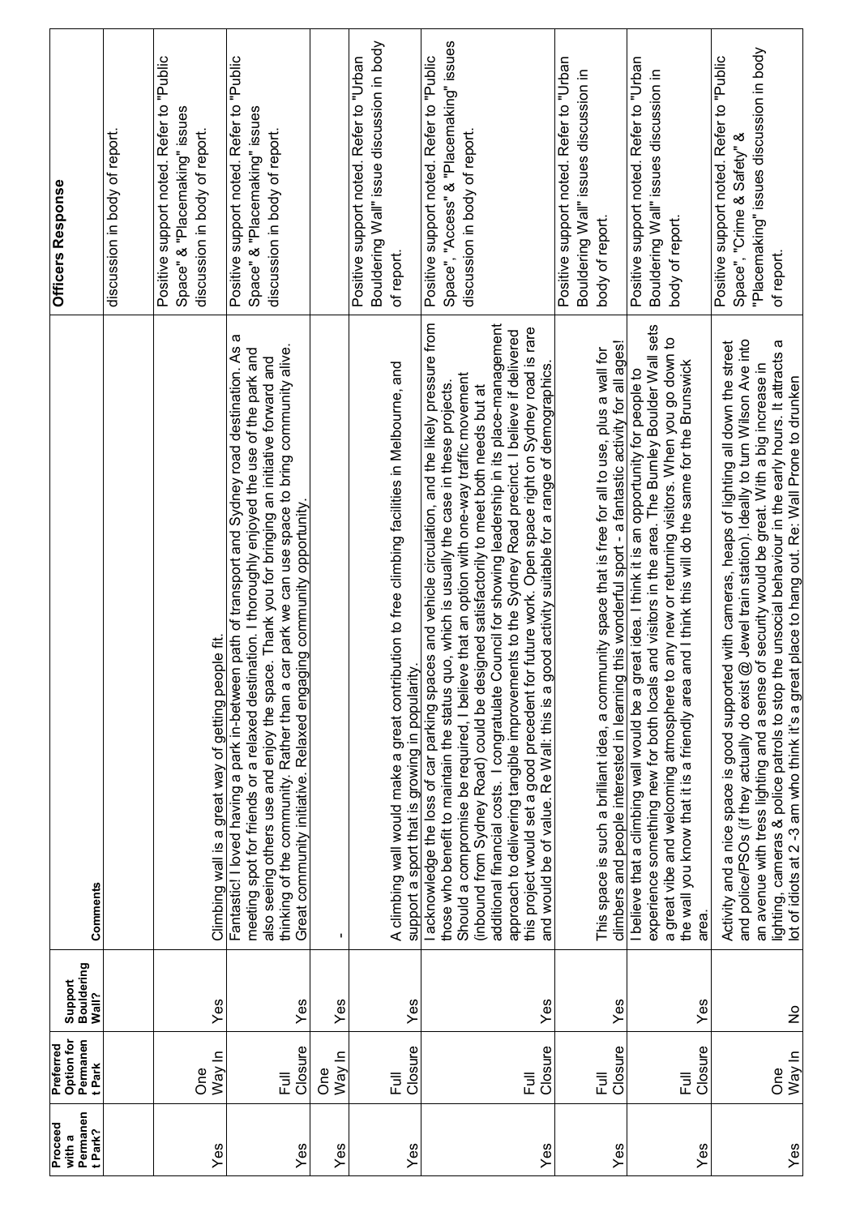| Proceed with a Permanent Park? | Preferred Option for Permanent Park | Support Bouldering Wall? | Comments | Officers Response |
|---|---|---|---|---|
| | | | | discussion in body of report. |
| Yes | One Way In | Yes | Climbing wall is a great way of getting people fit. | Positive support noted. Refer to "Public Space" & "Placemaking" issues discussion in body of report. |
| Yes | Full Closure | Yes | Fantastic! I loved having a park in-between path of transport and Sydney road destination. As a meeting spot for friends or a relaxed destination. I thoroughly enjoyed the use of the park and also seeing others use and enjoy the space. Thank you for bringing an initiative forward and thinking of the community. Rather than a car park we can use space to bring community alive. Great community initiative. Relaxed engaging community opportunity. | Positive support noted. Refer to "Public Space" & "Placemaking" issues discussion in body of report. |
| Yes | One Way In | Yes | - | |
| Yes | Full Closure | Yes | A climbing wall would make a great contribution to free climbing facilities in Melbourne, and support a sport that is growing in popularity. | Positive support noted. Refer to "Urban Bouldering Wall" issue discussion in body of report. |
| Yes | Full Closure | Yes | I acknowledge the loss of car parking spaces and vehicle circulation, and the likely pressure from those who benefit to maintain the status quo, which is usually the case in these projects. Should a compromise be required, I believe that an option with one-way traffic movement (inbound from Sydney Road) could be designed satisfactorily to meet both needs but at additional financial costs. I congratulate Council for showing leadership in its place-management approach to delivering tangible improvements to the Sydney Road precinct. I believe if delivered this project would set a good precedent for future work. Open space right on Sydney road is rare and would be of value. Re Wall: this is a good activity suitable for a range of demographics. | Positive support noted. Refer to "Public Space", "Access" & "Placemaking" issues discussion in body of report. |
| Yes | Full Closure | Yes | This space is such a brilliant idea, a community space that is free for all to use, plus a wall for climbers and people interested in learning this wonderful sport - a fantastic activity for all ages! | Positive support noted. Refer to "Urban Bouldering Wall" issues discussion in body of report. |
| Yes | Full Closure | Yes | I believe that a climbing wall would be a great idea. I think it is an opportunity for people to experience something new for both locals and visitors in the area. The Bumley Boulder Wall sets a great vibe and welcoming atmosphere to any new or returning visitors. When you go down to the wall you know that it is a friendly area and I think this will do the same for the Brunswick area. | Positive support noted. Refer to "Urban Bouldering Wall" issues discussion in body of report. |
| Yes | One Way In | No | Activity and a nice space is good supported with cameras, heaps of lighting all down the street and police/PSOs (if they actually do exist @ Jewel train station). Ideally to turn Wilson Ave into an avenue with tress lighting and a sense of security would be great. With a big increase in lighting, cameras & police patrols to stop the unsocial behaviour in the early hours. It attracts a lot of idiots at 2 -3 am who think it's a great place to hang out. Re: Wall Prone to drunken | Positive support noted. Refer to "Public Space", "Crime & Safety" & "Placemaking" issues discussion in body of report. |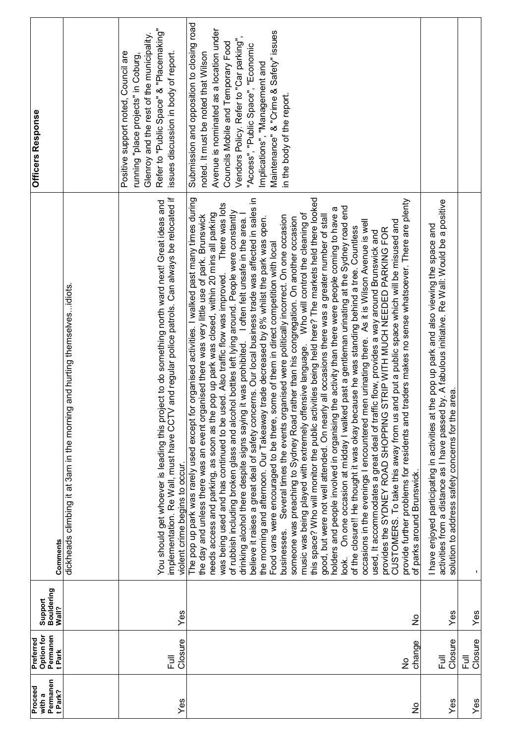| Proceed with a Permanent Park? | Preferred Option for Permanent Park | Support Bouldering Wall? | Comments | Officers Response |
|---|---|---|---|---|
| | | | dickheads climbing it at 3am in the morning and hurting themselves...idiots. | |
| Yes | Full Closure | Yes | You should get whoever is leading this project to do something north ward next! Great ideas and implementation. Re Wall, must have CCTV and regular police patrols. Can always be relocated if violent crime begins to occur. | Positive support noted, Council are running "place projects" in Coburg, Glenroy and the rest of the municipality. Refer to "Public Space" & "Placemaking" issues discussion in body of report. |
| No | No change | No | The pop up park was rarely used except for organised activities. I walked past many times during the day and unless there was an event organised there was very little use of park. Brunswick needs access and parking, as soon as the pop up park was closed, within 20 mins all parking was being used and has continued to be used. Also traffic flow was improved. There was lots of rubbish including broken glass and alcohol bottles left lying around. People were constantly drinking alcohol there despite signs saying it was prohibited. I often felt unsafe in the area. I believe it raises a great deal of safety concerns. Our local business trade was affected in sales in the morning and afternoon. Our Takeaway trade decreased by 8% whilst the park was open. Food vans were encouraged to be there, some of them in direct competition with local businesses. Several times the events organised were politically incorrect. On one occasion someone was preaching to Sydney Road rather than his congregation. On another occasion music was being played with extremely offensive language. Who will control the cleaning of this space? Who will monitor the public activities being held here? The markets held there looked good, but were not well attended. On nearly all occasions there was a greater number of stall holders and people involved in organising the activity than there were people coming to have a look. On one occasion at midday I walked past a gentleman urinating at the Sydney road end of the closure!! He thought it was okay because he was standing behind a tree. Countless occasions in the evenings I encountered men urinating there. As it is Wilson Avenue is well used, It accommodates a great deal of traffic flow, provides a way around Brunswick and provides the SYDNEY ROAD SHOPPING STRIP WITH MUCH NEEDED PARKING FOR CUSTOMERS. To take this away from us and put a public space which will be misused and provide further problems for residents and traders makes no sense whatsoever. There are plenty of parks around Brunswick. | Submission and opposition to closing road noted. It must be noted that Wilson Avenue is nominated as a location under Councils Mobile and Temporary Food Vendors Policy. Refer to "Car parking", "Access", "Public Space", "Economic Implications", "Management and Maintenance" & "Crime & Safety" issues in the body of the report. |
| Yes | Full Closure | Yes | I have enjoyed participating in activities at the pop up park and also viewing the space and activities from a distance as I have passed by. A fabulous initiative. Re Wall: Would be a positive solution to address safety concerns for the area. | |
| Yes | Full Closure | Yes | - | |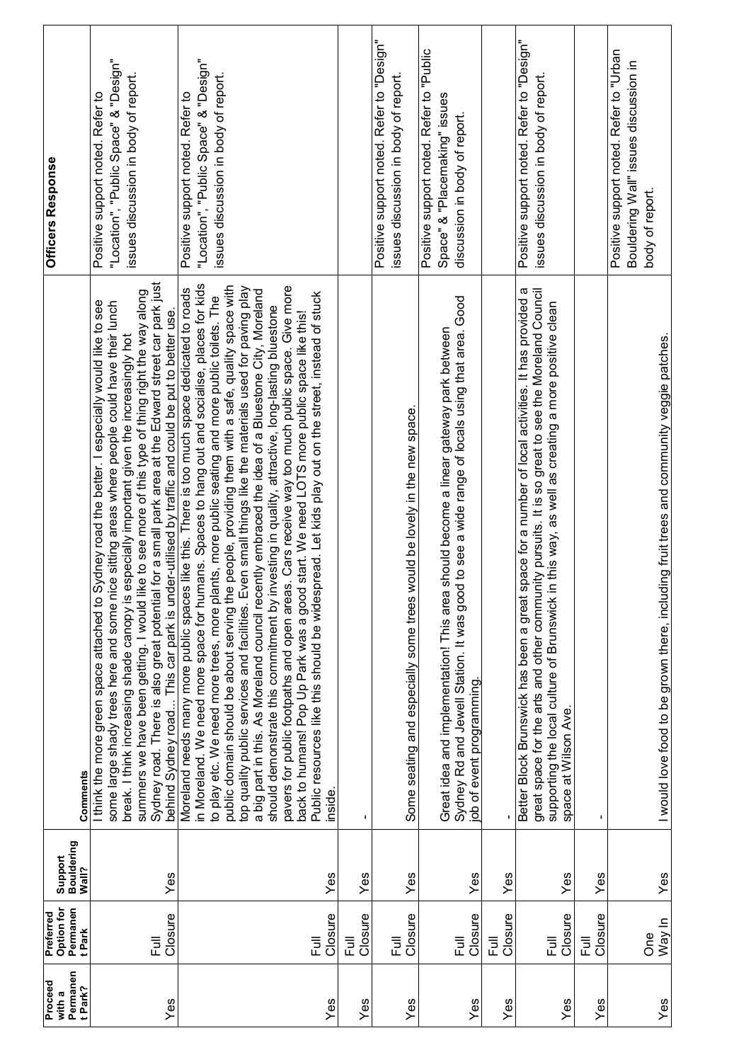| Proceed with a Permanent Park? | Preferred Option for Permanent Park | Support Bouldering Wall? | Comments | Officers Response |
|---|---|---|---|---|
| Yes | Full Closure | Yes | I think the more green space attached to Sydney road the better. I especially would like to see some large shady trees here and some nice sitting areas where people could have their lunch break. I think increasing shade canopy is especially important given the increasingly hot summers we have been getting. I would like to see more of this type of thing right the way along Sydney road. There is also great potential for a small park area at the Edward street car park just behind Sydney road... This car park is under-utilised by traffic and could be put to better use. | Positive support noted. Refer to "Location", "Public Space" & "Design" issues discussion in body of report. |
| Yes | Full Closure | Yes | Moreland needs many more public spaces like this. There is too much space dedicated to roads in Moreland. We need more space for humans. Spaces to hang out and socialise, places for kids to play etc. We need more trees, more plants, more public seating and more public toilets. The public domain should be about serving the people, providing them with a safe, quality space with top quality public services and facilities. Even small things like the materials used for paving play a big part in this. As Moreland council recently embraced the idea of a Bluestone City, Moreland should demonstrate this commitment by investing in quality, attractive, long-lasting bluestone pavers for public footpaths and open areas. Cars receive way too much public space. Give more back to humans! Pop Up Park was a good start. We need LOTS more public space like this! Public resources like this should be widespread. Let kids play out on the street, instead of stuck inside. | Positive support noted. Refer to "Location", "Public Space" & "Design" issues discussion in body of report. |
| Yes | Full Closure | Yes | - | |
| Yes | Full Closure | Yes | Some seating and especially some trees would be lovely in the new space. | Positive support noted. Refer to "Design" issues discussion in body of report. |
| Yes | Full Closure | Yes | Great idea and implementation! This area should become a linear gateway park between Sydney Rd and Jewell Station. It was good to see a wide range of locals using that area. Good job of event programming. | Positive support noted. Refer to "Public Space" & "Placemaking" issues discussion in body of report. |
| Yes | Full Closure | Yes | - | |
| Yes | Full Closure | Yes | Better Block Brunswick has been a great space for a number of local activities. It has provided a great space for the arts and other community pursuits. It is so great to see the Moreland Council supporting the local culture of Brunswick in this way, as well as creating a more positive clean space at Wilson Ave. | Positive support noted. Refer to "Design" issues discussion in body of report. |
| Yes | Full Closure | Yes | - | |
| Yes | One Way In | Yes | I would love food to be grown there, including fruit trees and community veggie patches. | Positive support noted. Refer to "Urban Bouldering Wall" issues discussion in body of report. |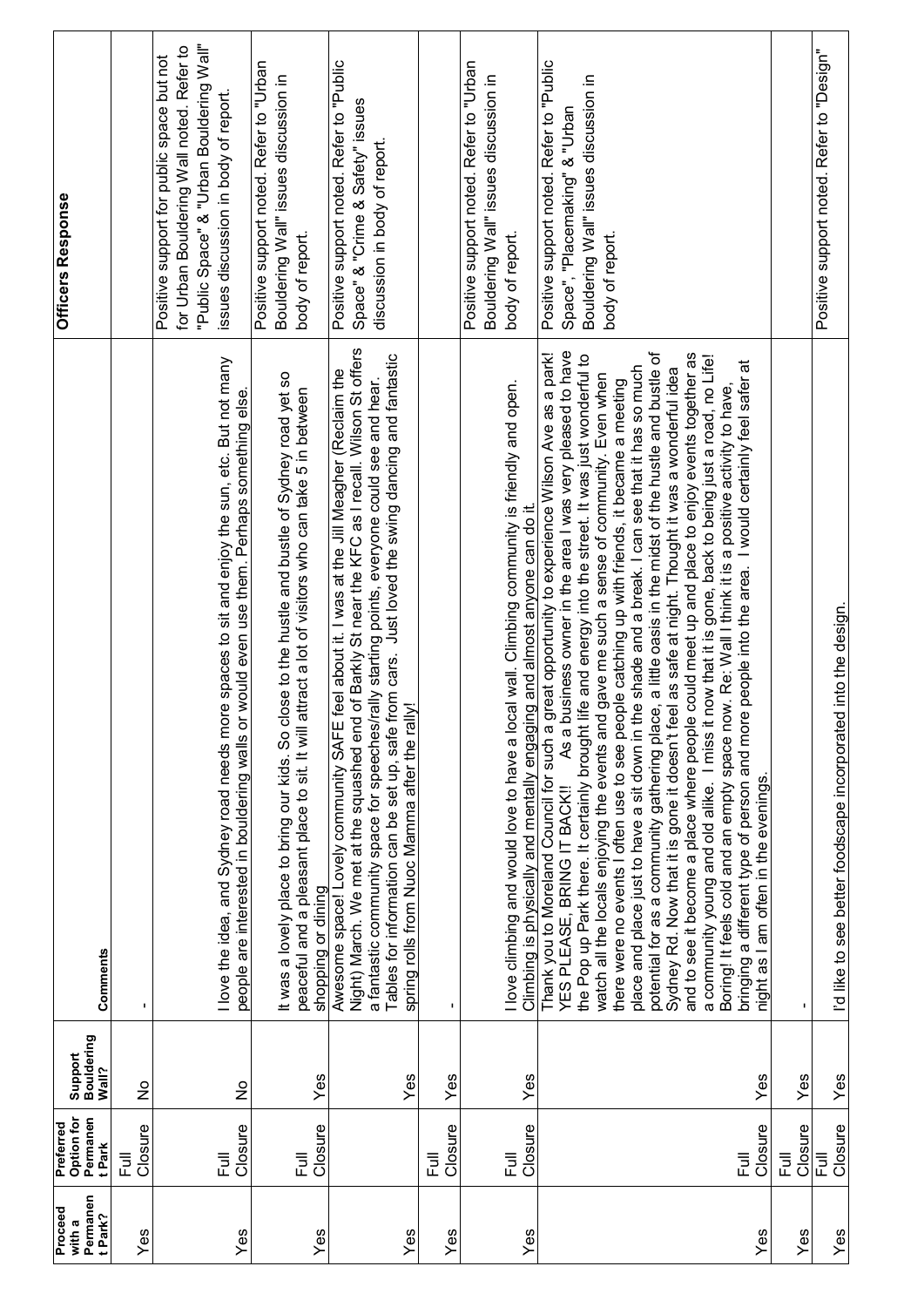| Proceed with a Permanent Park? | Preferred Option for Permanent Park | Support Bouldering Wall? | Comments | Officers Response |
|---|---|---|---|---|
| Yes | Full Closure | No | - | |
| Yes | Full Closure | No | I love the idea, and Sydney road needs more spaces to sit and enjoy the sun, etc. But not many people are interested in bouldering walls or would even use them. Perhaps something else. | Positive support for public space but not for Urban Bouldering Wall noted. Refer to "Public Space" & "Urban Bouldering Wall" issues discussion in body of report. |
| Yes | Full Closure | Yes | It was a lovely place to bring our kids. So close to the hustle and bustle of Sydney road yet so peaceful and a pleasant place to sit. It will attract a lot of visitors who can take 5 in between shopping or dining | Positive support noted. Refer to "Urban Bouldering Wall" issues discussion in body of report. |
| Yes | | Yes | Awesome space! Lovely community SAFE feel about it. I was at the Jill Meagher (Reclaim the Night) March. We met at the squashed end of Barkly St near the KFC as I recall. Wilson St offers a fantastic community space for speeches/rally starting points, everyone could see and hear. Tables for information can be set up, safe from cars. Just loved the swing dancing and fantastic spring rolls from Nuoc Mamma after the rally! | Positive support noted. Refer to "Public Space" & "Crime & Safety" issues discussion in body of report. |
| Yes | Full Closure | Yes | - | |
| Yes | Full Closure | Yes | I love climbing and would love to have a local wall. Climbing community is friendly and open. Climbing is physically and mentally engaging and almost anyone can do it. | Positive support noted. Refer to "Urban Bouldering Wall" issues discussion in body of report. |
| Yes | Full Closure | Yes | Thank you to Moreland Council for such a great opportunity to experience Wilson Ave as a park! YES PLEASE, BRING IT BACK!! As a business owner in the area I was very pleased to have the Pop up Park there. It certainly brought life and energy into the street. It was just wonderful to watch all the locals enjoying the events and gave me such a sense of community. Even when there were no events I often use to see people catching up with friends, it became a meeting place and place just to have a sit down in the shade and a break. I can see that it has so much potential for as a community gathering place, a little oasis in the midst of the hustle and bustle of Sydney Rd. Now that it is gone it doesn't feel as safe at night. Thought it was a wonderful idea and to see it become a place where people could meet up and place to enjoy events together as a community young and old alike. I miss it now that it is gone, back to being just a road, no Life! Boring! It feels cold and an empty space now. Re: Wall I think it is a positive activity to have, bringing a different type of person and more people into the area. I would certainly feel safer at night as I am often in the evenings. | Positive support noted. Refer to "Public Space", "Placemaking" & "Urban Bouldering Wall" issues discussion in body of report. |
| Yes | Full Closure | Yes | - | |
| Yes | Full Closure | Yes | I'd like to see better foodscape incorporated into the design. | Positive support noted. Refer to "Design" |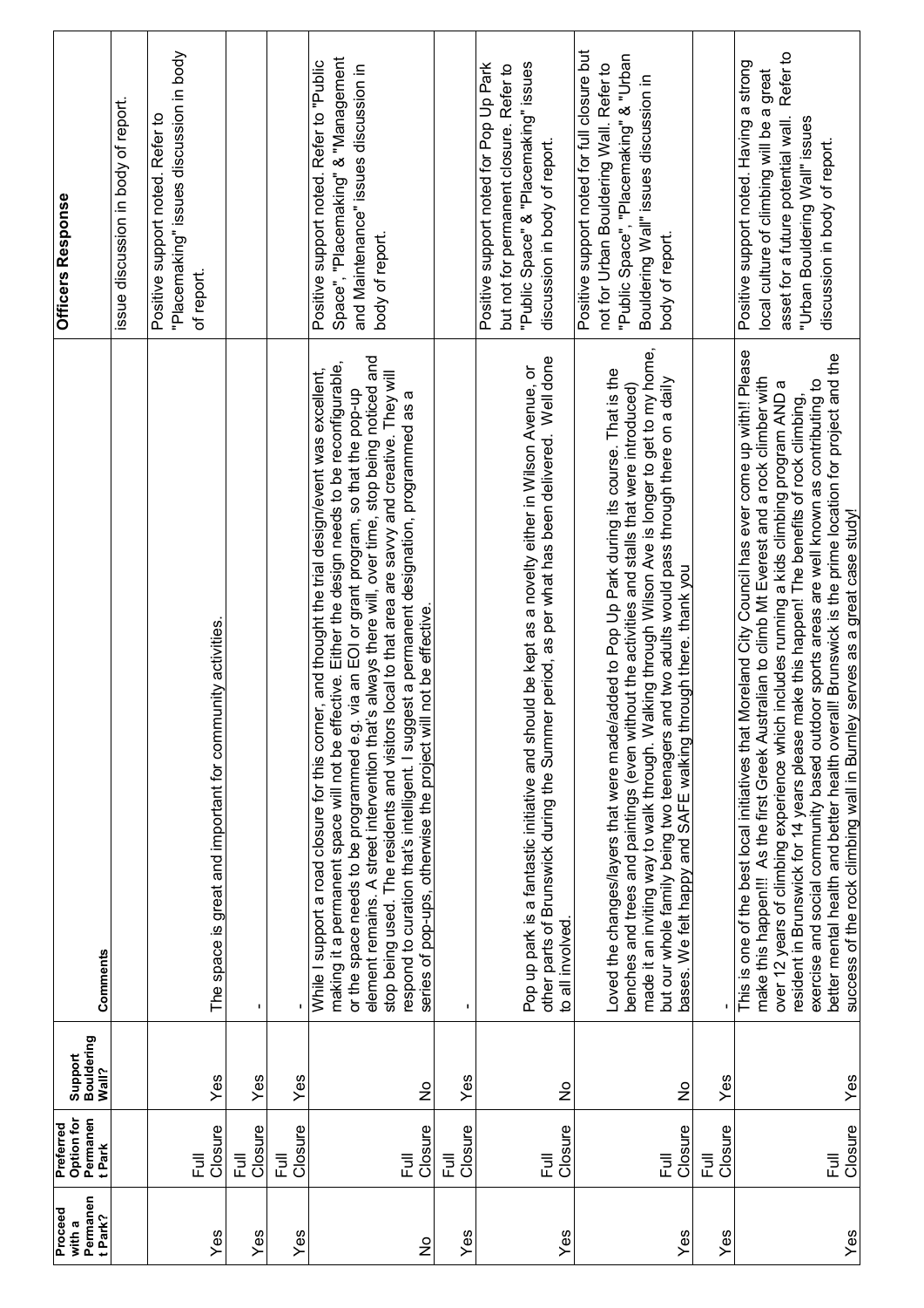| Proceed with a Permanent Park? | Preferred Option for Permanent Park | Support Bouldering Wall? | Comments | Officers Response |
|---|---|---|---|---|
| | | | | issue discussion in body of report. |
| Yes | Full Closure | Yes | The space is great and important for community activities. | Positive support noted. Refer to "Placemaking" issues discussion in body of report. |
| Yes | Full Closure | Yes | - | |
| Yes | Full Closure | Yes | - | |
| No | Full Closure | No | While I support a road closure for this corner, and thought the trial design/event was excellent, making it a permanent space will not be effective. Either the design needs to be reconfigurable, or the space needs to be programmed e.g. via an EOI or grant program, so that the pop-up element remains. A street intervention that's always there will, over time, stop being noticed and stop being used. The residents and visitors local to that area are savvy and creative. They will respond to curation that's intelligent. I suggest a permanent designation, programmed as a series of pop-ups, otherwise the project will not be effective. | Positive support noted. Refer to "Public Space", "Placemaking" & "Management and Maintenance" issues discussion in body of report. |
| Yes | Full Closure | Yes | - | |
| Yes | Full Closure | No | Pop up park is a fantastic initiative and should be kept as a novelty either in Wilson Avenue, or other parts of Brunswick during the Summer period, as per what has been delivered. Well done to all involved. | Positive support noted for Pop Up Park but not for permanent closure. Refer to "Public Space" & "Placemaking" issues discussion in body of report. |
| Yes | Full Closure | No | Loved the changes/layers that were made/added to Pop Up Park during its course. That is the benches and trees and paintings (even without the activities and stalls that were introduced) made it an inviting way to walk through. Walking through Wilson Ave is longer to get to my home, but our whole family being two teenagers and two adults would pass through there on a daily bases. We felt happy and SAFE walking through there. thank you | Positive support noted for full closure but not for Urban Bouldering Wall. Refer to "Public Space", "Placemaking" & "Urban Bouldering Wall" issues discussion in body of report. |
| Yes | Full Closure | Yes | - | |
| Yes | Full Closure | Yes | This is one of the best local initiatives that Moreland City Council has ever come up with!! Please make this happen!!! As the first Greek Australian to climb Mt Everest and a rock climber with over 12 years of climbing experience which includes running a kids climbing program AND a resident in Brunswick for 14 years please make this happen! The benefits of rock climbing, exercise and social community based outdoor sports areas are well known as contributing to better mental health and better health overall! Brunswick is the prime location for project and the success of the rock climbing wall in Burnley serves as a great case study! | Positive support noted. Having a strong local culture of climbing will be a great asset for a future potential wall. Refer to "Urban Bouldering Wall" issues discussion in body of report. |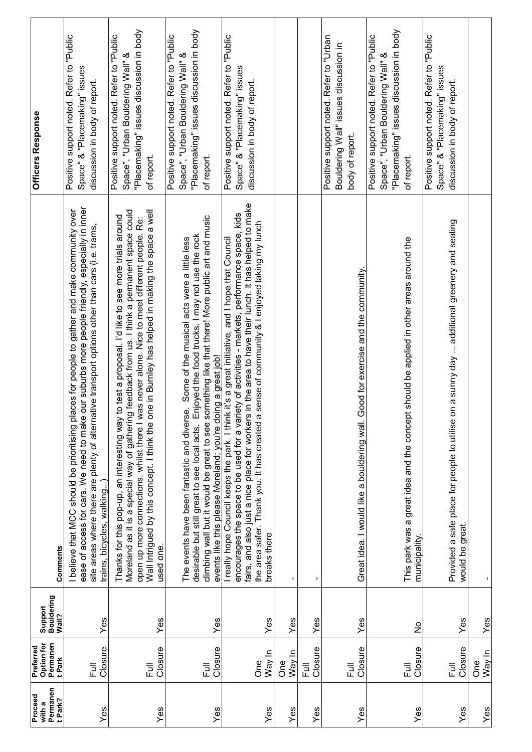| Proceed with a Permanent Park? | Preferred Option for Permanent Park | Support Bouldering Wall? | Comments | Officers Response |
|---|---|---|---|---|
| Yes | Full Closure | Yes | I believe that MCC should be prioritising places for people to gather and make community over ease of access for cars. We need to make our suburbs more people friendly, especially in inner site areas where there are plenty of alternative transport options other than cars (i.e. trams, trains, bicycles, walking...) | Positive support noted. Refer to "Public Space" & "Placemaking" issues discussion in body of report. |
| Yes | Full Closure | Yes | Thanks for this pop-up, an interesting way to test a proposal. I'd like to see more trials around Moreland as it is a special way of gathering feedback from us. I think a permanent space could open up more connections, whilst there I was never alone. Nice to meet different people. Re: Wall Intrigued by this concept. I think the one in Burnley has helped in making the space a well used one. | Positive support noted. Refer to "Public Space", "Urban Bouldering Wall" & "Placemaking" issues discussion in body of report. |
| Yes | Full Closure | Yes | The events have been fantastic and diverse. Some of the musical acts were a little less desirable but still great to see local acts. Enjoyed the food trucks. I may not use the rock climbing wall but it would be great to see something like that there! More public art and music events like this please Moreland; you're doing a great job! | Positive support noted. Refer to "Public Space", "Urban Bouldering Wall" & "Placemaking" issues discussion in body of report. |
| Yes | One Way In | Yes | I really hope Council keeps the park. I think it's a great initiative, and I hope that Council encourages the space to be used for a variety of activities - markets, performance space, kids fairs, and also just a nice place for workers in the area to have their lunch. It has helped to make the area safer. Thank you. It has created a sense of community & I enjoyed taking my lunch breaks there | Positive support noted. Refer to "Public Space" & "Placemaking" issues discussion in body of report. |
| Yes | One Way In | Yes | - | |
| Yes | Full Closure | Yes | - | |
| Yes | Full Closure | Yes | Great idea. I would like a bouldering wall. Good for exercise and the community. | Positive support noted. Refer to "Urban Bouldering Wall" issues discussion in body of report. |
| Yes | Full Closure | No | This park was a great idea and the concept should be applied in other areas around the municipality. | Positive support noted. Refer to "Public Space", "Urban Bouldering Wall" & "Placemaking" issues discussion in body of report. |
| Yes | Full Closure | Yes | Provided a safe place for people to utilise on a sunny day ... additional greenery and seating would be great. | Positive support noted. Refer to "Public Space" & "Placemaking" issues discussion in body of report. |
| Yes | One Way In | Yes | - | |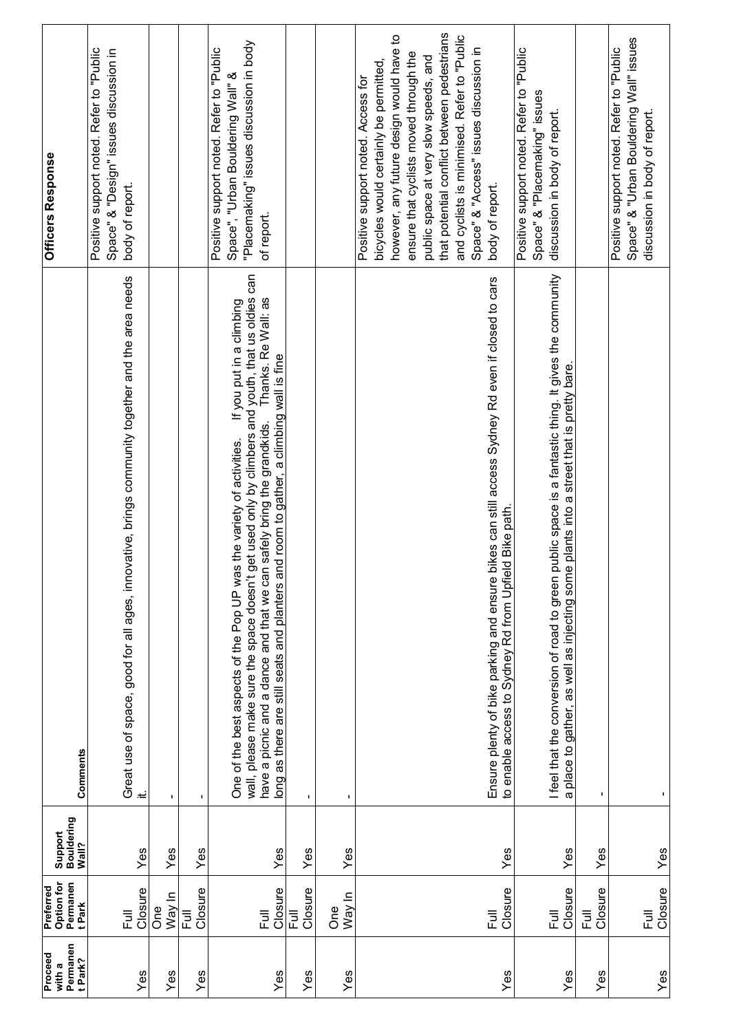| Proceed with a Permanent Park? | Preferred Option for Permanent Park | Support Bouldering Wall? | Comments | Officers Response |
|---|---|---|---|---|
| Yes | Full Closure | Yes | Great use of space, good for all ages, innovative, brings community together and the area needs it. | Positive support noted. Refer to "Public Space" & "Design" issues discussion in body of report. |
| Yes | One Way In | Yes | - | |
| Yes | Full Closure | Yes | - | |
| Yes | Full Closure | Yes | One of the best aspects of the Pop UP was the variety of activities. If you put in a climbing wall, please make sure the space doesn't get used only by climbers and youth, that us oldies can have a picnic and a dance and that we can safely bring the grandkids. Thanks. Re Wall: as long as there are still seats and planters and room to gather, a climbing wall is fine | Positive support noted. Refer to "Public Space", "Urban Bouldering Wall" & "Placemaking" issues discussion in body of report. |
| Yes | Full Closure | Yes | - | |
| Yes | One Way In | Yes | - | |
| Yes | Full Closure | Yes | Ensure plenty of bike parking and ensure bikes can still access Sydney Rd even if closed to cars to enable access to Sydney Rd from Upfield Bike path. | Positive support noted. Access for bicycles would certainly be permitted, however, any future design would have to ensure that cyclists moved through the public space at very slow speeds, and that potential conflict between pedestrians and cyclists is minimised. Refer to "Public Space" & "Access" issues discussion in body of report. |
| Yes | Full Closure | Yes | I feel that the conversion of road to green public space is a fantastic thing. It gives the community a place to gather, as well as injecting some plants into a street that is pretty bare. | Positive support noted. Refer to "Public Space" & "Placemaking" issues discussion in body of report. |
| Yes | Full Closure | Yes | - | |
| Yes | Full Closure | Yes | - | Positive support noted. Refer to "Public Space" & "Urban Bouldering Wall" issues discussion in body of report. |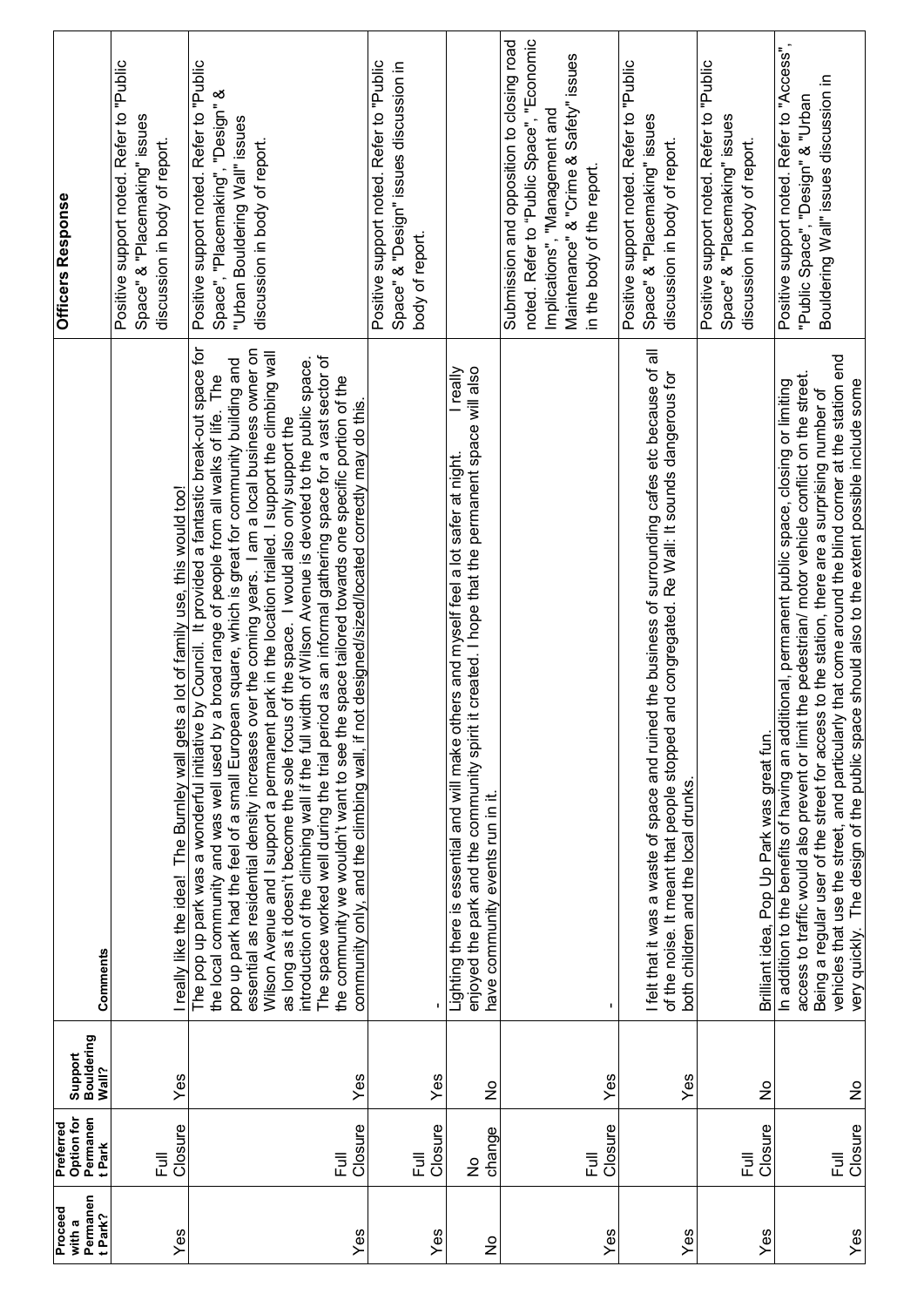| Proceed with a Permanent Park? | Preferred Option for Permanent Park | Support Bouldering Wall? | Comments | Officers Response |
|---|---|---|---|---|
| Yes | Full Closure | Yes | I really like the idea! The Burnley wall gets a lot of family use, this would too! | Positive support noted. Refer to "Public Space" & "Placemaking" issues discussion in body of report. |
| Yes | Full Closure | Yes | The pop up park was a wonderful initiative by Council. It provided a fantastic break-out space for the local community and was well used by a broad range of people from all walks of life. The pop up park had the feel of a small European square, which is great for community building and essential as residential density increases over the coming years. I am a local business owner on Wilson Avenue and I support a permanent park in the location trialled. I support the climbing wall as long as it doesn't become the sole focus of the space. I would also only support the introduction of the climbing wall if the full width of Wilson Avenue is devoted to the public space. The space worked well during the trial period as an informal gathering space for a vast sector of the community we wouldn't want to see the space tailored towards one specific portion of the community only, and the climbing wall, if not designed/sized/located correctly may do this. | Positive support noted. Refer to "Public Space", "Placemaking", "Design" & "Urban Bouldering Wall" issues discussion in body of report. |
| Yes | Full Closure | Yes | - | Positive support noted. Refer to "Public Space" & "Design" issues discussion in body of report. |
| No | No change | No | Lighting there is essential and will make others and myself feel a lot safer at night. I really enjoyed the park and the community spirit it created. I hope that the permanent space will also have community events run in it. | |
| Yes | Full Closure | Yes | - | Submission and opposition to closing road noted. Refer to "Public Space", "Economic Implications", "Management and Maintenance" & "Crime & Safety" issues in the body of the report. |
| Yes | | Yes | I felt that it was a waste of space and ruined the business of surrounding cafes etc because of all of the noise. It meant that people stopped and congregated. Re Wall: It sounds dangerous for both children and the local drunks. | Positive support noted. Refer to "Public Space" & "Placemaking" issues discussion in body of report. |
| Yes | Full Closure | No | Brilliant idea, Pop Up Park was great fun. | Positive support noted. Refer to "Public Space" & "Placemaking" issues discussion in body of report. |
| Yes | Full Closure | No | In addition to the benefits of having an additional, permanent public space, closing or limiting access to traffic would also prevent or limit the pedestrian/ motor vehicle conflict on the street. Being a regular user of the street for access to the station, there are a surprising number of vehicles that use the street, and particularly that come around the blind corner at the station end very quickly. The design of the public space should also to the extent possible include some | Positive support noted. Refer to "Access", "Public Space", "Design" & "Urban Bouldering Wall" issues discussion in |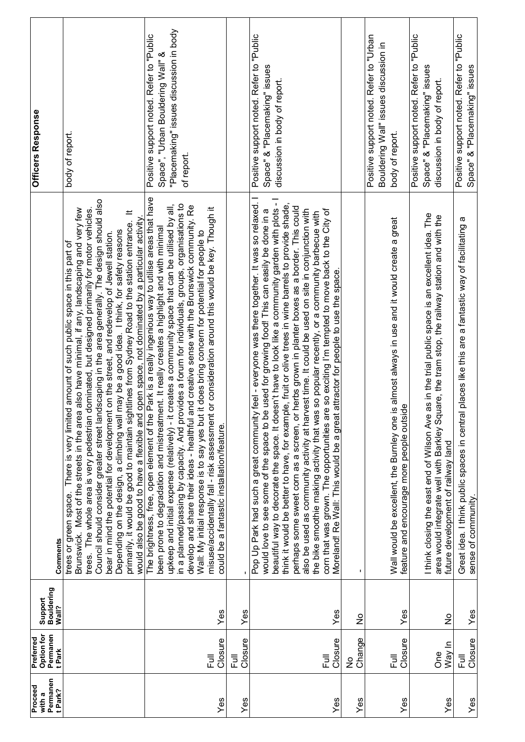| Proceed with a Permanent Park? | Preferred Option for Permanent Park | Support Bouldering Wall? | Comments | Officers Response |
|---|---|---|---|---|
| | | | trees or green space. There is very limited amount of such public space in this part of Brunswick. Most of the streets in the area also have minimal, if any, landscaping and very few trees. The whole area is very pedestrian dominated, but designed primarily for motor vehicles. Council should consider greater street landscaping in the area generally. The design should also bear in mind the potential for development on the street, and redevelop of Jewell station. Depending on the design, a climbing wall may be a good idea. I think, for safety reasons primarily, it would be good to maintain sightlines from Sydney Road to the station entrance. It would also be good to have a flexible and open space, not dominated by a particular activity. | body of report. |
| Yes | Full Closure | Yes | The brightness, free, open element of the Park is a really ingenious way to utilise areas that have been prone to degradation and mistreatment. It really creates a highlight and with minimal upkeep and initial expense (relatively) - it creates a community space that can be utilised by all, in a planned/passing by capacity. And provides a forum for individuals, groups, organisations to develop and share their ideas - healthful and creative sense with the Brunswick community. Re Wall: My initial response is to say yes but it does bring concern for potential for people to misuse/accidentally fall - risk assessment or consideration around this would be key. Though it could be a fantastic installation/feature. | Positive support noted. Refer to "Public Space", "Urban Bouldering Wall" & "Placemaking" issues discussion in body of report. |
| Yes | Full Closure | Yes | - | |
| Yes | Full Closure | Yes | Pop Up Park had such a great community feel - everyone was there together. It was so relaxed. I would love to see some of the space to be used for growing food! This can easily be done in a beautiful way to decorate the space. It doesn't have to look like a community garden with plots - I think it would be better to have, for example, fruit or olive trees in wine barrels to provide shade, perhaps some sweet corn as a screen, or herbs grown in planter boxes as a border. This could also be used as community activity at harvest time. It could be used on site in conjunction with the bike smoothie making activity that was so popular recently, or a community barbecue with corn that was grown. The opportunities are so exciting I'm tempted to move back to the City of Moreland! Re Wall: This would be a great attractor for people to use the space. | Positive support noted. Refer to "Public Space" & "Placemaking" issues discussion in body of report. |
| Yes | No Change | No | - | |
| Yes | Full Closure | Yes | Wall would be excellent, the Burnley one is almost always in use and it would create a great feature and encourage more people outside | Positive support noted. Refer to "Urban Bouldering Wall" issues discussion in body of report. |
| Yes | One Way In | No | I think closing the east end of Wilson Ave as in the trial public space is an excellent idea. The area would integrate well with Barkley Square, the tram stop, the railway station and with the future development of railway land | Positive support noted. Refer to "Public Space" & "Placemaking" issues discussion in body of report. |
| Yes | Full Closure | Yes | Great idea. I think public spaces in central places like this are a fantastic way of facilitating a sense of community. | Positive support noted. Refer to "Public Space" & "Placemaking" issues |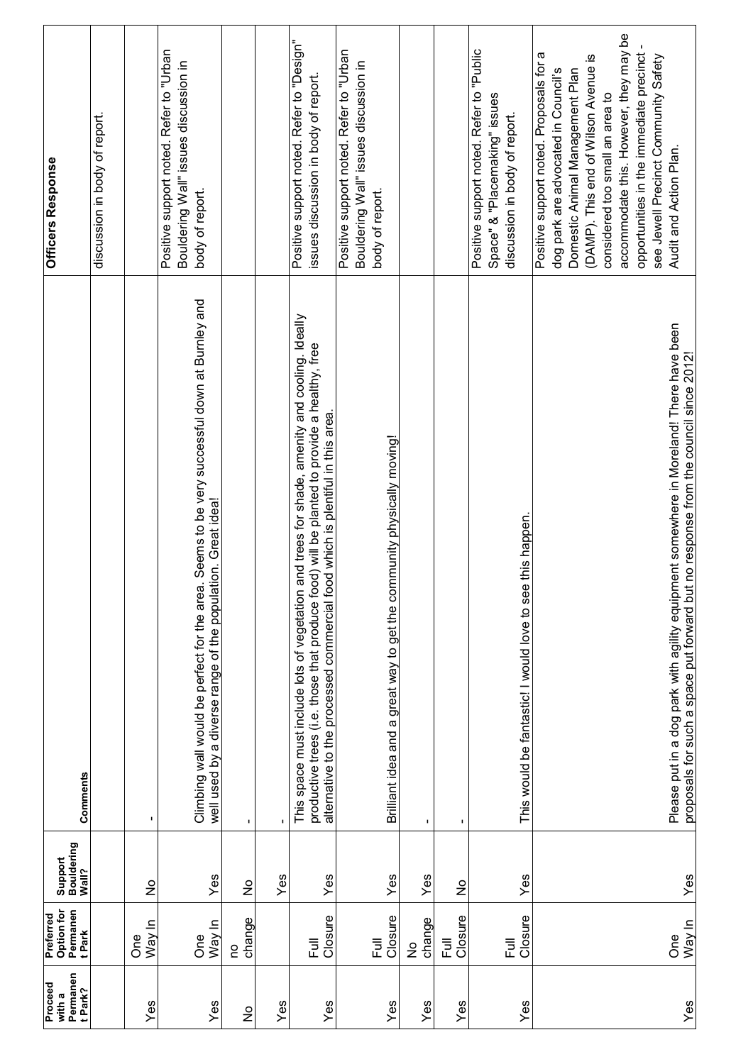| Proceed with a Permanent Park? | Preferred Option for Permanent Park | Support Bouldering Wall? | Comments | Officers Response |
|---|---|---|---|---|
| | | | | discussion in body of report. |
| Yes | One Way In | No | - | |
| Yes | One Way In | Yes | Climbing wall would be perfect for the area. Seems to be very successful down at Burnley and well used by a diverse range of the population. Great idea! | Positive support noted. Refer to "Urban Bouldering Wall" issues discussion in body of report. |
| No | no change | No | - | |
| Yes | | Yes | - | |
| Yes | Full Closure | Yes | This space must include lots of vegetation and trees for shade, amenity and cooling. Ideally productive trees (i.e. those that produce food) will be planted to provide a healthy, free alternative to the processed commercial food which is plentiful in this area. | Positive support noted. Refer to "Design" issues discussion in body of report. |
| Yes | Full Closure | Yes | Brilliant idea and a great way to get the community physically moving! | Positive support noted. Refer to "Urban Bouldering Wall" issues discussion in body of report. |
| Yes | No change | Yes | - | |
| Yes | Full Closure | No | - | |
| Yes | Full Closure | Yes | This would be fantastic! I would love to see this happen. | Positive support noted. Refer to "Public Space" & "Placemaking" issues discussion in body of report. |
| Yes | One Way In | Yes | Please put in a dog park with agility equipment somewhere in Moreland! There have been proposals for such a space put forward but no response from the council since 2012! | Positive support noted. Proposals for a dog park are advocated in Council's Domestic Animal Management Plan (DAMP). This end of Wilson Avenue is considered too small an area to accommodate this. However, they may be opportunities in the immediate precinct - see Jewell Precinct Community Safety Audit and Action Plan. |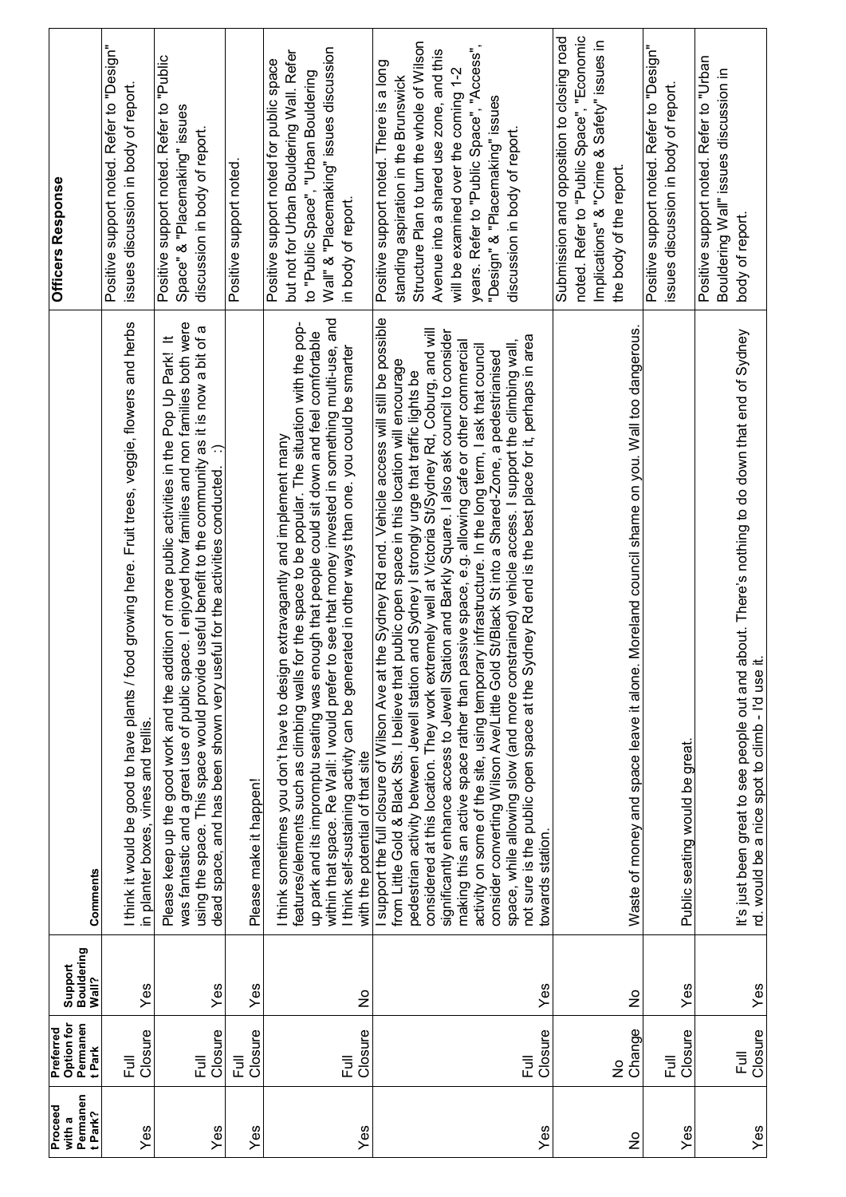| Proceed with a Permanent Park? | Preferred Option for Permanent Park | Support Bouldering Wall? | Comments | Officers Response |
|---|---|---|---|---|
| Yes | Full Closure | Yes | I think it would be good to have plants / food growing here. Fruit trees, veggie, flowers and herbs in planter boxes, vines and trellis. | Positive support noted. Refer to "Design" issues discussion in body of report. |
| Yes | Full Closure | Yes | Please keep up the good work and the addition of more public activities in the Pop Up Park! It was fantastic and a great use of public space. I enjoyed how families and non families both were using the space. This space would provide useful benefit to the community as it is now a bit of a dead space, and has been shown very useful for the activities conducted. :) | Positive support noted. Refer to "Public Space" & "Placemaking" issues discussion in body of report. |
| Yes | Full Closure | Yes | Please make it happen! | Positive support noted. |
| Yes | Full Closure | No | I think sometimes you don't have to design extravagantly and implement many features/elements such as climbing walls for the space to be popular. The situation with the pop-up park and its impromptu seating was enough that people could sit down and feel comfortable within that space. Re Wall: I would prefer to see that money invested in something multi-use, and I think self-sustaining activity can be generated in other ways than one. you could be smarter with the potential of that site | Positive support noted for public space but not for Urban Bouldering Wall. Refer to "Public Space", "Urban Bouldering Wall" & "Placemaking" issues discussion in body of report. |
| Yes | Full Closure | Yes | I support the full closure of Wilson Ave at the Sydney Rd end. Vehicle access will still be possible from Little Gold & Black Sts. I believe that public open space in this location will encourage pedestrian activity between Jewell station and Sydney I strongly urge that traffic lights be considered at this location. They work extremely well at Victoria St/Sydney Rd, Coburg, and will significantly enhance access to Jewell Station and Barkly Square. I also ask council to consider making this an active space rather than passive space, e.g. allowing cafe or other commercial activity on some of the site, using temporary infrastructure. In the long term, I ask that council consider converting Wilson Ave/Little Gold St/Black St into a Shared-Zone, a pedestrianised space, while allowing slow (and more constrained) vehicle access. I support the climbing wall, not sure is the public open space at the Sydney Rd end is the best place for it, perhaps in area towards station. | Positive support noted. There is a long standing aspiration in the Brunswick Structure Plan to turn the whole of Wilson Avenue into a shared use zone, and this will be examined over the coming 1-2 years. Refer to "Public Space", "Access", "Design" & "Placemaking" issues discussion in body of report. |
| No | No Change | No | Waste of money and space leave it alone. Moreland council shame on you. Wall too dangerous. | Submission and opposition to closing road noted. Refer to "Public Space", "Economic Implications" & "Crime & Safety" issues in the body of the report. |
| Yes | Full Closure | Yes | Public seating would be great. | Positive support noted. Refer to "Design" issues discussion in body of report. |
| Yes | Full Closure | Yes | It's just been great to see people out and about. There's nothing to do down that end of Sydney rd. would be a nice spot to climb - I'd use it. | Positive support noted. Refer to "Urban Bouldering Wall" issues discussion in body of report. |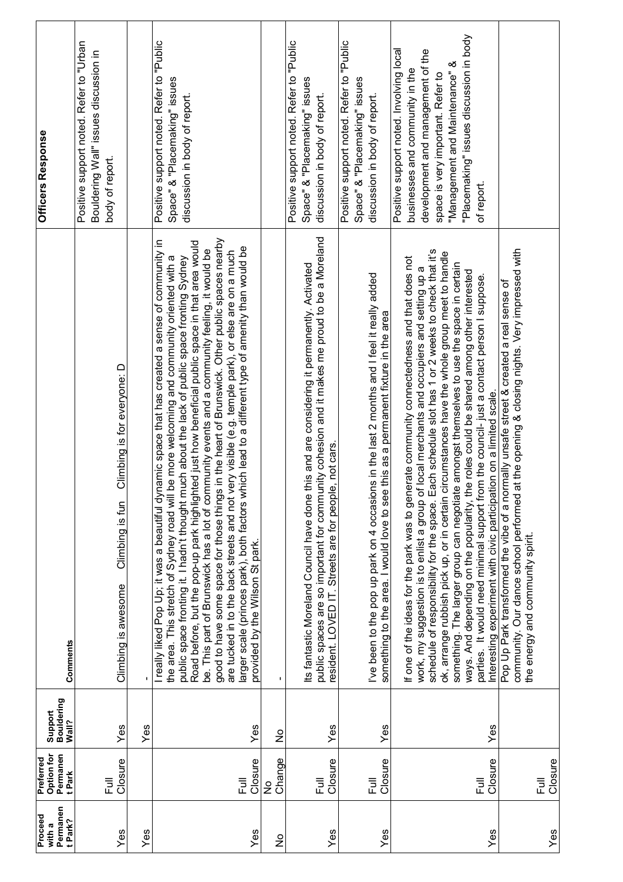| Proceed with a Permanent Park? | Preferred Option for Permanent Park | Support Bouldering Wall? | Comments | Officers Response |
|---|---|---|---|---|
| Yes | Full Closure | Yes | Climbing is awesome Climbing is fun Climbing is for everyone: D | Positive support noted. Refer to "Urban Bouldering Wall" issues discussion in body of report. |
| Yes | | Yes | - | |
| Yes | Full Closure | Yes | I really liked Pop Up; it was a beautiful dynamic space that has created a sense of community in the area. This stretch of Sydney road will be more welcoming and community oriented with a public space fronting it. I hadn't thought much about the lack of public space fronting Sydney Road before, but the pop-up park highlighted just how beneficial public space in that area would be. This part of Brunswick has a lot of community events and a community feeling, it would be good to have some space for those things in the heart of Brunswick. Other public spaces nearby are tucked in to the back streets and not very visible (e.g. temple park), or else are on a much larger scale (princes park), both factors which lead to a different type of amenity than would be provided by the Wilson St park. | Positive support noted. Refer to "Public Space" & "Placemaking" issues discussion in body of report. |
| No | No Change | No | - | |
| Yes | Full Closure | Yes | Its fantastic Moreland Council have done this and are considering it permanently. Activated public spaces are so important for community cohesion and it makes me proud to be a Moreland resident. LOVED IT. Streets are for people, not cars. | Positive support noted. Refer to "Public Space" & "Placemaking" issues discussion in body of report. |
| Yes | Full Closure | Yes | I've been to the pop up park on 4 occasions in the last 2 months and I feel it really added something to the area. I would love to see this as a permanent fixture in the area | Positive support noted. Refer to "Public Space" & "Placemaking" issues discussion in body of report. |
| Yes | Full Closure | Yes | If one of the ideas for the park was to generate community connectedness and that does not work, my suggestion is to enlist a group of local merchants and occupiers and setting up a schedule of responsibility for the space. Each schedule slot has 1 or 2 weeks to check that it's ok, arrange rubbish pick up, or in certain circumstances have the whole group meet to handle something. The larger group can negotiate amongst themselves to use the space in certain ways. And depending on the popularity, the roles could be shared among other interested parties. It would need minimal support from the council- just a contact person I suppose. Interesting experiment with civic participation on a limited scale. | Positive support noted. Involving local businesses and community in the development and management of the space is very important. Refer to "Management and Maintenance" & "Placemaking" issues discussion in body of report. |
| Yes | Full Closure | | Pop Up Park transformed the vibe of a normally unsafe street & created a real sense of community. Our dance school performed at the opening & closing nights. Very impressed with the energy and community spirit. | |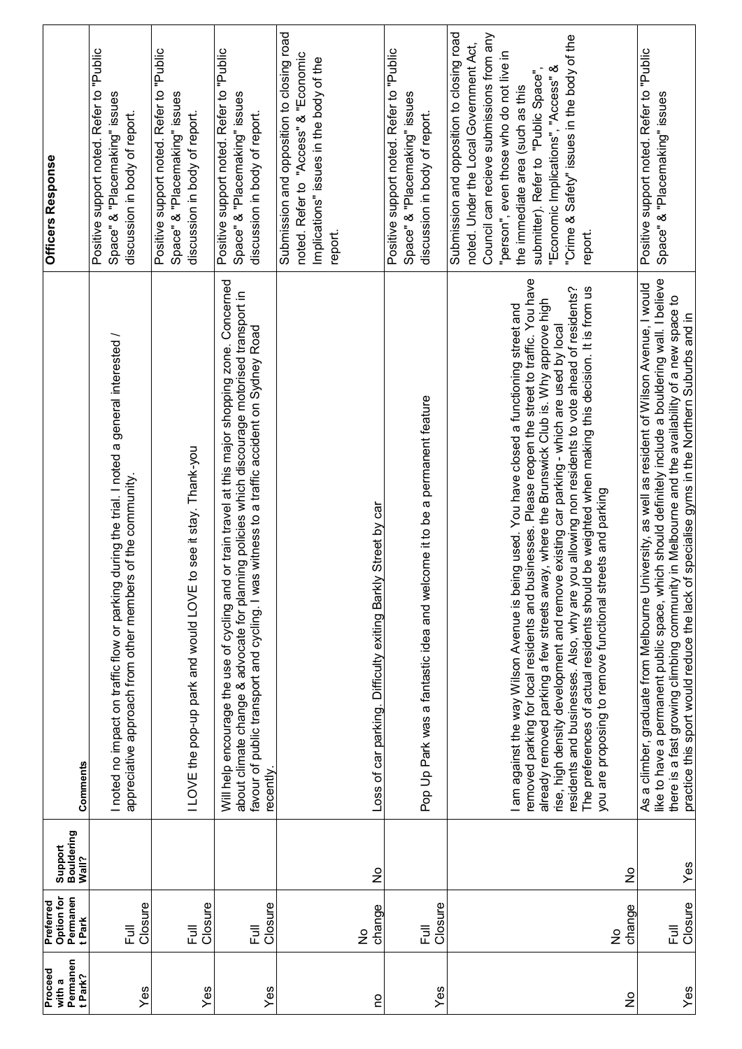| Proceed with a Permanent Park? | Preferred Option for Permanent Park | Support Bouldering Wall? | Comments | Officers Response |
|---|---|---|---|---|
| Yes | Full Closure | | I noted no impact on traffic flow or parking during the trial. I noted a general interested / appreciative approach from other members of the community. | Positive support noted. Refer to "Public Space" & "Placemaking" issues discussion in body of report. |
| Yes | Full Closure | | I LOVE the pop-up park and would LOVE to see it stay. Thank-you | Positive support noted. Refer to "Public Space" & "Placemaking" issues discussion in body of report. |
| Yes | Full Closure | | Will help encourage the use of cycling and or train travel at this major shopping zone. Concerned about climate change & advocate for planning policies which discourage motorised transport in favour of public transport and cycling. I was witness to a traffic accident on Sydney Road recently. | Positive support noted. Refer to "Public Space" & "Placemaking" issues discussion in body of report. |
| no | No change | No | Loss of car parking. Difficulty exiting Barkly Street by car | Submission and opposition to closing road noted. Refer to "Access" & "Economic Implications" issues in the body of the report. |
| Yes | Full Closure | | Pop Up Park was a fantastic idea and welcome it to be a permanent feature | Positive support noted. Refer to "Public Space" & "Placemaking" issues discussion in body of report. |
| No | No change | No | I am against the way Wilson Avenue is being used. You have closed a functioning street and removed parking for local residents and businesses. Please reopen the street to traffic. You have already removed parking a few streets away, where the Brunswick Club is. Why approve high rise, high density development and remove existing car parking - which are used by local residents and businesses. Also, why are you allowing non residents to vote ahead of residents? The preferences of actual residents should be weighted when making this decision. It is from us you are proposing to remove functional streets and parking | Submission and opposition to closing road noted. Under the Local Government Act, Council can recieve submissions from any "person", even those who do not live in the immediate area (such as this submitter). Refer to "Public Space", "Economic Implications", "Access" & "Crime & Safety" issues in the body of the report. |
| Yes | Full Closure | Yes | As a climber, graduate from Melbourne University, as well as resident of Wilson Avenue, I would like to have a permanent public space, which should definitely include a bouldering wall. I believe there is a fast growing climbing community in Melbourne and the availability of a new space to practice this sport would reduce the lack of specialise gyms in the Northern Suburbs and in | Positive support noted. Refer to "Public Space" & "Placemaking" issues |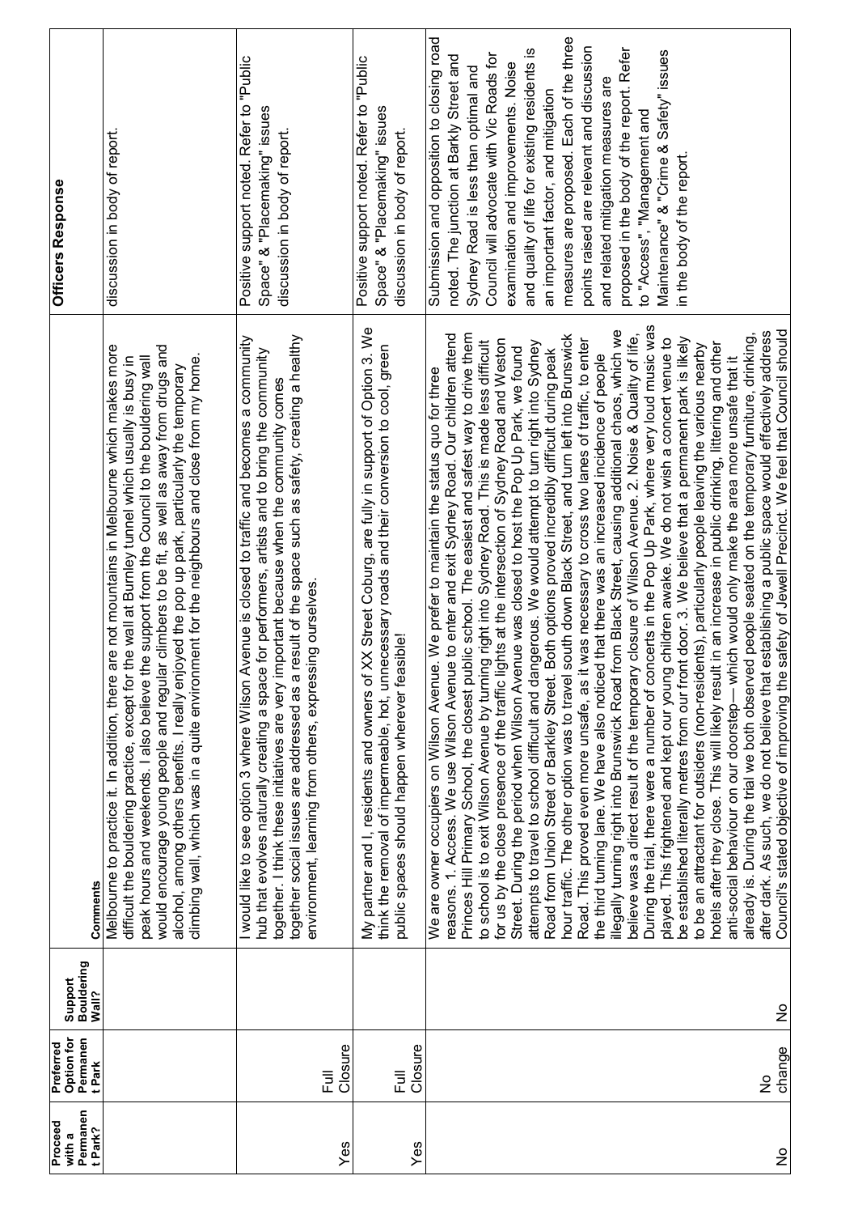| Proceed with a Permanent Park? | Preferred Option for Permanent Park | Support Bouldering Wall? | Comments | Officers Response |
|---|---|---|---|---|
| | | | Melbourne to practice it. In addition, there are not mountains in Melbourne which makes more difficult the bouldering practice, except for the wall at Burnley tunnel which usually is busy in peak hours and weekends. I also believe the support from the Council to the bouldering wall would encourage young people and regular climbers to be fit, as well as away from drugs and alcohol, among others benefits. I really enjoyed the pop up park, particularly the temporary climbing wall, which was in a quite environment for the neighbours and close from my home. | discussion in body of report. |
| Yes | Full Closure | | I would like to see option 3 where Wilson Avenue is closed to traffic and becomes a community hub that evolves naturally creating a space for performers, artists and to bring the community together. I think these initiatives are very important because when the community comes together social issues are addressed as a result of the space such as safety, creating a healthy environment, learning from others, expressing ourselves. | Positive support noted. Refer to "Public Space" & "Placemaking" issues discussion in body of report. |
| Yes | Full Closure | | My partner and I, residents and owners of XX Street Coburg, are fully in support of Option 3. We think the removal of impermeable, hot, unnecessary roads and their conversion to cool, green public spaces should happen wherever feasible! | Positive support noted. Refer to "Public Space" & "Placemaking" issues discussion in body of report. |
| No | No change | No | We are owner occupiers on Wilson Avenue. We prefer to maintain the status quo for three reasons. 1. Access. We use Wilson Avenue to enter and exit Sydney Road. Our children attend Princes Hill Primary School, the closest public school. The easiest and safest way to drive them to school is to exit Wilson Avenue by turning right into Sydney Road. This is made less difficult for us by the close presence of the traffic lights at the intersection of Sydney Road and Weston Street. During the period when Wilson Avenue was closed to host the Pop Up Park, we found attempts to travel to school difficult and dangerous. We would attempt to turn right into Sydney Road from Union Street or Barkley Street. Both options proved incredibly difficult during peak hour traffic. The other option was to travel south down Black Street, and turn left into Brunswick Road. This proved even more unsafe, as it was necessary to cross two lanes of traffic, to enter the third turning lane. We have also noticed that there was an increased incidence of people illegally turning right into Brunswick Road from Black Street, causing additional chaos, which we believe was a direct result of the temporary closure of Wilson Avenue. 2. Noise & Quality of life, During the trial, there were a number of concerts in the Pop Up Park, where very loud music was played. This frightened and kept our young children awake. We do not wish a concert venue to be established literally metres from our front door. 3. We believe that a permanent park is likely to be an attractant for outsiders (non-residents), particularly people leaving the various nearby hotels after they close. This will likely result in an increase in public drinking, littering and other anti-social behaviour on our doorstep— which would only make the area more unsafe that it already is. During the trial we both observed people seated on the temporary furniture, drinking, after dark. As such, we do not believe that establishing a public space would effectively address Council's stated objective of improving the safety of Jewell Precinct. We feel that Council should | Submission and opposition to closing road noted. The junction at Barkly Street and Sydney Road is less than optimal and Council will advocate with Vic Roads for examination and improvements. Noise and quality of life for existing residents is an important factor, and mitigation measures are proposed. Each of the three points raised are relevant and discussion and related mitigation measures are proposed in the body of the report. Refer to "Access", "Management and Maintenance" & "Crime & Safety" issues in the body of the report. |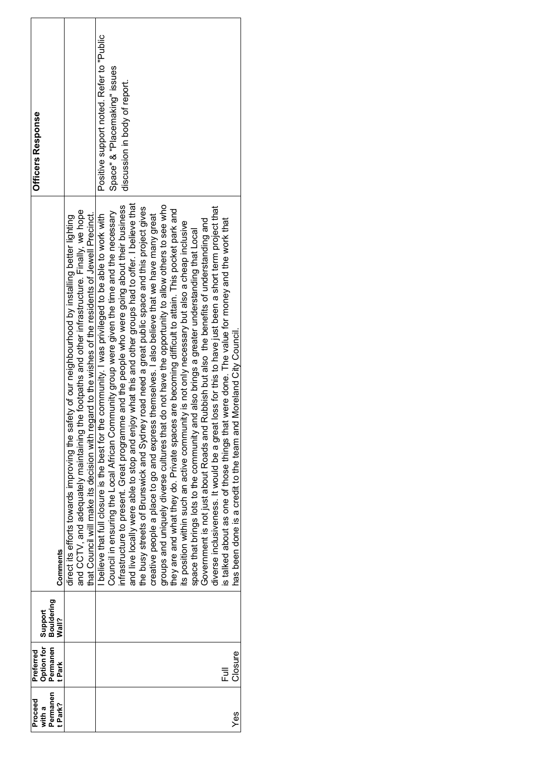| Proceed with a Permanent Park? | Preferred Option for Permanent Park | Support Bouldering Wall? | Comments | Officers Response |
|---|---|---|---|---|
| | | | direct its efforts towards improving the safety of our neighbourhood by installing better lighting and CCTV, and adequately maintaining the footpaths and other infrastructure. Finally, we hope that Council will make its decision with regard to the wishes of the residents of Jewell Precinct. | |
| Yes | Full Closure | | I believe that full closure is the best for the community. I was privileged to be able to work with Council in ensuring the Local African Community group were given the time and the necessary infrastructure to present. Great programme and the people who were going about their business and live locally were able to stop and enjoy what this and other groups had to offer. I believe that the busy streets of Brunswick and Sydney road need a great public space and this project gives creative people a place to go and express themselves. I also believe that we have many great groups and uniquely diverse cultures that do not have the opportunity to allow others to see who they are and what they do. Private spaces are becoming difficult to attain. This pocket park and its position within such an active community is not only necessary but also a cheap inclusive space that brings lots to the community and also brings a greater understanding that Local Government is not just about Roads and Rubbish but also the benefits of understanding and diverse inclusiveness. It would be a great loss for this to have just been a short term project that is talked about as one of those things that were done. The value for money and the work that has been done is a credit to the team and Moreland City Council. | Positive support noted. Refer to "Public Space" & "Placemaking" issues discussion in body of report. |